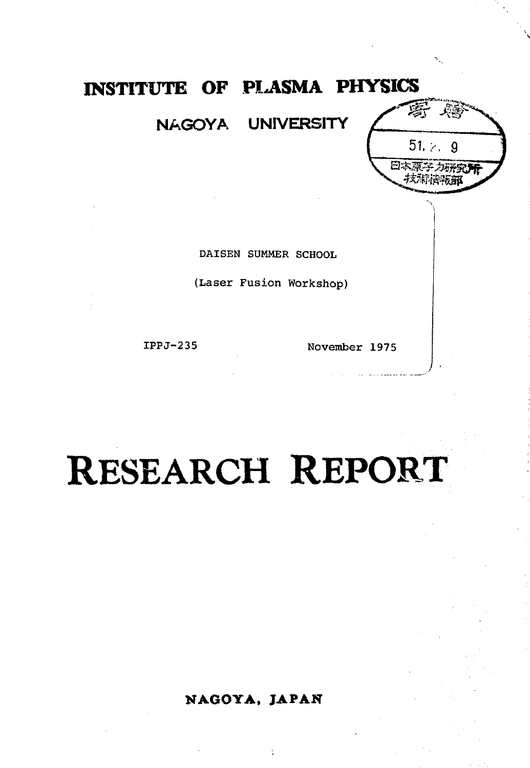# INSTITUTE OF PLASMA PHYSICS

## NAGOYA UNIVERSITY

51. 2. 9

日本原子力研究所
技術情報部

DAISEN SUMMER SCHOOL

(Laser Fusion Workshop)

IPPJ-235 November 1975

# RESEARCH REPORT

**NAGOYA, JAPAN**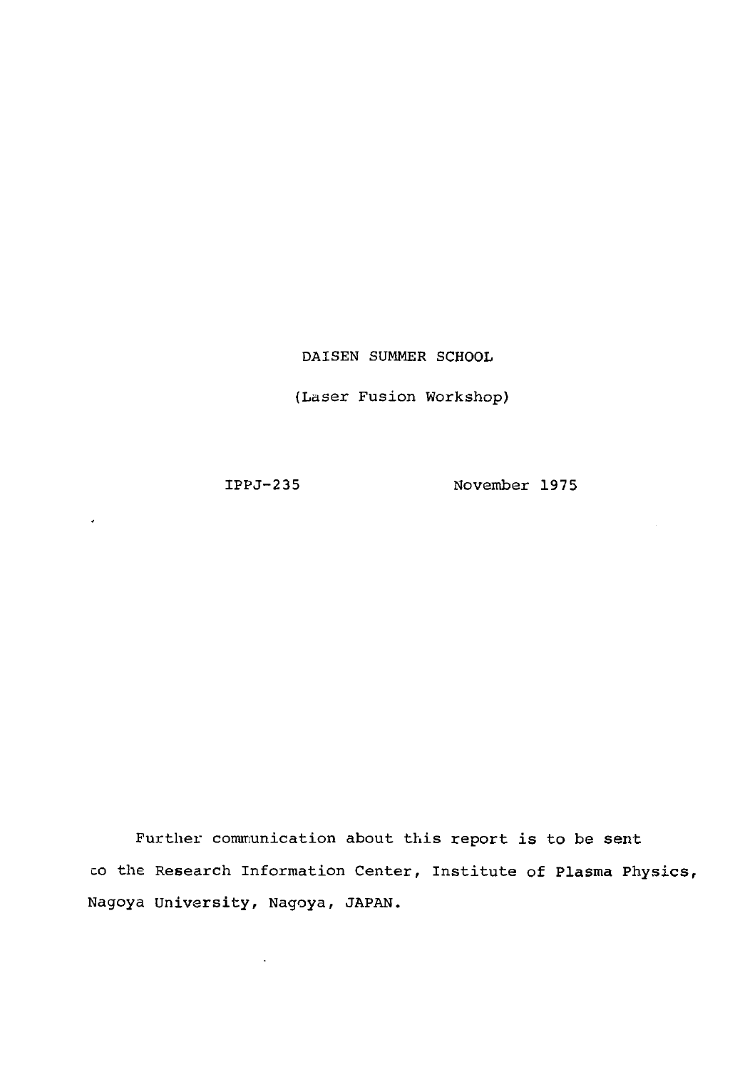# DAISEN SUMMER SCHOOL

(Laser Fusion Workshop)

IPPJ-235 November 1975

Further communication about this report is to be sent to the Research Information Center, Institute of Plasma Physics, Nagoya University, Nagoya, JAPAN.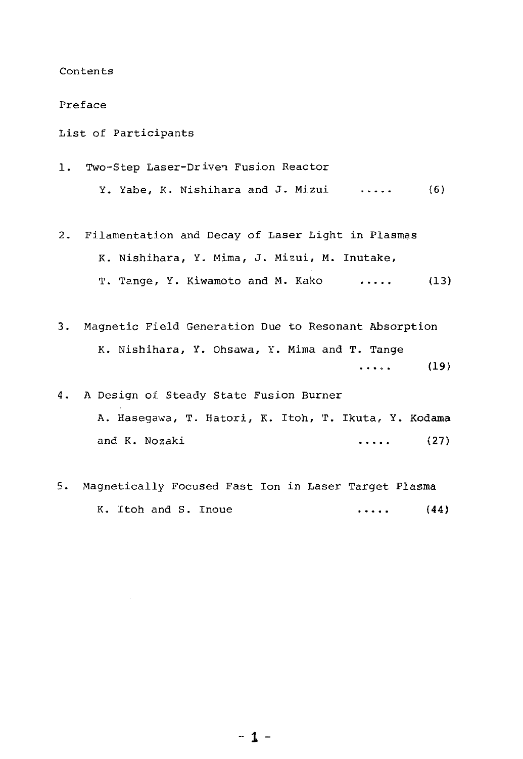# Contents

Preface

List of Participants

1. Two-Step Laser-Driven Fusion Reactor

   Y. Yabe, K. Nishihara and J. Mizui ..... (6)

2. Filamentation and Decay of Laser Light in Plasmas

   K. Nishihara, Y. Mima, J. Mizui, M. Inutake,
   T. Tange, Y. Kiwamoto and M. Kako ..... (13)

3. Magnetic Field Generation Due to Resonant Absorption

   K. Nishihara, Y. Ohsawa, Y. Mima and T. Tange ..... (19)

4. A Design of Steady State Fusion Burner

   A. Hasegawa, T. Hatori, K. Itoh, T. Ikuta, Y. Kodama
   and K. Nozaki ..... (27)

5. Magnetically Focused Fast Ion in Laser Target Plasma

   K. Itoh and S. Inoue ..... (44)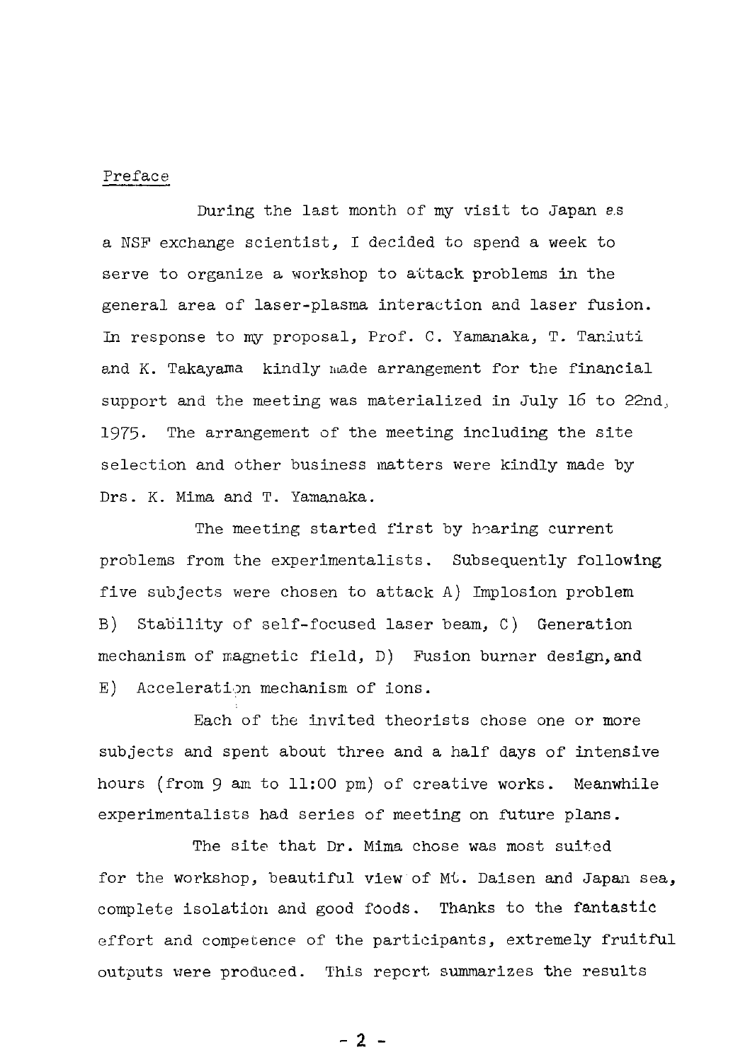## Preface

During the last month of my visit to Japan as a NSF exchange scientist, I decided to spend a week to serve to organize a workshop to attack problems in the general area of laser-plasma interaction and laser fusion. In response to my proposal, Prof. C. Yamanaka, T. Taniuti and K. Takayama kindly made arrangement for the financial support and the meeting was materialized in July 16 to 22nd, 1975. The arrangement of the meeting including the site selection and other business matters were kindly made by Drs. K. Mima and T. Yamanaka.

The meeting started first by hearing current problems from the experimentalists. Subsequently following five subjects were chosen to attack A) Implosion problem B) Stability of self-focused laser beam, C) Generation mechanism of magnetic field, D) Fusion burner design, and E) Acceleration mechanism of ions.

Each of the invited theorists chose one or more subjects and spent about three and a half days of intensive hours (from 9 am to 11:00 pm) of creative works. Meanwhile experimentalists had series of meeting on future plans.

The site that Dr. Mima chose was most suited for the workshop, beautiful view of Mt. Daisen and Japan sea, complete isolation and good foods. Thanks to the fantastic effort and competence of the participants, extremely fruitful outputs were produced. This report summarizes the results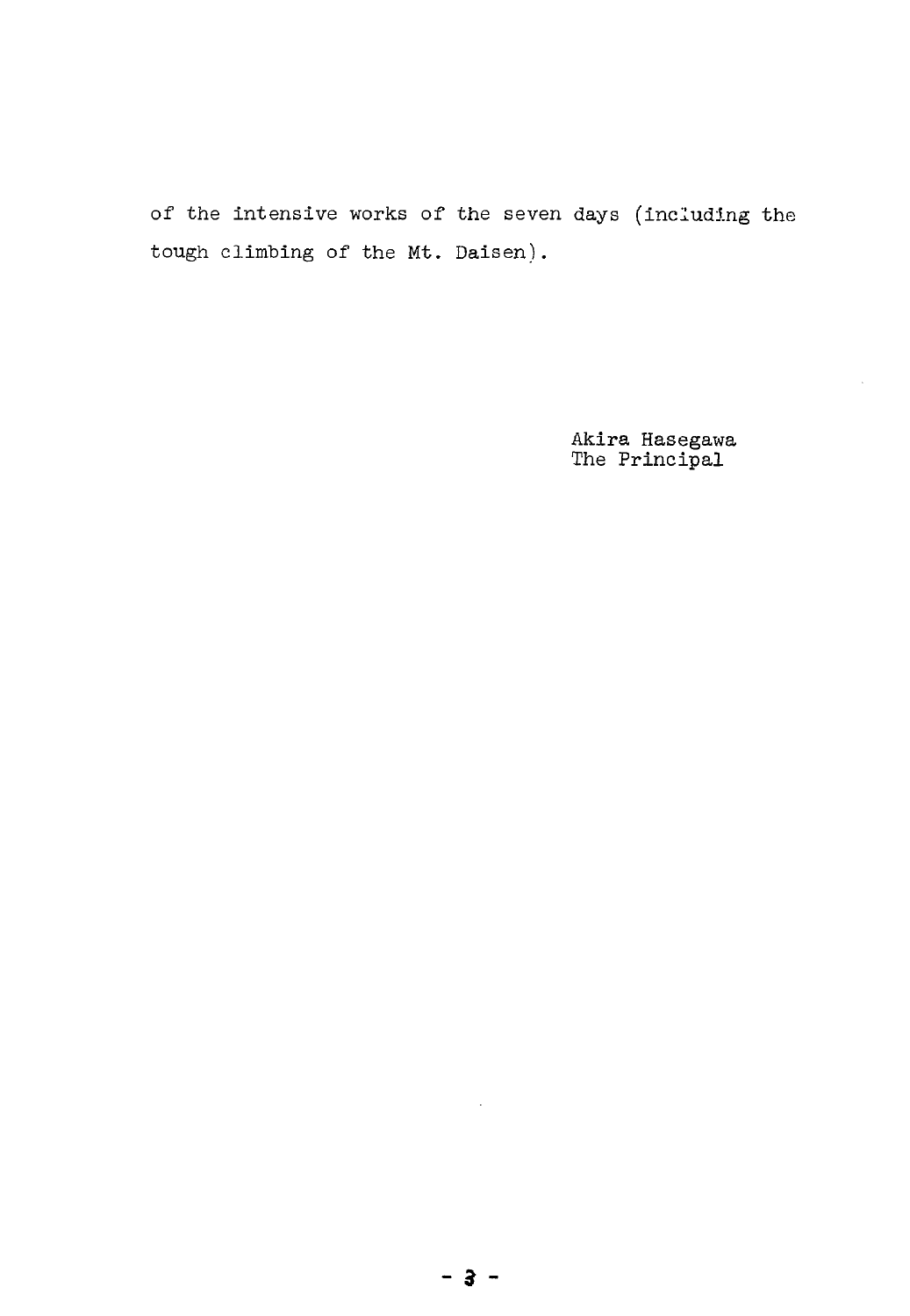of the intensive works of the seven days (including the tough climbing of the Mt. Daisen).

Akira Hasegawa
The Principal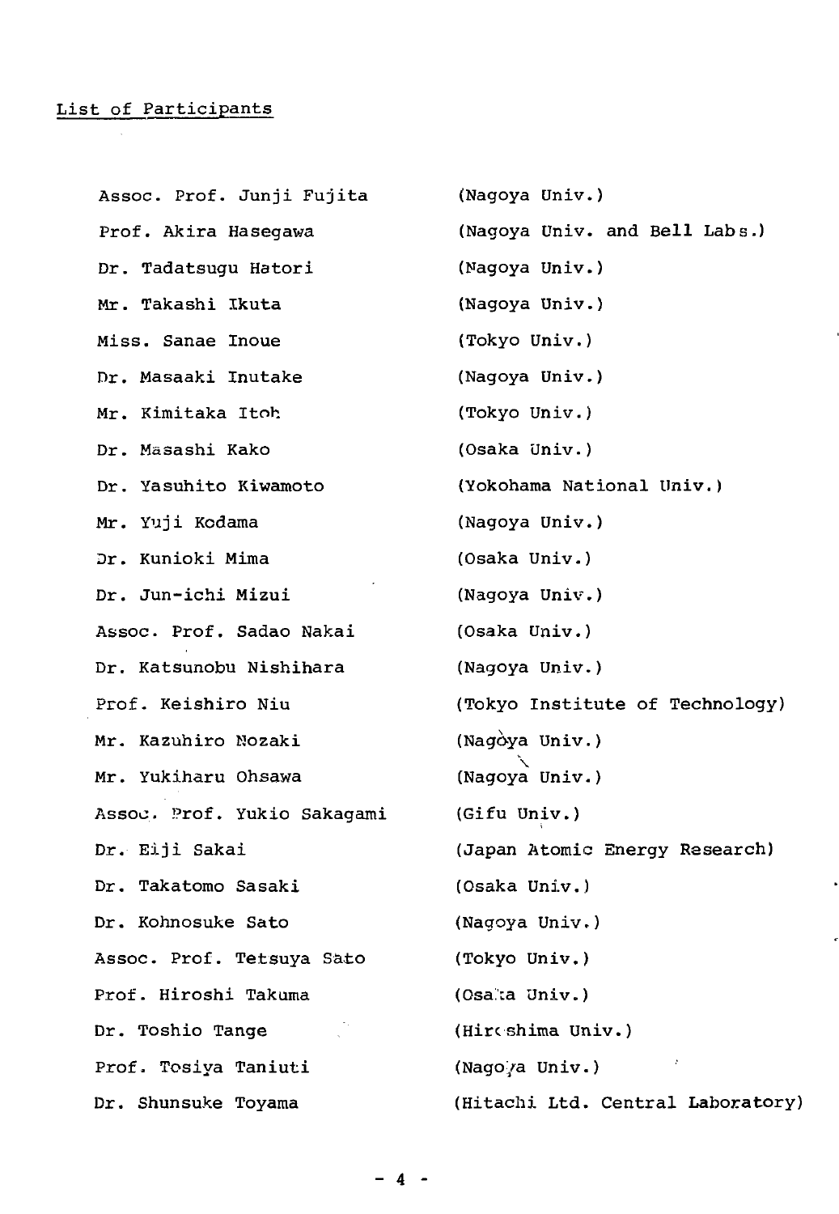List of Participants

| | |
|---|---|
| Assoc. Prof. Junji Fujita | (Nagoya Univ.) |
| Prof. Akira Hasegawa | (Nagoya Univ. and Bell Labs.) |
| Dr. Tadatsugu Hatori | (Nagoya Univ.) |
| Mr. Takashi Ikuta | (Nagoya Univ.) |
| Miss. Sanae Inoue | (Tokyo Univ.) |
| Dr. Masaaki Inutake | (Nagoya Univ.) |
| Mr. Kimitaka Itoh | (Tokyo Univ.) |
| Dr. Masashi Kako | (Osaka Univ.) |
| Dr. Yasuhito Kiwamoto | (Yokohama National Univ.) |
| Mr. Yuji Kodama | (Nagoya Univ.) |
| Dr. Kunioki Mima | (Osaka Univ.) |
| Dr. Jun-ichi Mizui | (Nagoya Univ.) |
| Assoc. Prof. Sadao Nakai | (Osaka Univ.) |
| Dr. Katsunobu Nishihara | (Nagoya Univ.) |
| Prof. Keishiro Niu | (Tokyo Institute of Technology) |
| Mr. Kazuhiro Nozaki | (Nagoya Univ.) |
| Mr. Yukiharu Ohsawa | (Nagoya Univ.) |
| Assoc. Prof. Yukio Sakagami | (Gifu Univ.) |
| Dr. Eiji Sakai | (Japan Atomic Energy Research) |
| Dr. Takatomo Sasaki | (Osaka Univ.) |
| Dr. Kohnosuke Sato | (Nagoya Univ.) |
| Assoc. Prof. Tetsuya Sato | (Tokyo Univ.) |
| Prof. Hiroshi Takuma | (Osaka Univ.) |
| Dr. Toshio Tange | (Hiroshima Univ.) |
| Prof. Tosiya Taniuti | (Nagoya Univ.) |
| Dr. Shunsuke Toyama | (Hitachi Ltd. Central Laboratory) |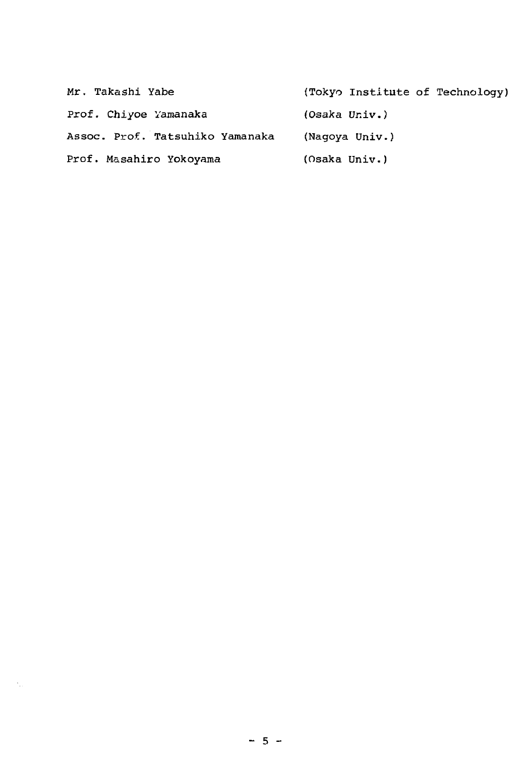| | |
|---|---|
| Mr. Takashi Yabe | (Tokyo Institute of Technology) |
| Prof. Chiyoe Yamanaka | (Osaka Univ.) |
| Assoc. Prof. Tatsuhiko Yamanaka | (Nagoya Univ.) |
| Prof. Masahiro Yokoyama | (Osaka Univ.) |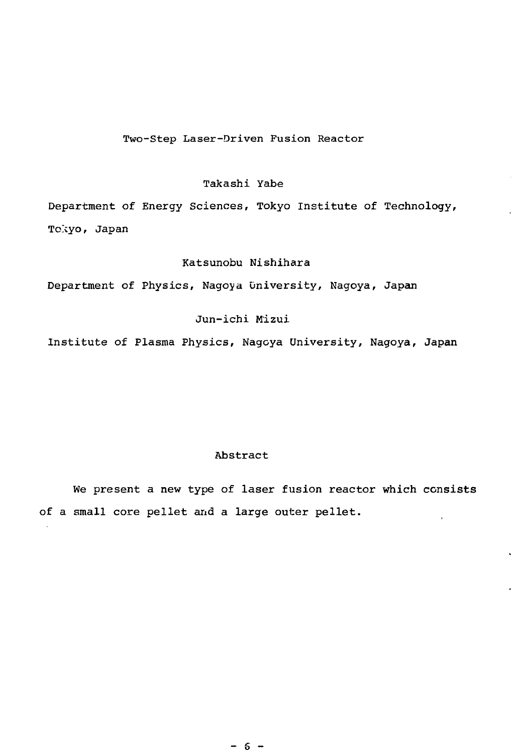# Two-Step Laser-Driven Fusion Reactor

Takashi Yabe

Department of Energy Sciences, Tokyo Institute of Technology, Tokyo, Japan

Katsunobu Nishihara

Department of Physics, Nagoya University, Nagoya, Japan

Jun-ichi Mizui

Institute of Plasma Physics, Nagoya University, Nagoya, Japan

## Abstract

We present a new type of laser fusion reactor which consists of a small core pellet and a large outer pellet.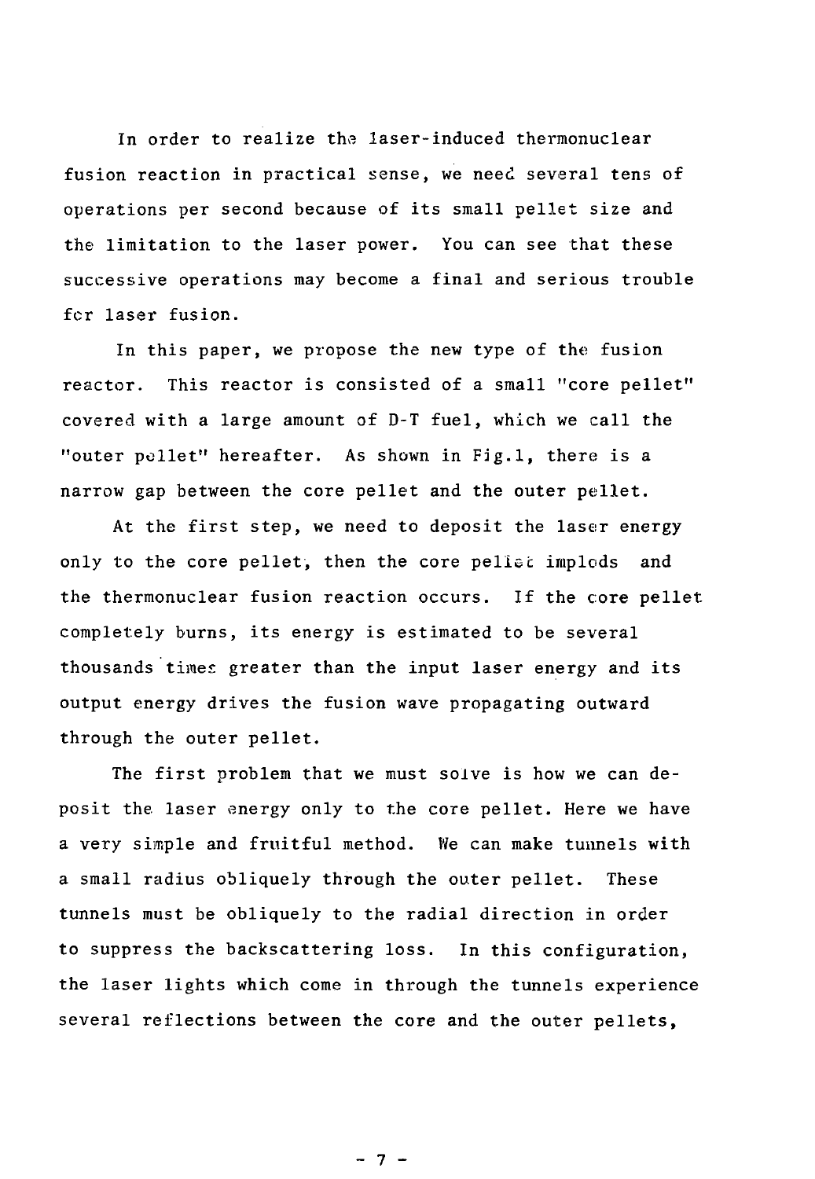In order to realize the laser-induced thermonuclear fusion reaction in practical sense, we need several tens of operations per second because of its small pellet size and the limitation to the laser power. You can see that these successive operations may become a final and serious trouble for laser fusion.

In this paper, we propose the new type of the fusion reactor. This reactor is consisted of a small "core pellet" covered with a large amount of D-T fuel, which we call the "outer pellet" hereafter. As shown in Fig.1, there is a narrow gap between the core pellet and the outer pellet.

At the first step, we need to deposit the laser energy only to the core pellet, then the core pellet implods and the thermonuclear fusion reaction occurs. If the core pellet completely burns, its energy is estimated to be several thousands times greater than the input laser energy and its output energy drives the fusion wave propagating outward through the outer pellet.

The first problem that we must solve is how we can deposit the laser energy only to the core pellet. Here we have a very simple and fruitful method. We can make tunnels with a small radius obliquely through the outer pellet. These tunnels must be obliquely to the radial direction in order to suppress the backscattering loss. In this configuration, the laser lights which come in through the tunnels experience several reflections between the core and the outer pellets,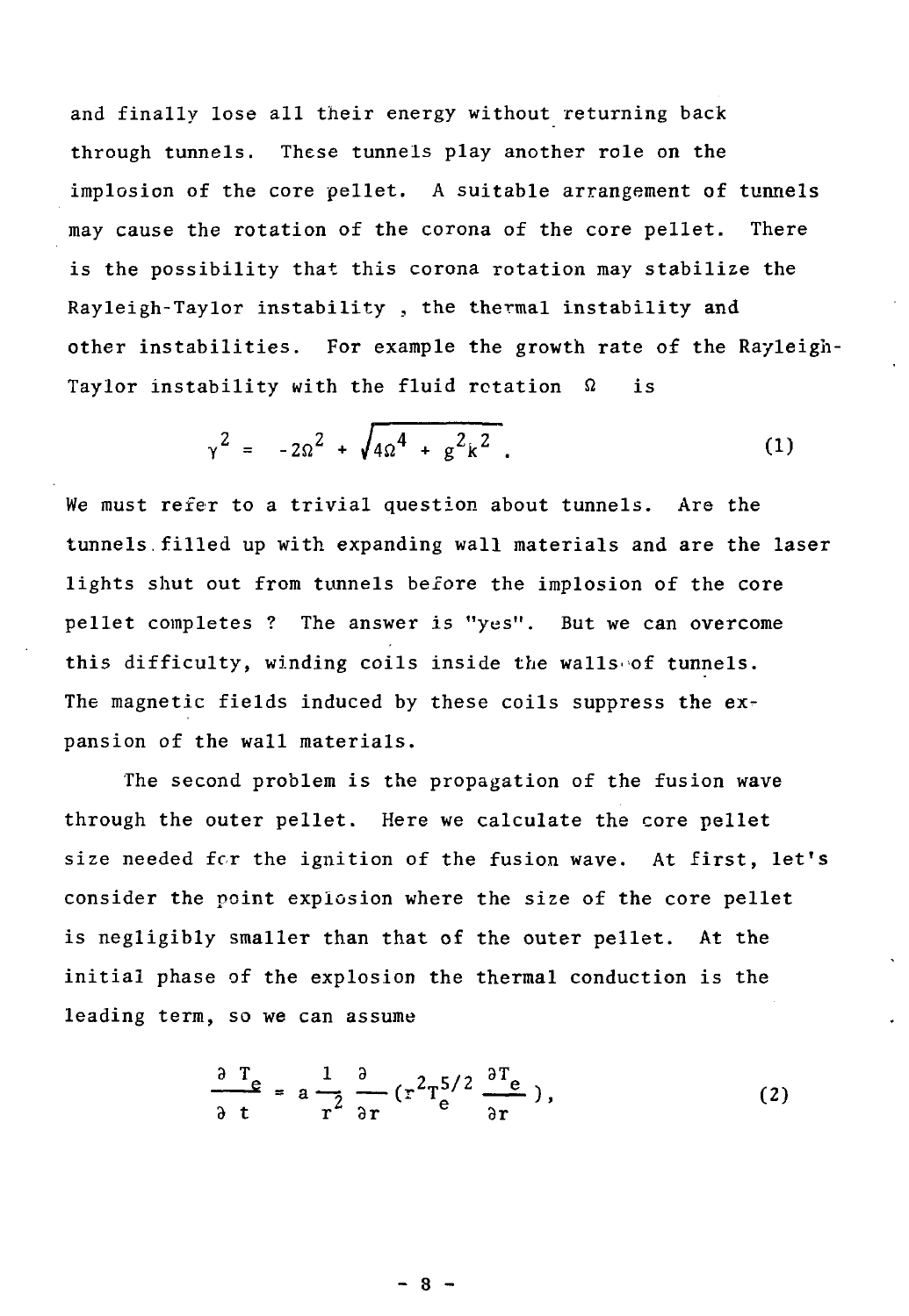and finally lose all their energy without returning back through tunnels. These tunnels play another role on the implosion of the core pellet. A suitable arrangement of tunnels may cause the rotation of the corona of the core pellet. There is the possibility that this corona rotation may stabilize the Rayleigh-Taylor instability , the thermal instability and other instabilities. For example the growth rate of the Rayleigh-Taylor instability with the fluid rotation $\Omega$ is

$$\gamma^2 = -2\Omega^2 + \sqrt{4\Omega^4 + g^2 k^2} \; . \tag{1}$$

We must refer to a trivial question about tunnels. Are the tunnels filled up with expanding wall materials and are the laser lights shut out from tunnels before the implosion of the core pellet completes ? The answer is "yes". But we can overcome this difficulty, winding coils inside the walls of tunnels. The magnetic fields induced by these coils suppress the expansion of the wall materials.

The second problem is the propagation of the fusion wave through the outer pellet. Here we calculate the core pellet size needed for the ignition of the fusion wave. At first, let's consider the point explosion where the size of the core pellet is negligibly smaller than that of the outer pellet. At the initial phase of the explosion the thermal conduction is the leading term, so we can assume

$$\frac{\partial T_e}{\partial t} = a \frac{1}{r^2} \frac{\partial}{\partial r} \left( r^2 T_e^{5/2} \frac{\partial T_e}{\partial r} \right), \tag{2}$$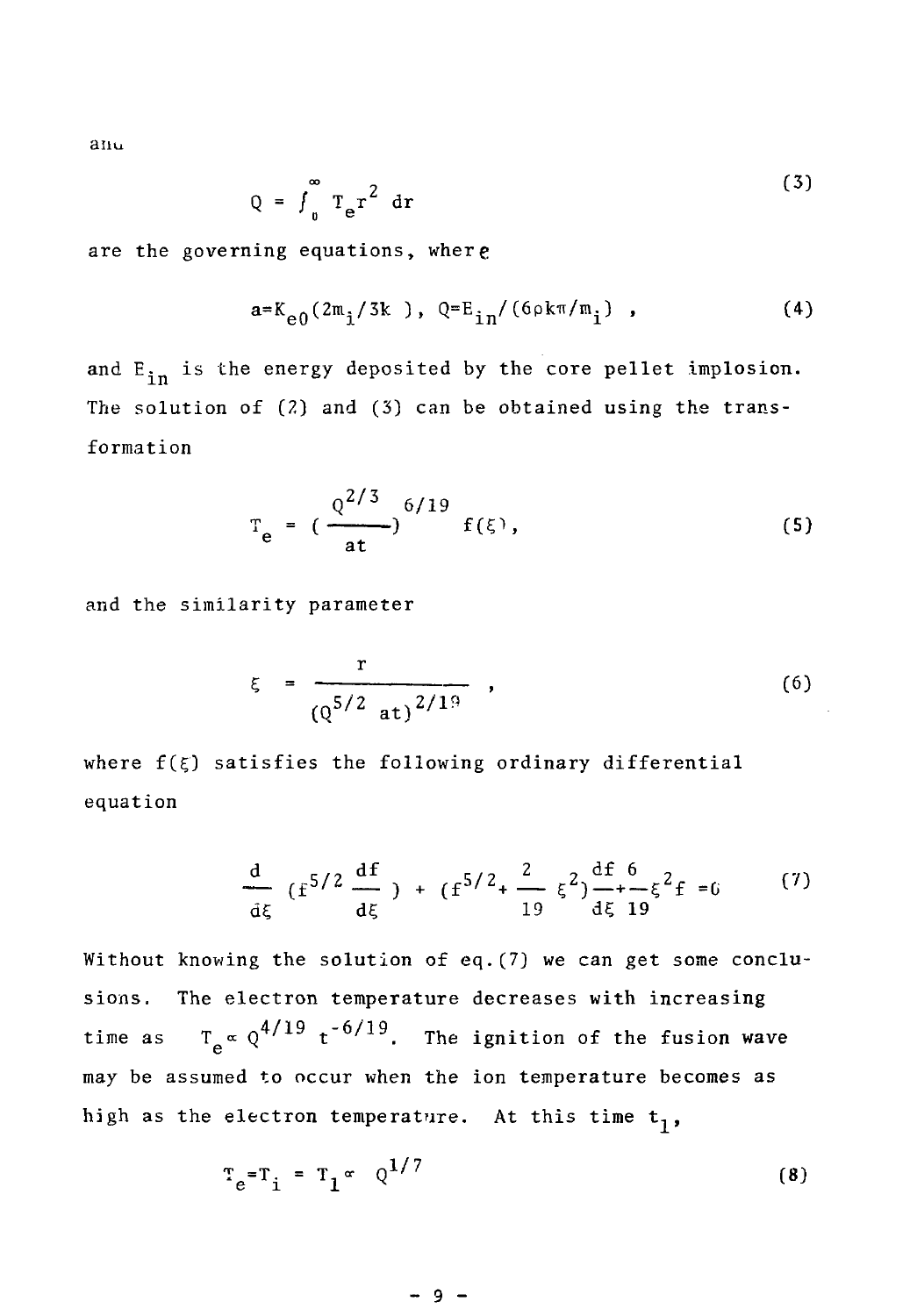and

$$Q = \int_0^\infty T_e r^2 \, dr \tag{3}$$

are the governing equations, where

$$a = K_{e0}(2m_i/3k), \quad Q = E_{in}/(6\rho k\pi/m_i), \tag{4}$$

and $E_{in}$ is the energy deposited by the core pellet implosion. The solution of (2) and (3) can be obtained using the transformation

$$T_e = \left(\frac{Q^{2/3}}{at}\right)^{6/19} f(\xi), \tag{5}$$

and the similarity parameter

$$\xi = \frac{r}{(Q^{5/2} \, at)^{2/19}}, \tag{6}$$

where $f(\xi)$ satisfies the following ordinary differential equation

$$\frac{d}{d\xi}\left(f^{5/2}\frac{df}{d\xi}\right) + \left(f^{5/2} + \frac{2}{19}\xi^2\right)\frac{df}{d\xi} + \frac{6}{19}\xi^2 f = 0 \tag{7}$$

Without knowing the solution of eq.(7) we can get some conclusions. The electron temperature decreases with increasing time as $T_e \propto Q^{4/19} \, t^{-6/19}$. The ignition of the fusion wave may be assumed to occur when the ion temperature becomes as high as the electron temperature. At this time $t_1$,

$$T_e = T_i = T_1 \propto Q^{1/7} \tag{8}$$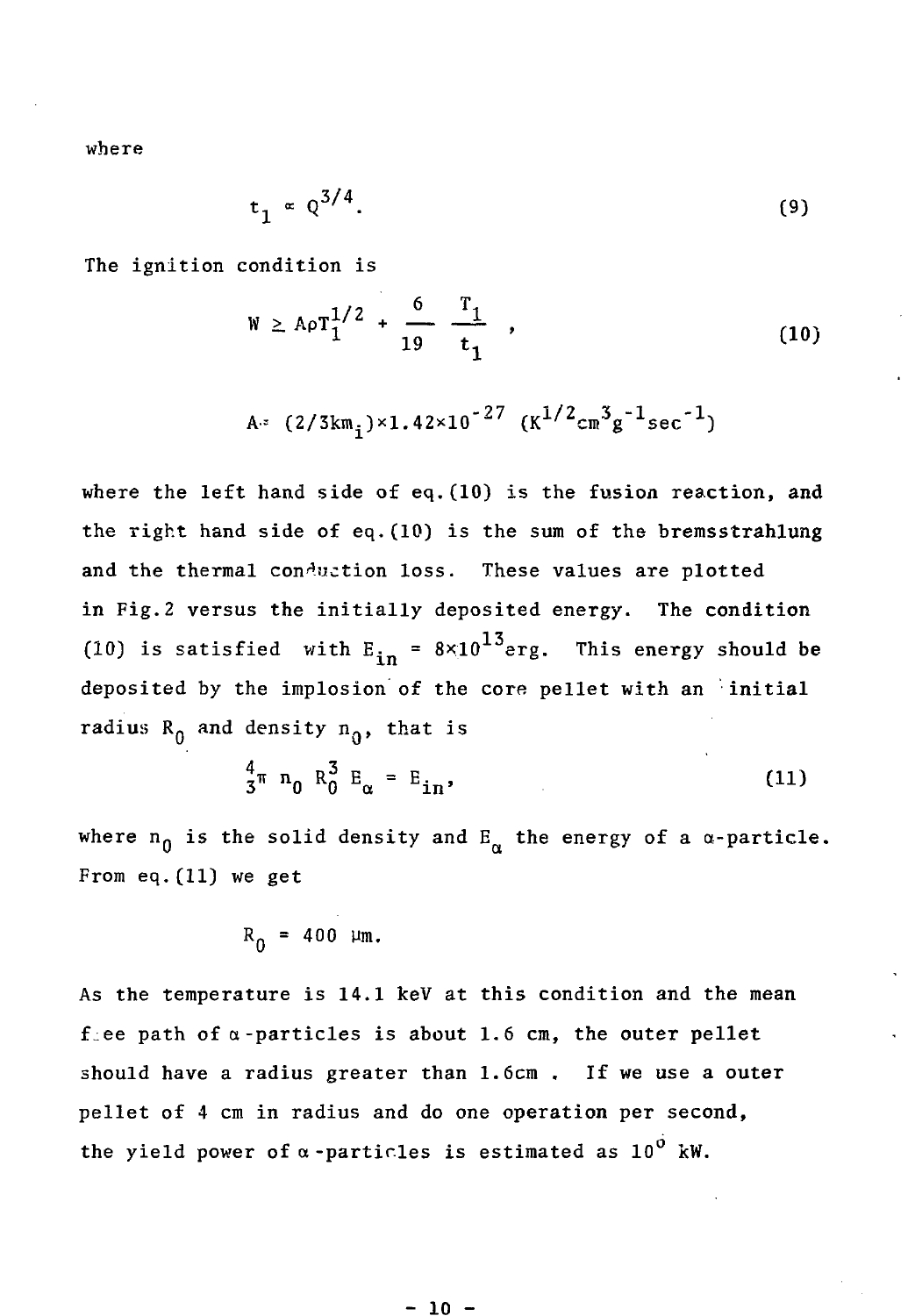where

$$t_1 \propto Q^{3/4}. \tag{9}$$

The ignition condition is

$$W \geq A\rho T_1^{1/2} + \frac{6}{19}\frac{T_1}{t_1}, \tag{10}$$

$$A = (2/3km_i)\times 1.42\times 10^{-27}\ (K^{1/2}cm^3g^{-1}sec^{-1})$$

where the left hand side of eq.(10) is the fusion reaction, and the right hand side of eq.(10) is the sum of the bremsstrahlung and the thermal conduction loss. These values are plotted in Fig.2 versus the initially deposited energy. The condition (10) is satisfied with $E_{in} = 8\times 10^{13}$erg. This energy should be deposited by the implosion of the core pellet with an initial radius $R_0$ and density $n_0$, that is

$$\frac{4}{3}\pi\ n_0\ R_0^3\ E_\alpha = E_{in}, \tag{11}$$

where $n_0$ is the solid density and $E_\alpha$ the energy of a α-particle. From eq.(11) we get

$$R_0 = 400\ \mu m.$$

As the temperature is 14.1 keV at this condition and the mean free path of α-particles is about 1.6 cm, the outer pellet should have a radius greater than 1.6cm . If we use a outer pellet of 4 cm in radius and do one operation per second, the yield power of α-particles is estimated as $10^6$ kW.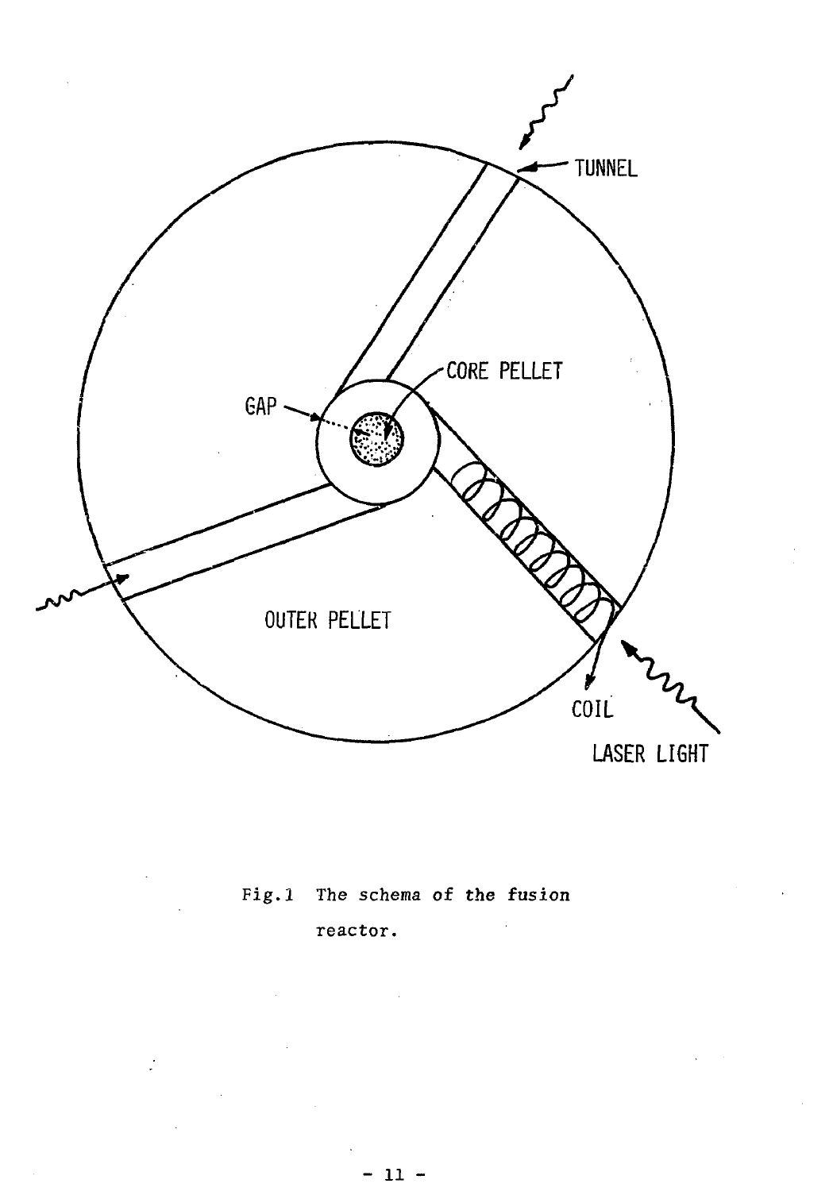TUNNEL

CORE PELLET

GAP

OUTER PELLET

COIL

LASER LIGHT

Fig.1 The schema of the fusion reactor.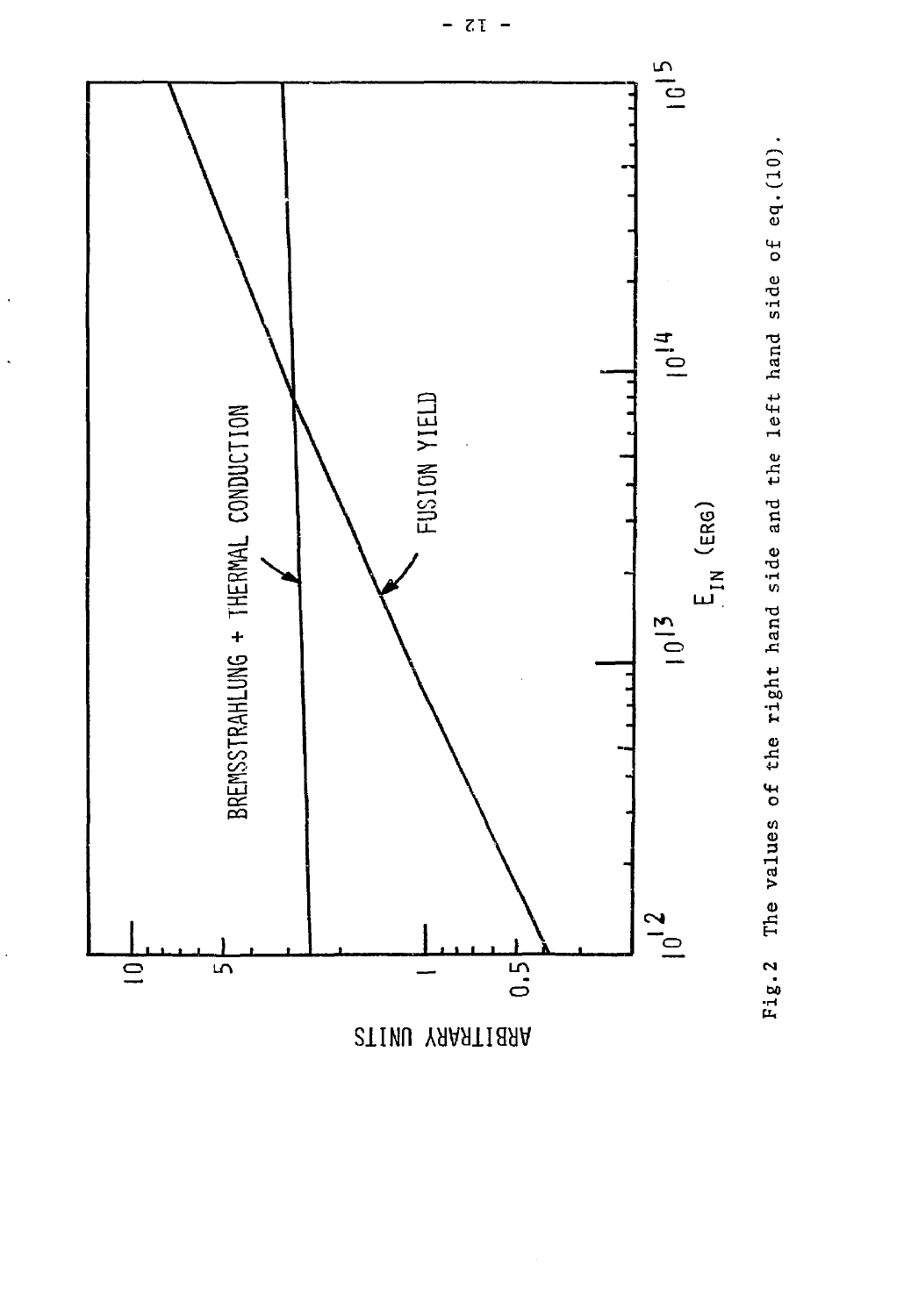BREMSSTRAHLUNG + THERMAL CONDUCTION

FUSION YIELD

ARBITRARY UNITS

10

5

1

0.5

$10^{12}$

$10^{13}$

$10^{14}$

$10^{15}$

$E_{IN}$ (ERG)

Fig.2 The values of the right hand side and the left hand side of eq.(10).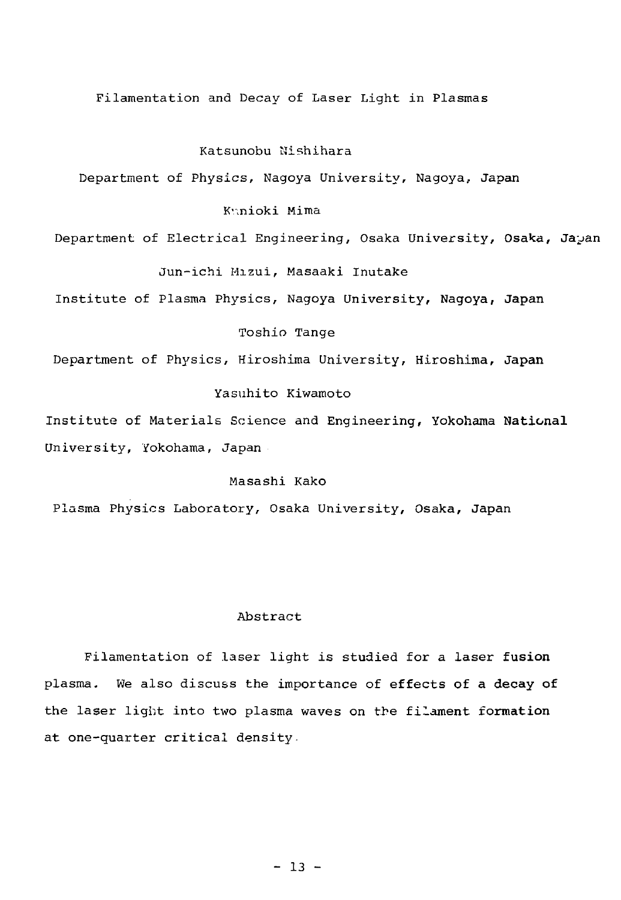# Filamentation and Decay of Laser Light in Plasmas

Katsunobu Nishihara

Department of Physics, Nagoya University, Nagoya, Japan

Kunioki Mima

Department of Electrical Engineering, Osaka University, Osaka, Japan

Jun-ichi Mizui, Masaaki Inutake

Institute of Plasma Physics, Nagoya University, Nagoya, Japan

Toshio Tange

Department of Physics, Hiroshima University, Hiroshima, Japan

Yasuhito Kiwamoto

Institute of Materials Science and Engineering, Yokohama National University, Yokohama, Japan

Masashi Kako

Plasma Physics Laboratory, Osaka University, Osaka, Japan

## Abstract

Filamentation of laser light is studied for a laser fusion plasma. We also discuss the importance of effects of a decay of the laser light into two plasma waves on the filament formation at one-quarter critical density.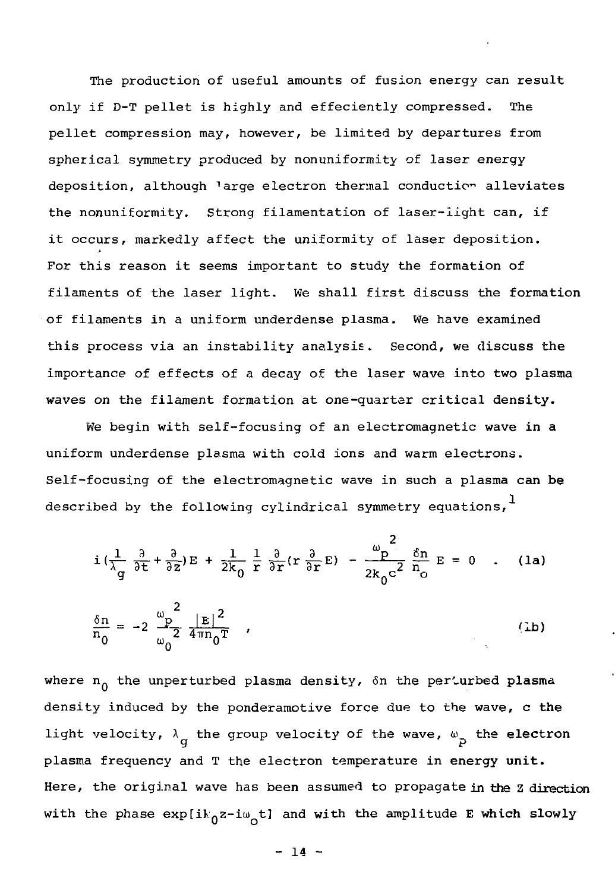The production of useful amounts of fusion energy can result only if D-T pellet is highly and effeciently compressed. The pellet compression may, however, be limited by departures from spherical symmetry produced by nonuniformity of laser energy deposition, although large electron thermal conduction alleviates the nonuniformity. Strong filamentation of laser-light can, if it occurs, markedly affect the uniformity of laser deposition. For this reason it seems important to study the formation of filaments of the laser light. We shall first discuss the formation of filaments in a uniform underdense plasma. We have examined this process via an instability analysis. Second, we discuss the importance of effects of a decay of the laser wave into two plasma waves on the filament formation at one-quarter critical density.

We begin with self-focusing of an electromagnetic wave in a uniform underdense plasma with cold ions and warm electrons. Self-focusing of the electromagnetic wave in such a plasma can be described by the following cylindrical symmetry equations,[1]

$$i\left(\frac{1}{\lambda_g}\frac{\partial}{\partial t}+\frac{\partial}{\partial z}\right)E + \frac{1}{2k_0}\frac{1}{r}\frac{\partial}{\partial r}\left(r\frac{\partial}{\partial r}E\right) - \frac{\omega_p^2}{2k_0c^2}\frac{\delta n}{n_0}E = 0 \quad . \tag{1a}$$

$$\frac{\delta n}{n_0} = -2\frac{\omega_p^2}{\omega_0^2}\frac{|E|^2}{4\pi n_0 T} \quad , \tag{1b}$$

where $n_0$ the unperturbed plasma density, $\delta n$ the perturbed plasma density induced by the ponderamotive force due to the wave, c the light velocity, $\lambda_g$ the group velocity of the wave, $\omega_p$ the electron plasma frequency and T the electron temperature in energy unit. Here, the original wave has been assumed to propagate in the z direction with the phase $\exp[ik_0z-i\omega_0t]$ and with the amplitude E which slowly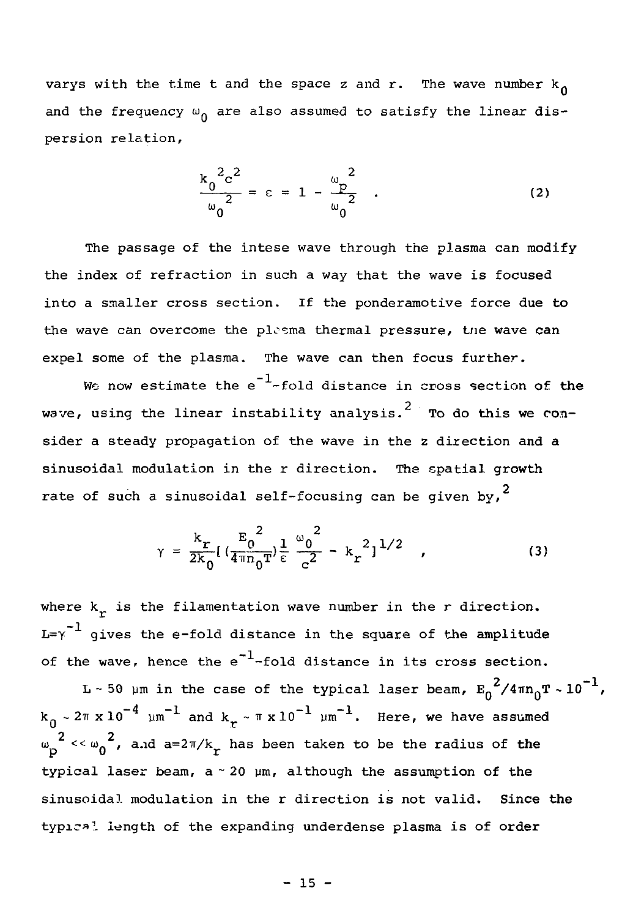varys with the time t and the space z and r. The wave number $k_0$ and the frequency $\omega_0$ are also assumed to satisfy the linear dispersion relation,

$$\frac{k_0^{\,2}c^2}{\omega_0^{\,2}} = \varepsilon = 1 - \frac{\omega_p^{\,2}}{\omega_0^{\,2}} \quad . \tag{2}$$

The passage of the intese wave through the plasma can modify the index of refraction in such a way that the wave is focused into a smaller cross section. If the ponderamotive force due to the wave can overcome the plasma thermal pressure, the wave can expel some of the plasma. The wave can then focus further.

We now estimate the $e^{-1}$-fold distance in cross section of the wave, using the linear instability analysis.[2] To do this we consider a steady propagation of the wave in the z direction and a sinusoidal modulation in the r direction. The spatial growth rate of such a sinusoidal self-focusing can be given by,[2]

$$\gamma = \frac{k_r}{2k_0}\left[\left(\frac{E_0^{\,2}}{4\pi n_0 T}\right)\frac{1}{\varepsilon}\frac{\omega_0^{\,2}}{c^2} - k_r^{\,2}\right]^{1/2} \quad , \tag{3}$$

where $k_r$ is the filamentation wave number in the r direction. $L=\gamma^{-1}$ gives the e-fold distance in the square of the amplitude of the wave, hence the $e^{-1}$-fold distance in its cross section.

$L \sim 50$ μm in the case of the typical laser beam, $E_0^{\,2}/4\pi n_0 T \sim 10^{-1}$, $k_0 \sim 2\pi \times 10^{-4}$ $\mu m^{-1}$ and $k_r \sim \pi \times 10^{-1}$ $\mu m^{-1}$. Here, we have assumed $\omega_p^{\,2} \ll \omega_0^{\,2}$, and $a=2\pi/k_r$ has been taken to be the radius of the typical laser beam, $a \sim 20$ μm, although the assumption of the sinusoidal modulation in the r direction is not valid. Since the typical length of the expanding underdense plasma is of order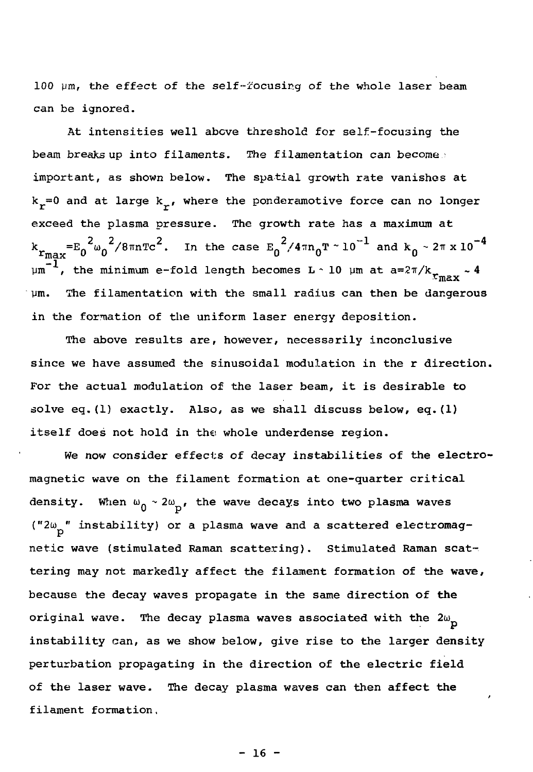100 μm, the effect of the self-focusing of the whole laser beam can be ignored.

At intensities well above threshold for self-focusing the beam breaks up into filaments. The filamentation can become important, as shown below. The spatial growth rate vanishes at $k_r=0$ and at large $k_r$, where the ponderamotive force can no longer exceed the plasma pressure. The growth rate has a maximum at $k_{r_{max}}=E_0^2\omega_0^2/8\pi nTc^2$. In the case $E_0^2/4\pi n_0T \sim 10^{-1}$ and $k_0 \sim 2\pi \times 10^{-4}$ $\mu m^{-1}$, the minimum e-fold length becomes $L \sim 10$ μm at $a=2\pi/k_{r_{max}} \sim 4$ μm. The filamentation with the small radius can then be dangerous in the formation of the uniform laser energy deposition.

The above results are, however, necessarily inconclusive since we have assumed the sinusoidal modulation in the r direction. For the actual modulation of the laser beam, it is desirable to solve eq.(1) exactly. Also, as we shall discuss below, eq.(1) itself does not hold in the whole underdense region.

We now consider effects of decay instabilities of the electromagnetic wave on the filament formation at one-quarter critical density. When $\omega_0 \sim 2\omega_p$, the wave decays into two plasma waves ("$2\omega_p$" instability) or a plasma wave and a scattered electromagnetic wave (stimulated Raman scattering). Stimulated Raman scattering may not markedly affect the filament formation of the wave, because the decay waves propagate in the same direction of the original wave. The decay plasma waves associated with the $2\omega_p$ instability can, as we show below, give rise to the larger density perturbation propagating in the direction of the electric field of the laser wave. The decay plasma waves can then affect the filament formation.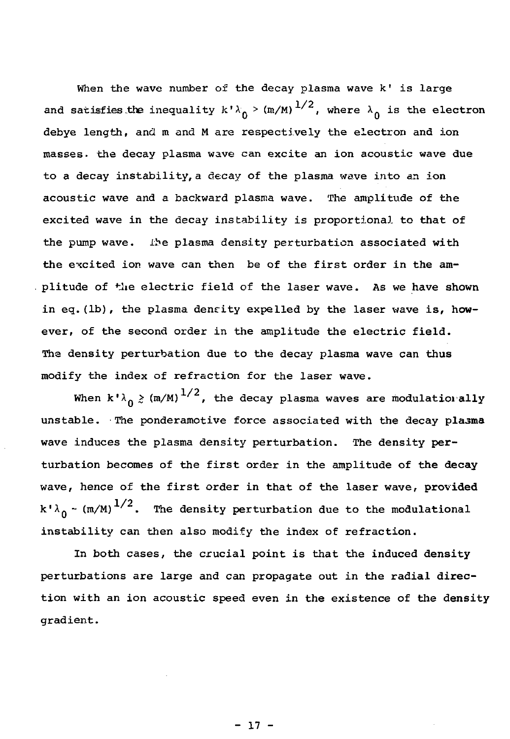When the wave number of the decay plasma wave $k'$ is large and satisfies the inequality $k'\lambda_0 > (m/M)^{1/2}$, where $\lambda_0$ is the electron debye length, and m and M are respectively the electron and ion masses. the decay plasma wave can excite an ion acoustic wave due to a decay instability, a decay of the plasma wave into an ion acoustic wave and a backward plasma wave. The amplitude of the excited wave in the decay instability is proportional to that of the pump wave. The plasma density perturbation associated with the excited ion wave can then be of the first order in the amplitude of the electric field of the laser wave. As we have shown in eq.(1b), the plasma density expelled by the laser wave is, however, of the second order in the amplitude the electric field. The density perturbation due to the decay plasma wave can thus modify the index of refraction for the laser wave.

When $k'\lambda_0 \gtrsim (m/M)^{1/2}$, the decay plasma waves are modulationally unstable. The ponderamotive force associated with the decay plasma wave induces the plasma density perturbation. The density perturbation becomes of the first order in the amplitude of the decay wave, hence of the first order in that of the laser wave, provided $k'\lambda_0 \sim (m/M)^{1/2}$. The density perturbation due to the modulational instability can then also modify the index of refraction.

In both cases, the crucial point is that the induced density perturbations are large and can propagate out in the radial direction with an ion acoustic speed even in the existence of the density gradient.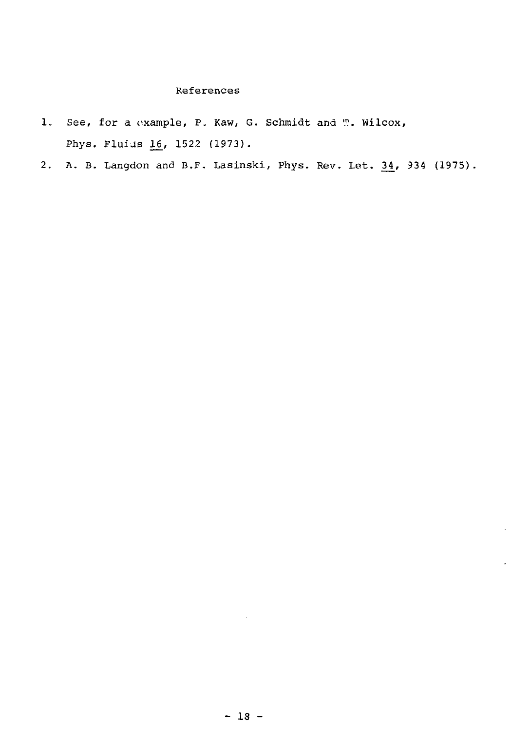# References

1. See, for a example, P. Kaw, G. Schmidt and T. Wilcox, Phys. Fluids 16, 1522 (1973).
2. A. B. Langdon and B.F. Lasinski, Phys. Rev. Let. 34, 934 (1975).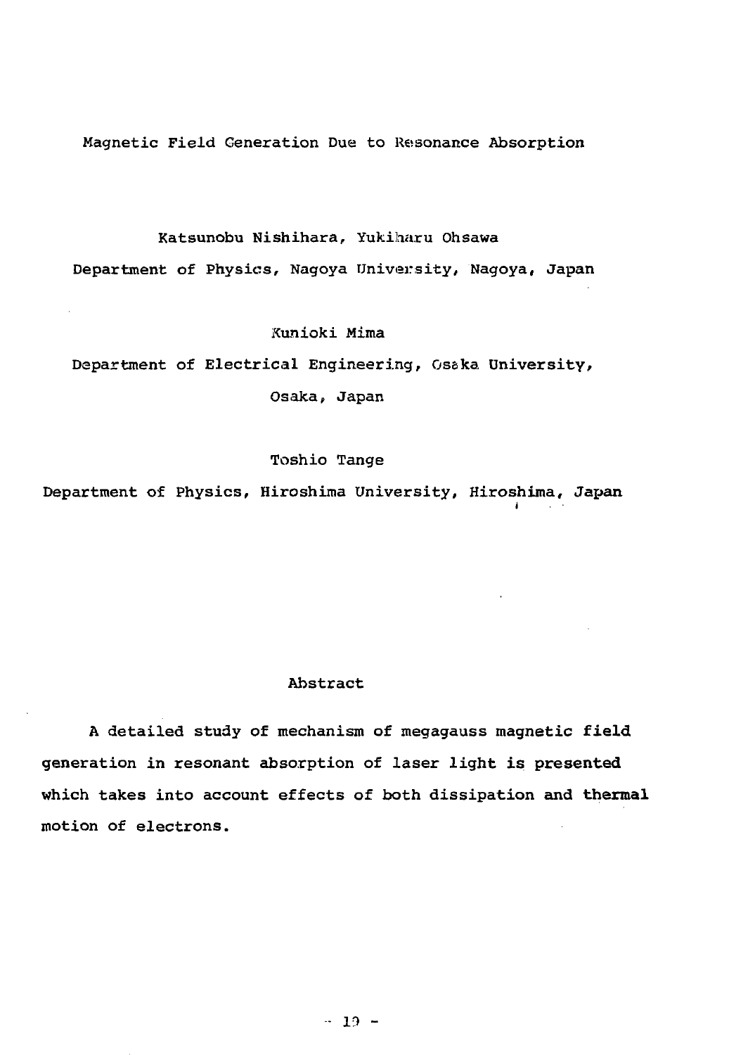# Magnetic Field Generation Due to Resonance Absorption

Katsunobu Nishihara, Yukiharu Ohsawa

Department of Physics, Nagoya University, Nagoya, Japan

Kunioki Mima

Department of Electrical Engineering, Osaka University, Osaka, Japan

Toshio Tange

Department of Physics, Hiroshima University, Hiroshima, Japan

## Abstract

**A detailed study of mechanism of megagauss magnetic field generation in resonant absorption of laser light is presented which takes into account effects of both dissipation and thermal motion of electrons.**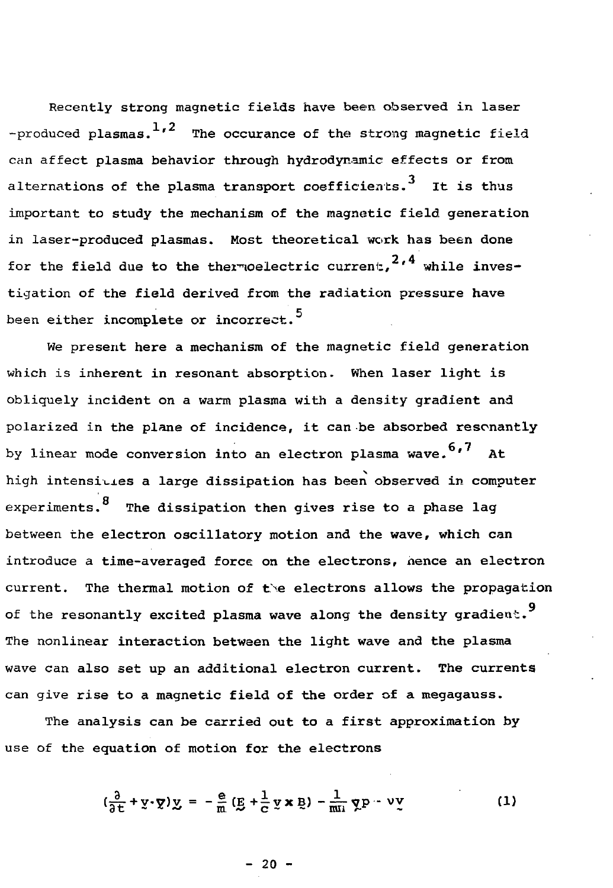Recently strong magnetic fields have been observed in laser -produced plasmas.[1,2] The occurance of the strong magnetic field can affect plasma behavior through hydrodynamic effects or from alternations of the plasma transport coefficients.[3] It is thus important to study the mechanism of the magnetic field generation in laser-produced plasmas. Most theoretical work has been done for the field due to the thermoelectric current,[2,4] while investigation of the field derived from the radiation pressure have been either incomplete or incorrect.[5]

We present here a mechanism of the magnetic field generation which is inherent in resonant absorption. When laser light is obliquely incident on a warm plasma with a density gradient and polarized in the plane of incidence, it can be absorbed resonantly by linear mode conversion into an electron plasma wave.[6,7] At high intensities a large dissipation has been observed in computer experiments.[8] The dissipation then gives rise to a phase lag between the electron oscillatory motion and the wave, which can introduce a time-averaged force on the electrons, hence an electron current. The thermal motion of the electrons allows the propagation of the resonantly excited plasma wave along the density gradient.[9] The nonlinear interaction between the light wave and the plasma wave can also set up an additional electron current. The currents can give rise to a magnetic field of the order of a megagauss.

The analysis can be carried out to a first approximation by use of the equation of motion for the electrons

$$\left(\frac{\partial}{\partial t} + \mathbf{v}\cdot\nabla\right)\mathbf{v} = -\frac{e}{m}\left(\mathbf{E} + \frac{1}{c}\mathbf{v}\times\mathbf{B}\right) - \frac{1}{mn}\nabla p - \nu\mathbf{v} \qquad (1)$$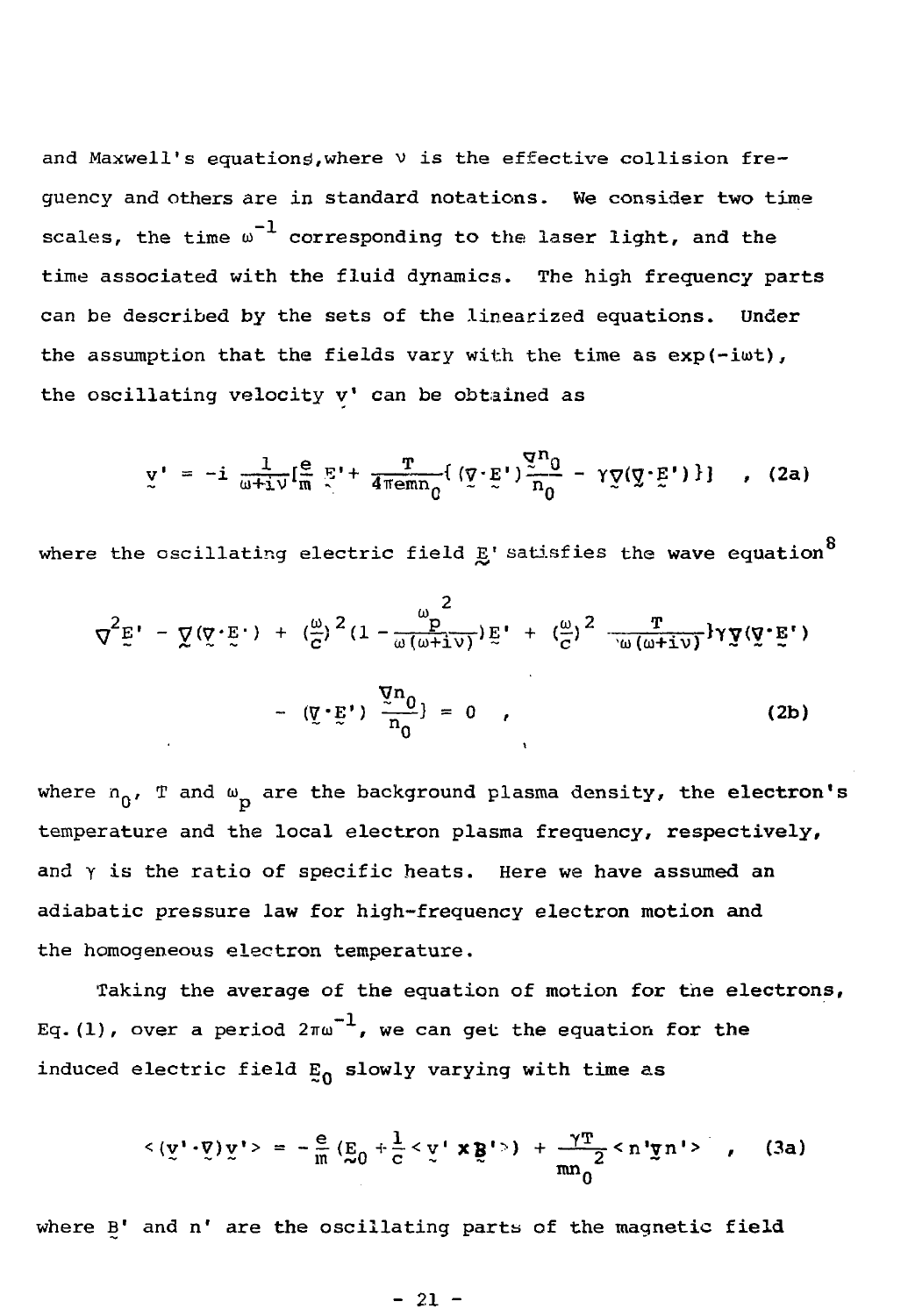and Maxwell's equations, where $\nu$ is the effective collision frequency and others are in standard notations. We consider two time scales, the time $\omega^{-1}$ corresponding to the laser light, and the time associated with the fluid dynamics. The high frequency parts can be described by the sets of the linearized equations. Under the assumption that the fields vary with the time as $\exp(-i\omega t)$, the oscillating velocity $\underset{\sim}{v}'$ can be obtained as

$$\underset{\sim}{v}' = -i \frac{1}{\omega+i\nu}\left[\frac{e}{m} \underset{\sim}{E}' + \frac{T}{4\pi e m n_0}\left\{ (\underset{\sim}{\nabla}\cdot\underset{\sim}{E}')\frac{\underset{\sim}{\nabla} n_0}{n_0} - \gamma\underset{\sim}{\nabla}(\underset{\sim}{\nabla}\cdot\underset{\sim}{E}')\right\}\right] \quad , \quad \text{(2a)}$$

where the oscillating electric field $\underset{\sim}{E}'$ satisfies the wave equation[8]

$$\nabla^2\underset{\sim}{E}' - \underset{\sim}{\nabla}(\underset{\sim}{\nabla}\cdot\underset{\sim}{E}') + \left(\frac{\omega}{c}\right)^2\left(1 - \frac{\omega_p^{\,2}}{\omega(\omega+i\nu)}\right)\underset{\sim}{E}' + \left(\frac{\omega}{c}\right)^2 \frac{T}{\omega(\omega+i\nu)}\Big\}\gamma\underset{\sim}{\nabla}(\underset{\sim}{\nabla}\cdot\underset{\sim}{E}')$$

$$- (\underset{\sim}{\nabla}\cdot\underset{\sim}{E}')\frac{\underset{\sim}{\nabla} n_0}{n_0}\Big\} = 0 \quad , \quad \text{(2b)}$$

where $n_0$, $T$ and $\omega_p$ are the background plasma density, the electron's temperature and the local electron plasma frequency, respectively, and $\gamma$ is the ratio of specific heats. Here we have assumed an adiabatic pressure law for high-frequency electron motion and the homogeneous electron temperature.

Taking the average of the equation of motion for the electrons, Eq. (1), over a period $2\pi\omega^{-1}$, we can get the equation for the induced electric field $\underset{\sim}{E}_0$ slowly varying with time as

$$\langle(\underset{\sim}{v}'\cdot\underset{\sim}{\nabla})\underset{\sim}{v}'\rangle = -\frac{e}{m}\left(\underset{\sim}{E}_0 + \frac{1}{c}\langle\underset{\sim}{v}'\times\underset{\sim}{B}'\rangle\right) + \frac{\gamma T}{m n_0^{\,2}}\langle n'\underset{\sim}{\nabla} n'\rangle \quad , \quad \text{(3a)}$$

where $\underset{\sim}{B}'$ and $n'$ are the oscillating parts of the magnetic field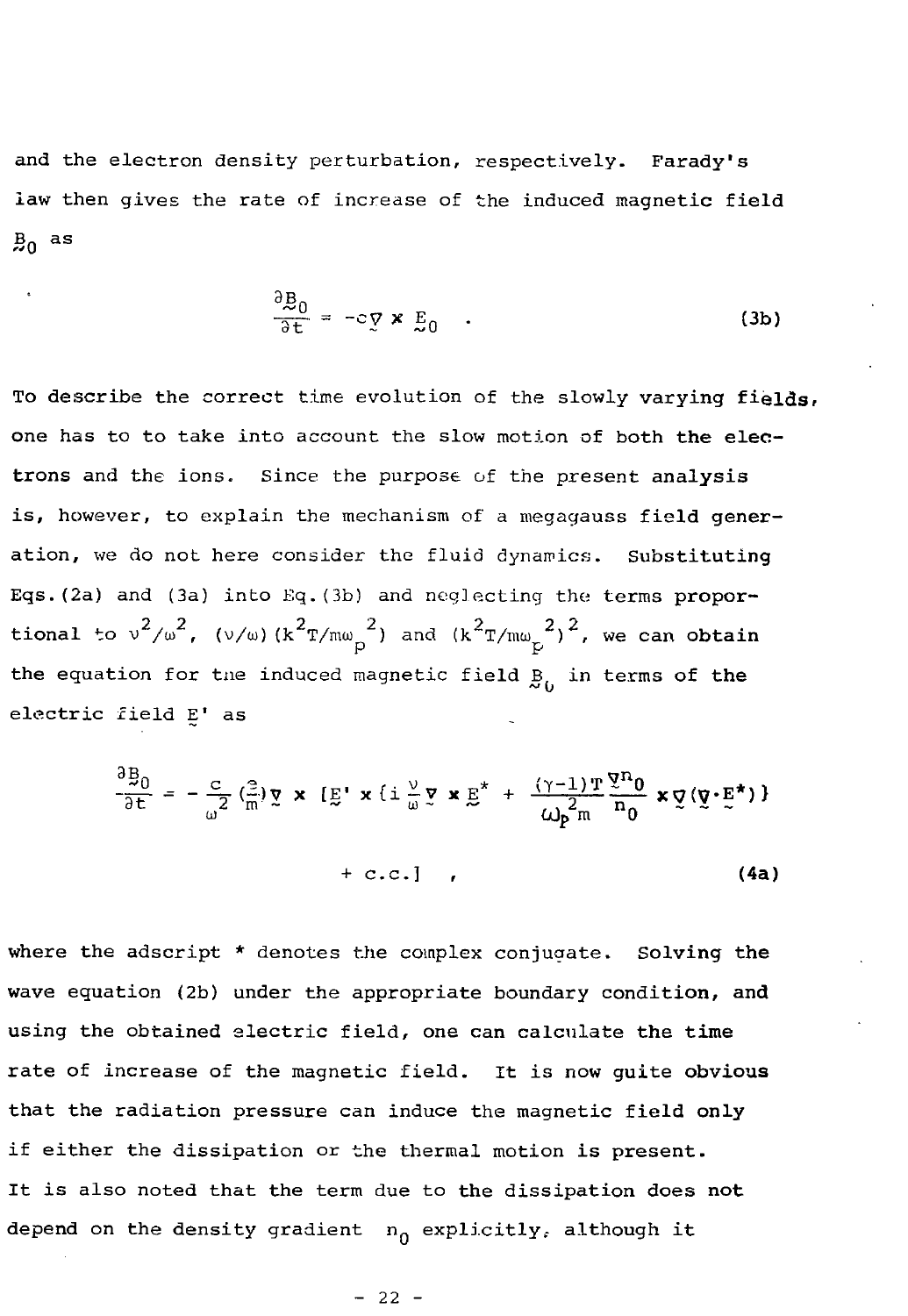and the electron density perturbation, respectively. Farady's law then gives the rate of increase of the induced magnetic field $\underset{\sim}{B}_0$ as

$$\frac{\partial \underset{\sim}{B}_0}{\partial t} = -c\underset{\sim}{\nabla} \times \underset{\sim}{E}_0 \quad . \tag{3b}$$

To describe the correct time evolution of the slowly varying fields, one has to to take into account the slow motion of both the electrons and the ions. Since the purpose of the present analysis is, however, to explain the mechanism of a megagauss field generation, we do not here consider the fluid dynamics. Substituting Eqs.(2a) and (3a) into Eq.(3b) and neglecting the terms proportional to $\nu^2/\omega^2$, $(\nu/\omega)(k^2T/m\omega_p^{\ 2})$ and $(k^2T/m\omega_p^{\ 2})^2$, we can obtain the equation for the induced magnetic field $\underset{\sim}{B}_0$ in terms of the electric field $\underset{\sim}{E}'$ as

$$\frac{\partial \underset{\sim}{B}_0}{\partial t} = -\frac{c}{\omega^2}\left(\frac{e}{m}\right)\underset{\sim}{\nabla} \times \left[\underset{\sim}{E}' \times \left\{ i\,\frac{\nu}{\omega}\underset{\sim}{\nabla} \times \underset{\sim}{E}^* + \frac{(\gamma-1)T}{\omega_p^2 m}\frac{\nabla n_0}{n_0} \times \underset{\sim}{\nabla}(\underset{\sim}{\nabla}\cdot\underset{\sim}{E}^*)\right\} + \text{c.c.}\right] \quad , \tag{4a}$$

where the adscript * denotes the complex conjugate. Solving the wave equation (2b) under the appropriate boundary condition, and using the obtained electric field, one can calculate the time rate of increase of the magnetic field. It is now quite obvious that the radiation pressure can induce the magnetic field only if either the dissipation or the thermal motion is present. It is also noted that the term due to the dissipation does not depend on the density gradient $n_0$ explicitly, although it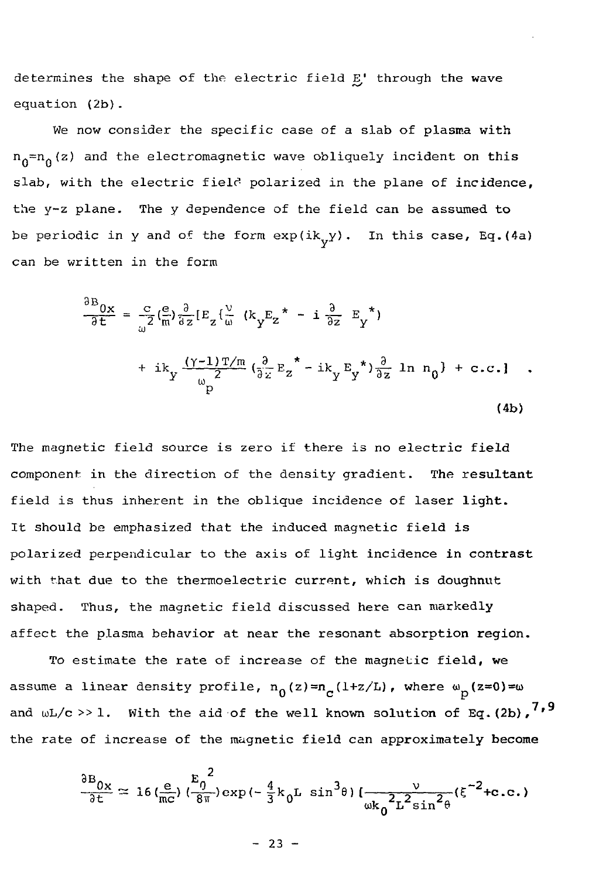determines the shape of the electric field $\underset{\sim}{E}'$ through the wave equation (2b).

We now consider the specific case of a slab of plasma with $n_0=n_0(z)$ and the electromagnetic wave obliquely incident on this slab, with the electric field polarized in the plane of incidence, the y-z plane. The y dependence of the field can be assumed to be periodic in y and of the form $\exp(ik_y y)$. In this case, Eq.(4a) can be written in the form

$$\frac{\partial B_{0x}}{\partial t} = \frac{c}{\omega^2}\left(\frac{e}{m}\right)\frac{\partial}{\partial z}\Big[E_z\Big\{\frac{\nu}{\omega}\left(k_y E_z^* - i\frac{\partial}{\partial z}E_y^*\right) + ik_y\frac{(\gamma-1)T/m}{\omega_p^2}\left(\frac{\partial}{\partial z}E_z^* - ik_y E_y^*\right)\frac{\partial}{\partial z}\ln n_0\Big\} + \text{c.c.}\Big] \quad . \tag{4b}$$

The magnetic field source is zero if there is no electric field component in the direction of the density gradient. The resultant field is thus inherent in the oblique incidence of laser light. It should be emphasized that the induced magnetic field is polarized perpendicular to the axis of light incidence in contrast with that due to the thermoelectric current, which is doughnut shaped. Thus, the magnetic field discussed here can markedly affect the plasma behavior at near the resonant absorption region.

To estimate the rate of increase of the magnetic field, we assume a linear density profile, $n_0(z)=n_c(1+z/L)$, where $\omega_p(z=0)=\omega$ and $\omega L/c \gg 1$. With the aid of the well known solution of Eq.(2b),[7,9] the rate of increase of the magnetic field can approximately become

$$\frac{\partial B_{0x}}{\partial t} \simeq 16\left(\frac{e}{mc}\right)\left(\frac{E_0^2}{8\pi}\right)\exp\left(-\frac{4}{3}k_0 L\sin^3\theta\right)\left[\frac{\nu}{\omega k_0^2 L^2\sin^2\theta}\left(\xi^{-2}+\text{c.c.}\right)\right.$$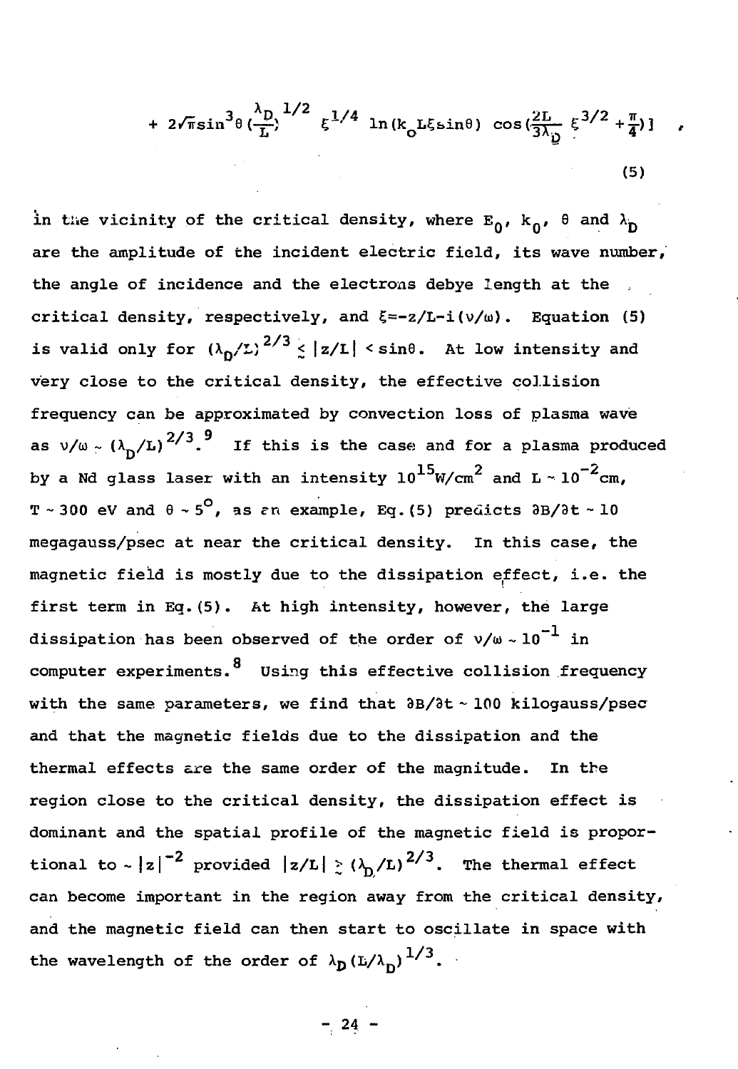$$+ 2\sqrt{\pi}\sin^3\theta\left(\frac{\lambda_D}{L}\right)^{1/2} \xi^{1/4} \ln(k_o L\xi\sin\theta) \cos\left(\frac{2L}{3\lambda_D}\xi^{3/2} + \frac{\pi}{4}\right)] \quad , \tag{5}$$

in the vicinity of the critical density, where $E_0$, $k_0$, $\theta$ and $\lambda_D$ are the amplitude of the incident electric field, its wave number, the angle of incidence and the electrons debye length at the critical density, respectively, and $\xi=-z/L-i(\nu/\omega)$. Equation (5) is valid only for $(\lambda_D/L)^{2/3} \lesssim |z/L| < \sin\theta$. At low intensity and very close to the critical density, the effective collision frequency can be approximated by convection loss of plasma wave as $\nu/\omega \sim (\lambda_D/L)^{2/3}$.[9] If this is the case and for a plasma produced by a Nd glass laser with an intensity $10^{15}$W/cm$^2$ and $L \sim 10^{-2}$cm, $T \sim 300$ eV and $\theta \sim 5^{\circ}$, as an example, Eq.(5) predicts $\partial B/\partial t \sim 10$ megagauss/psec at near the critical density. In this case, the magnetic field is mostly due to the dissipation effect, i.e. the first term in Eq.(5). At high intensity, however, the large dissipation has been observed of the order of $\nu/\omega \sim 10^{-1}$ in computer experiments.[8] Using this effective collision frequency with the same parameters, we find that $\partial B/\partial t \sim 100$ kilogauss/psec and that the magnetic fields due to the dissipation and the thermal effects are the same order of the magnitude. In the region close to the critical density, the dissipation effect is dominant and the spatial profile of the magnetic field is proportional to $\sim |z|^{-2}$ provided $|z/L| \gtrsim (\lambda_D/L)^{2/3}$. The thermal effect can become important in the region away from the critical density, and the magnetic field can then start to oscillate in space with the wavelength of the order of $\lambda_D(L/\lambda_D)^{1/3}$.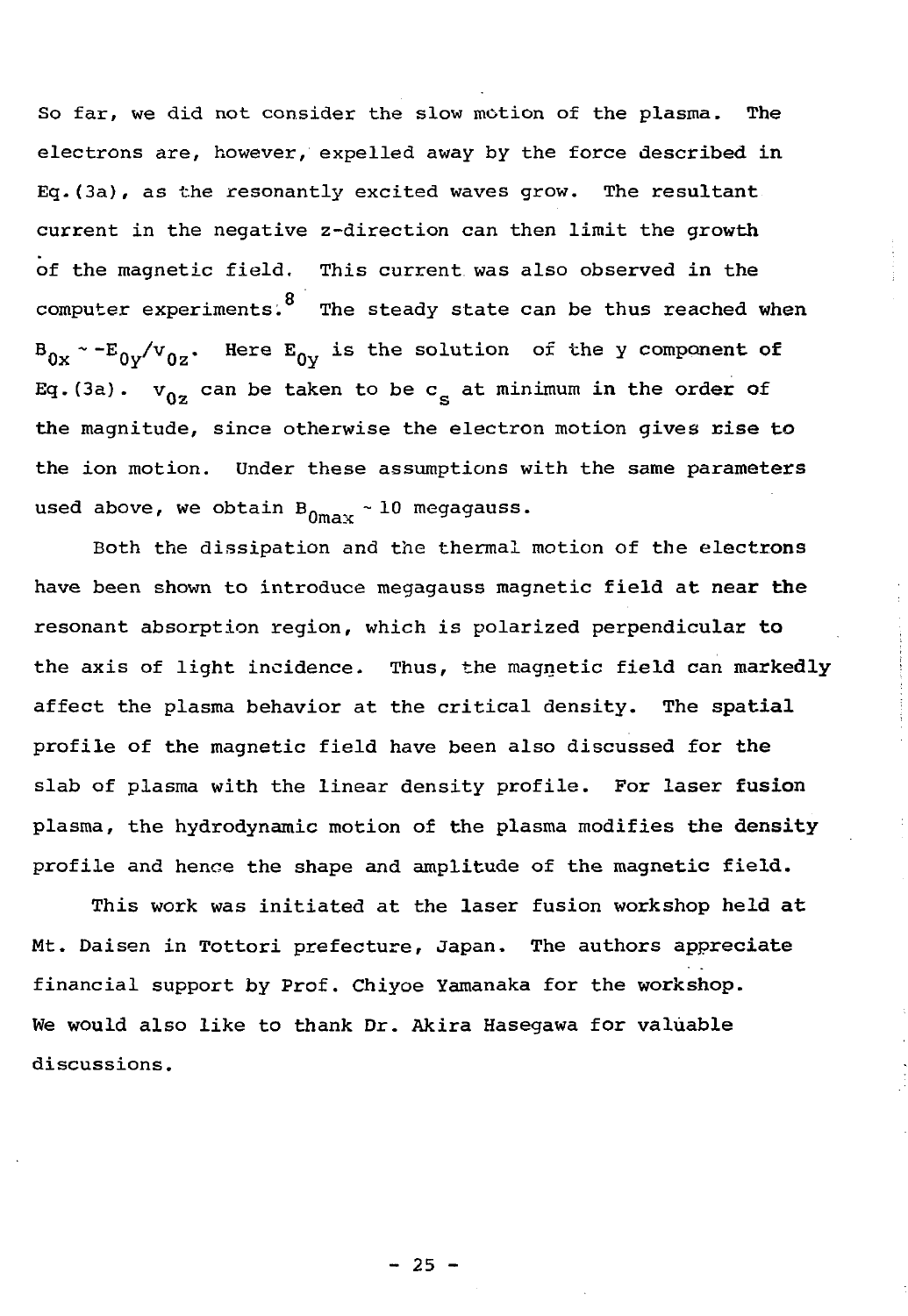So far, we did not consider the slow motion of the plasma. The electrons are, however, expelled away by the force described in Eq.(3a), as the resonantly excited waves grow. The resultant current in the negative z-direction can then limit the growth of the magnetic field. This current was also observed in the computer experiments.[8] The steady state can be thus reached when $B_{0x} \sim -E_{0y}/v_{0z}$. Here $E_{0y}$ is the solution of the y component of Eq.(3a). $v_{0z}$ can be taken to be $c_s$ at minimum in the order of the magnitude, since otherwise the electron motion gives rise to the ion motion. Under these assumptions with the same parameters used above, we obtain $B_{0max} \sim 10$ megagauss.

Both the dissipation and the thermal motion of the electrons have been shown to introduce megagauss magnetic field at near the resonant absorption region, which is polarized perpendicular to the axis of light incidence. Thus, the magnetic field can markedly affect the plasma behavior at the critical density. The spatial profile of the magnetic field have been also discussed for the slab of plasma with the linear density profile. For laser fusion plasma, the hydrodynamic motion of the plasma modifies the density profile and hence the shape and amplitude of the magnetic field.

This work was initiated at the laser fusion workshop held at Mt. Daisen in Tottori prefecture, Japan. The authors appreciate financial support by Prof. Chiyoe Yamanaka for the workshop. We would also like to thank Dr. Akira Hasegawa for valuable discussions.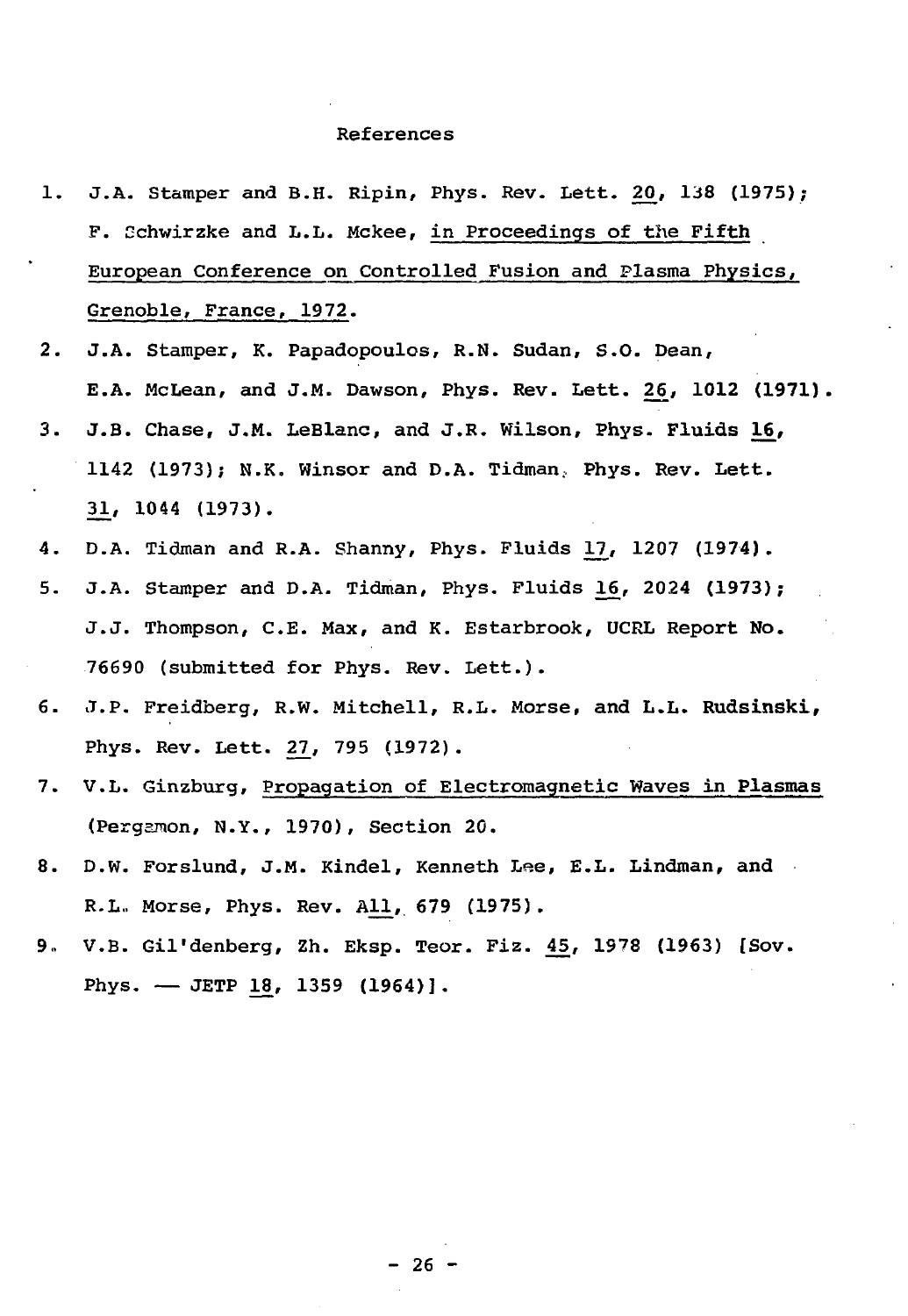# References

1. J.A. Stamper and B.H. Ripin, Phys. Rev. Lett. 20, 138 (1975); F. Schwirzke and L.L. Mckee, in Proceedings of the Fifth European Conference on Controlled Fusion and Plasma Physics, Grenoble, France, 1972.
2. J.A. Stamper, K. Papadopoulos, R.N. Sudan, S.O. Dean, E.A. McLean, and J.M. Dawson, Phys. Rev. Lett. 26, 1012 (1971).
3. J.B. Chase, J.M. LeBlanc, and J.R. Wilson, Phys. Fluids 16, 1142 (1973); N.K. Winsor and D.A. Tidman, Phys. Rev. Lett. 31, 1044 (1973).
4. D.A. Tidman and R.A. Shanny, Phys. Fluids 17, 1207 (1974).
5. J.A. Stamper and D.A. Tidman, Phys. Fluids 16, 2024 (1973); J.J. Thompson, C.E. Max, and K. Estarbrook, UCRL Report No. 76690 (submitted for Phys. Rev. Lett.).
6. J.P. Freidberg, R.W. Mitchell, R.L. Morse, and L.L. Rudsinski, Phys. Rev. Lett. 27, 795 (1972).
7. V.L. Ginzburg, Propagation of Electromagnetic Waves in Plasmas (Pergamon, N.Y., 1970), Section 20.
8. D.W. Forslund, J.M. Kindel, Kenneth Lee, E.L. Lindman, and R.L. Morse, Phys. Rev. A11, 679 (1975).
9. V.B. Gil'denberg, Zh. Eksp. Teor. Fiz. 45, 1978 (1963) [Sov. Phys. — JETP 18, 1359 (1964)].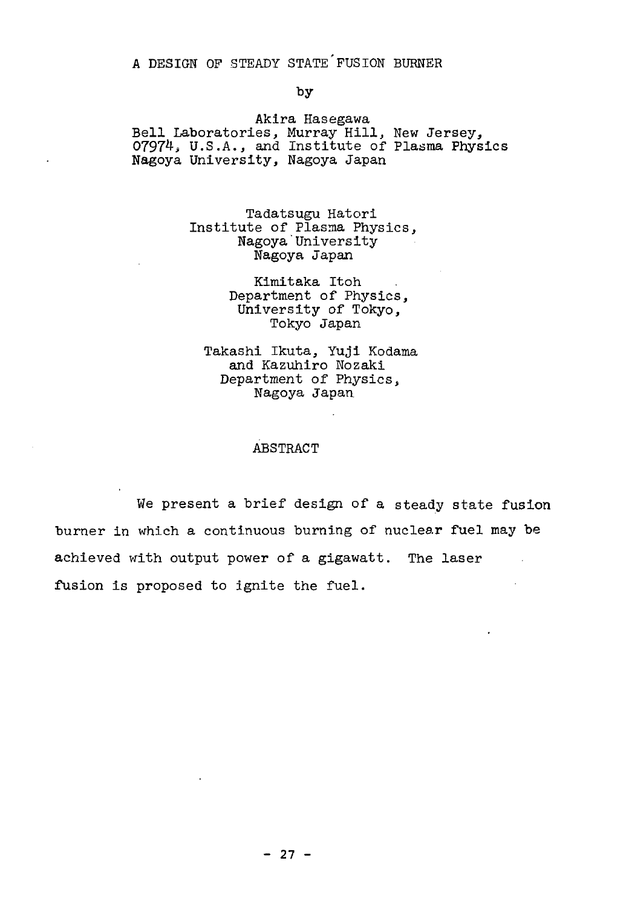# A DESIGN OF STEADY STATE FUSION BURNER

by

Akira Hasegawa
Bell Laboratories, Murray Hill, New Jersey, 07974, U.S.A., and Institute of Plasma Physics
Nagoya University, Nagoya Japan

Tadatsugu Hatori
Institute of Plasma Physics,
Nagoya University
Nagoya Japan

Kimitaka Itoh
Department of Physics,
University of Tokyo,
Tokyo Japan

Takashi Ikuta, Yuji Kodama
and Kazuhiro Nozaki
Department of Physics,
Nagoya Japan

## ABSTRACT

We present a brief design of a steady state fusion burner in which a continuous burning of nuclear fuel may be achieved with output power of a gigawatt. The laser fusion is proposed to ignite the fuel.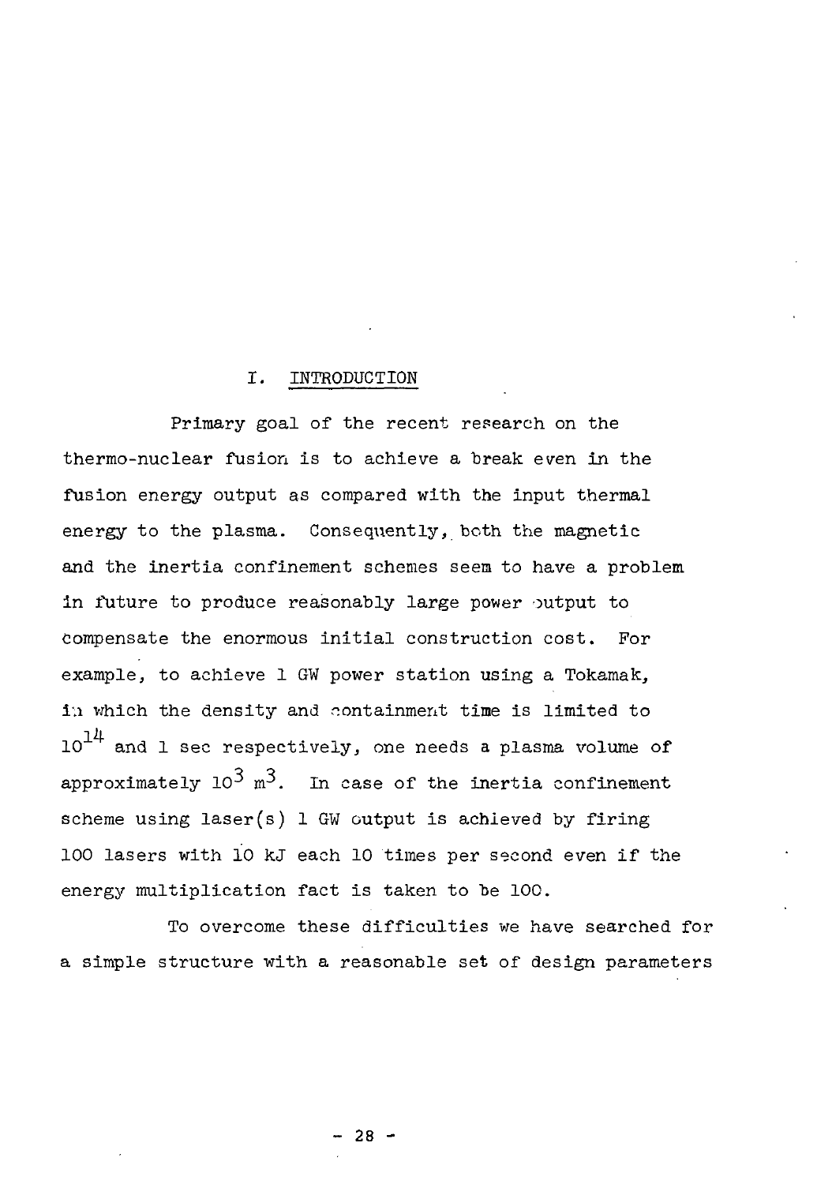## I. INTRODUCTION

Primary goal of the recent research on the thermo-nuclear fusion is to achieve a break even in the fusion energy output as compared with the input thermal energy to the plasma. Consequently, both the magnetic and the inertia confinement schemes seem to have a problem in future to produce reasonably large power output to compensate the enormous initial construction cost. For example, to achieve 1 GW power station using a Tokamak, in which the density and containment time is limited to $10^{14}$ and 1 sec respectively, one needs a plasma volume of approximately $10^3$ $m^3$. In case of the inertia confinement scheme using laser(s) 1 GW output is achieved by firing 100 lasers with 10 kJ each 10 times per second even if the energy multiplication fact is taken to be 100.

To overcome these difficulties we have searched for a simple structure with a reasonable set of design parameters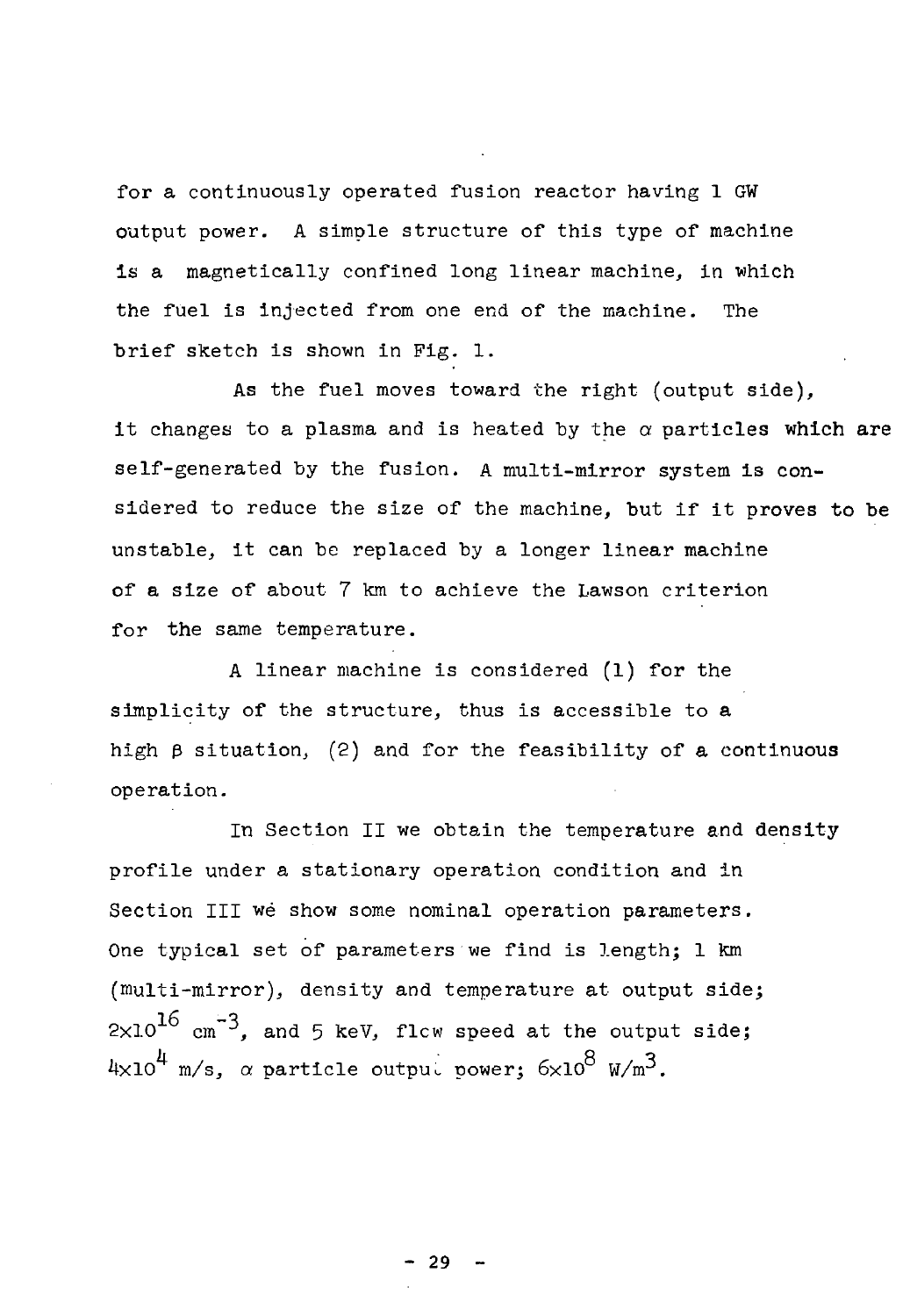for a continuously operated fusion reactor having 1 GW output power. A simple structure of this type of machine is a magnetically confined long linear machine, in which the fuel is injected from one end of the machine. The brief sketch is shown in Fig. 1.

As the fuel moves toward the right (output side), it changes to a plasma and is heated by the $\alpha$ particles which are self-generated by the fusion. A multi-mirror system is considered to reduce the size of the machine, but if it proves to be unstable, it can be replaced by a longer linear machine of a size of about 7 km to achieve the Lawson criterion for the same temperature.

A linear machine is considered (1) for the simplicity of the structure, thus is accessible to a high $\beta$ situation, (2) and for the feasibility of a continuous operation.

In Section II we obtain the temperature and density profile under a stationary operation condition and in Section III we show some nominal operation parameters. One typical set of parameters we find is length; 1 km (multi-mirror), density and temperature at output side; $2\times10^{16}$ $cm^{-3}$, and 5 keV, flow speed at the output side; $4\times10^{4}$ m/s, $\alpha$ particle output power; $6\times10^{8}$ $W/m^{3}$.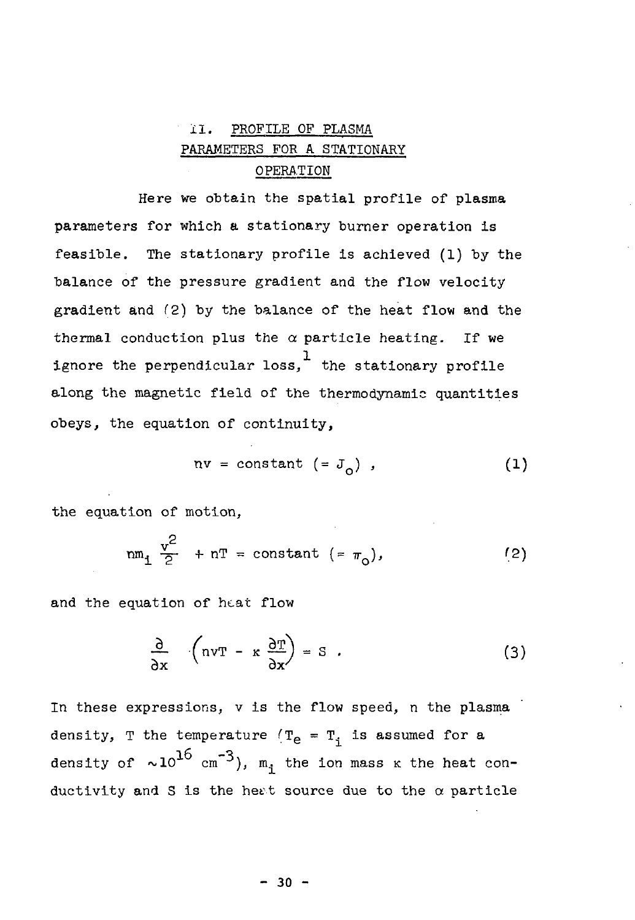## II. PROFILE OF PLASMA PARAMETERS FOR A STATIONARY OPERATION

Here we obtain the spatial profile of plasma parameters for which a stationary burner operation is feasible. The stationary profile is achieved (1) by the balance of the pressure gradient and the flow velocity gradient and (2) by the balance of the heat flow and the thermal conduction plus the $\alpha$ particle heating. If we ignore the perpendicular loss,[1] the stationary profile along the magnetic field of the thermodynamic quantities obeys, the equation of continuity,

$$nv = \text{constant} \ (= J_o) \ , \qquad (1)$$

the equation of motion,

$$nm_i \frac{v^2}{2} + nT = \text{constant} \ (= \pi_o), \qquad (2)$$

and the equation of heat flow

$$\frac{\partial}{\partial x} \left( nvT - \kappa \frac{\partial T}{\partial x} \right) = S \ . \qquad (3)$$

In these expressions, v is the flow speed, n the plasma density, T the temperature ($T_e = T_i$ is assumed for a density of $\sim 10^{16}$ cm$^{-3}$), $m_i$ the ion mass $\kappa$ the heat conductivity and S is the heat source due to the $\alpha$ particle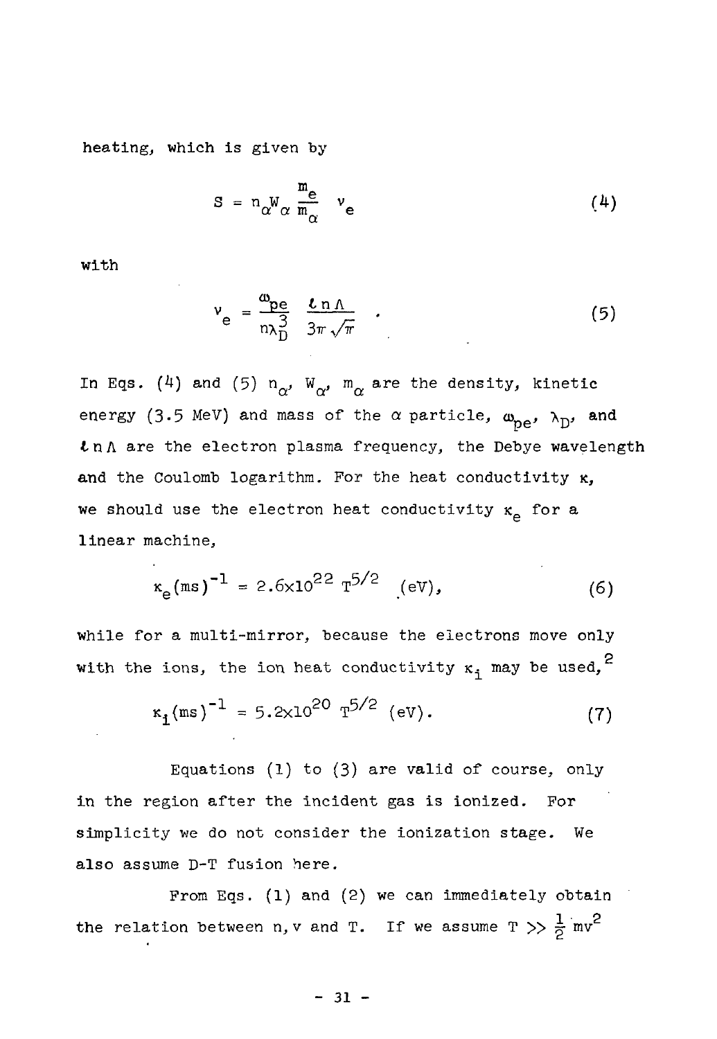heating, which is given by

$$S = n_\alpha W_\alpha \frac{m_e}{m_\alpha} \nu_e \tag{4}$$

with

$$\nu_e = \frac{\omega_{pe}}{n\lambda_D^3} \frac{\ell n \Lambda}{3\pi\sqrt{\pi}} . \tag{5}$$

In Eqs. (4) and (5) $n_\alpha$, $W_\alpha$, $m_\alpha$ are the density, kinetic energy (3.5 MeV) and mass of the $\alpha$ particle, $\omega_{pe}$, $\lambda_D$, and $\ell n \Lambda$ are the electron plasma frequency, the Debye wavelength and the Coulomb logarithm. For the heat conductivity $\kappa$, we should use the electron heat conductivity $\kappa_e$ for a linear machine,

$$\kappa_e (\text{ms})^{-1} = 2.6\times10^{22}\ T^{5/2}\ (\text{eV}), \tag{6}$$

while for a multi-mirror, because the electrons move only with the ions, the ion heat conductivity $\kappa_i$ may be used,[2]

$$\kappa_i (\text{ms})^{-1} = 5.2\times10^{20}\ T^{5/2}\ (\text{eV}). \tag{7}$$

Equations (1) to (3) are valid of course, only in the region after the incident gas is ionized. For simplicity we do not consider the ionization stage. We also assume D-T fusion here.

From Eqs. (1) and (2) we can immediately obtain the relation between n, v and T. If we assume $T \gg \frac{1}{2} mv^2$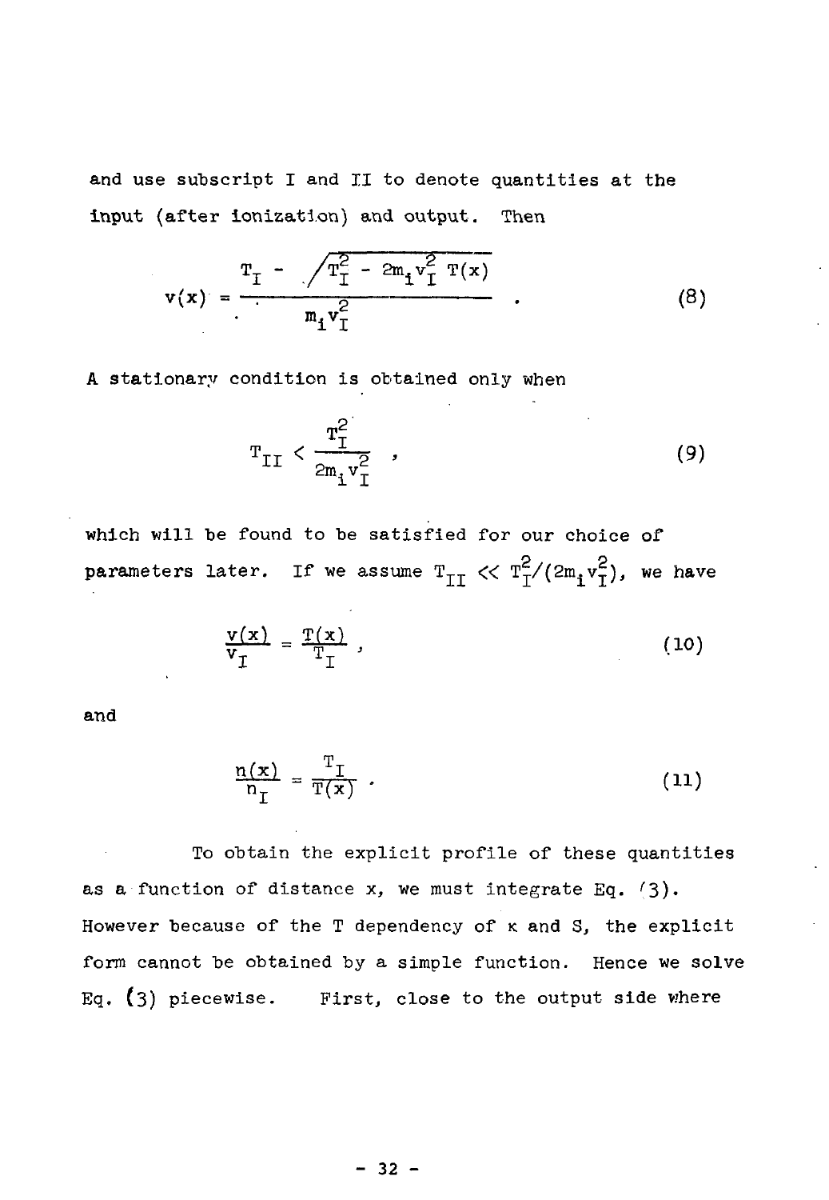and use subscript I and II to denote quantities at the input (after ionization) and output. Then

$$v(x) = \frac{T_I - \sqrt{T_I^2 - 2m_i v_I^2 \, T(x)}}{m_i v_I^2} \quad . \tag{8}$$

A stationary condition is obtained only when

$$T_{II} < \frac{T_I^2}{2m_i v_I^2} \quad , \tag{9}$$

which will be found to be satisfied for our choice of parameters later. If we assume $T_{II} \ll T_I^2/(2m_i v_I^2)$, we have

$$\frac{v(x)}{v_I} = \frac{T(x)}{T_I} \, , \tag{10}$$

and

$$\frac{n(x)}{n_I} = \frac{T_I}{T(x)} \, . \tag{11}$$

To obtain the explicit profile of these quantities as a function of distance x, we must integrate Eq. (3). However because of the T dependency of $\kappa$ and S, the explicit form cannot be obtained by a simple function. Hence we solve Eq. (3) piecewise. First, close to the output side where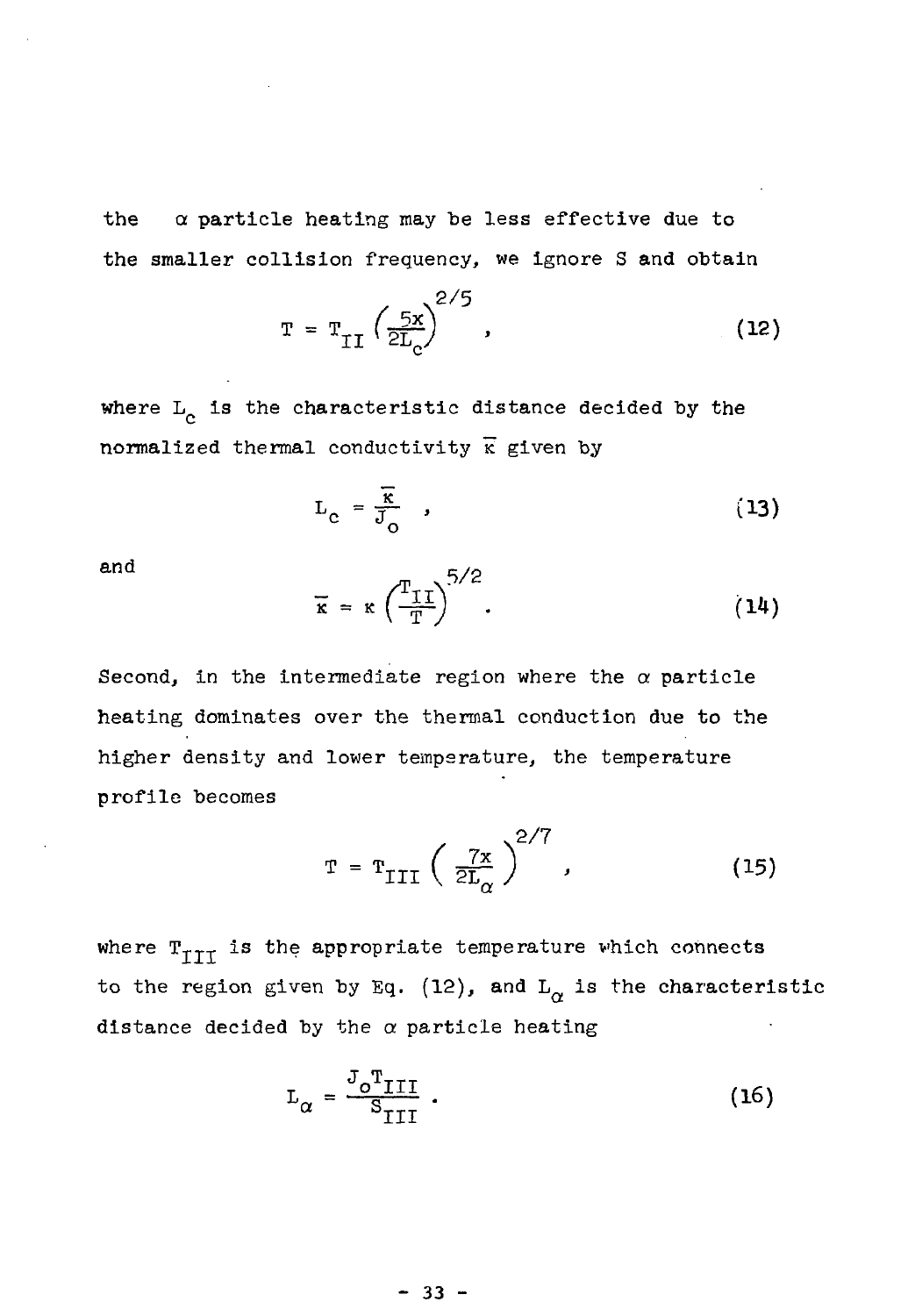the $\alpha$ particle heating may be less effective due to the smaller collision frequency, we ignore S and obtain

$$T = T_{II}\left(\frac{5x}{2L_c}\right)^{2/5} , \tag{12}$$

where $L_c$ is the characteristic distance decided by the normalized thermal conductivity $\bar{\kappa}$ given by

$$L_c = \frac{\bar{\kappa}}{J_o} , \tag{13}$$

and

$$\bar{\kappa} = \kappa\left(\frac{T_{II}}{T}\right)^{5/2} . \tag{14}$$

Second, in the intermediate region where the $\alpha$ particle heating dominates over the thermal conduction due to the higher density and lower temperature, the temperature profile becomes

$$T = T_{III}\left(\frac{7x}{2L_\alpha}\right)^{2/7} , \tag{15}$$

where $T_{III}$ is the appropriate temperature which connects to the region given by Eq. (12), and $L_\alpha$ is the characteristic distance decided by the $\alpha$ particle heating

$$L_\alpha = \frac{J_o T_{III}}{S_{III}} . \tag{16}$$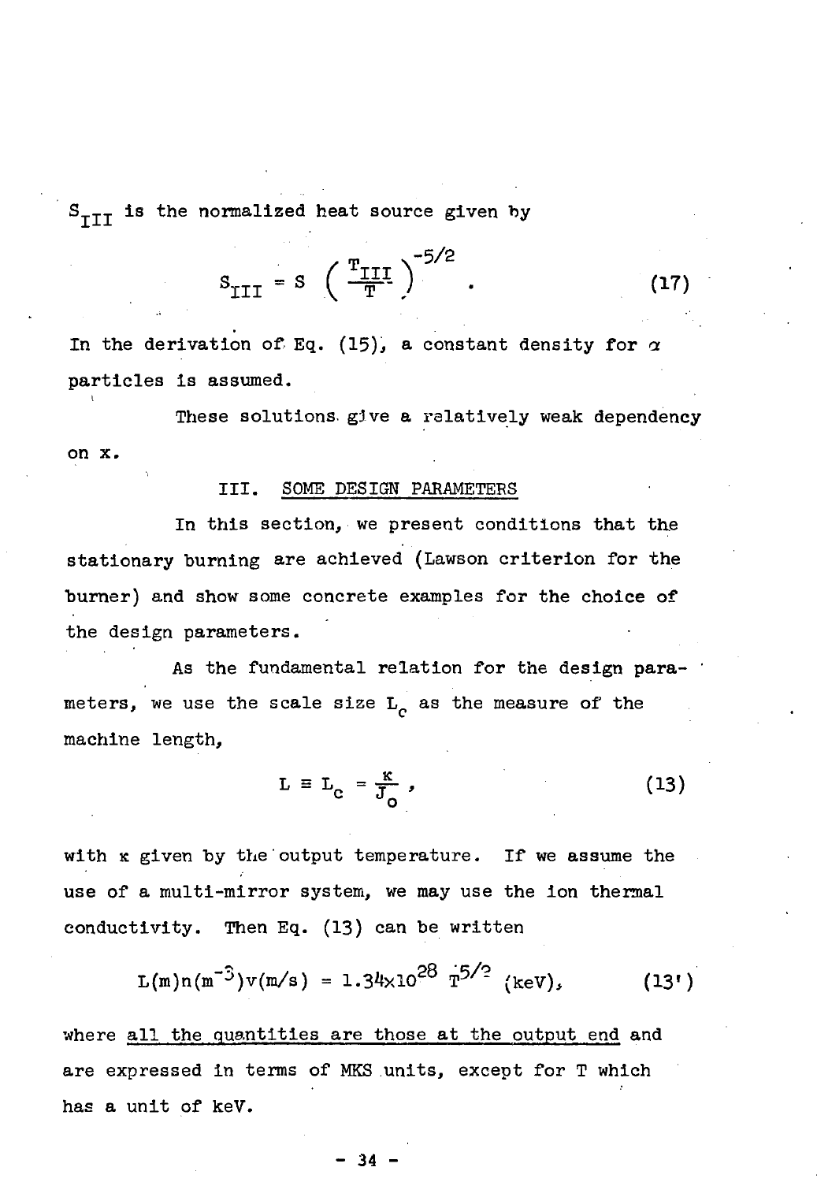$S_{III}$ is the normalized heat source given by

$$S_{III} = S \left( \frac{T_{III}}{T} \right)^{-5/2} . \tag{17}$$

In the derivation of Eq. (15), a constant density for $\alpha$ particles is assumed.

These solutions give a relatively weak dependency on x.

## III. SOME DESIGN PARAMETERS

In this section, we present conditions that the stationary burning are achieved (Lawson criterion for the burner) and show some concrete examples for the choice of the design parameters.

As the fundamental relation for the design parameters, we use the scale size $L_c$ as the measure of the machine length,

$$L \equiv L_c = \frac{\kappa}{J_o} , \tag{13}$$

with $\kappa$ given by the output temperature. If we assume the use of a multi-mirror system, we may use the ion thermal conductivity. Then Eq. (13) can be written

$$L(\mathrm{m})n(\mathrm{m}^{-3})v(\mathrm{m/s}) = 1.34\times10^{28}\ T^{5/2}\ (\mathrm{keV}), \tag{13'}$$

where <u>all the quantities are those at the output end</u> and are expressed in terms of MKS units, except for T which has a unit of keV.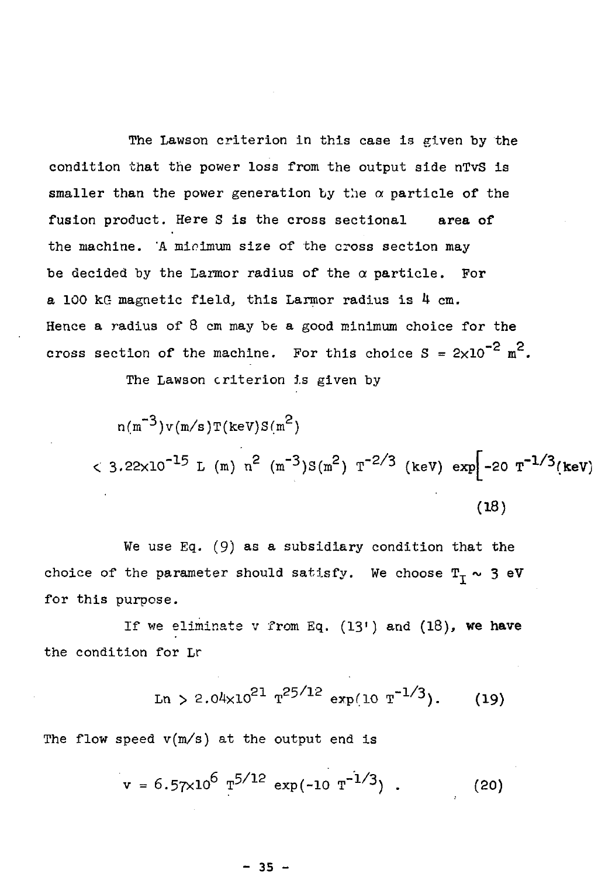The Lawson criterion in this case is given by the condition that the power loss from the output side nTvS is smaller than the power generation by the $\alpha$ particle of the fusion product. Here S is the cross sectional area of the machine. A minimum size of the cross section may be decided by the Larmor radius of the $\alpha$ particle. For a 100 kG magnetic field, this Larmor radius is 4 cm. Hence a radius of 8 cm may be a good minimum choice for the cross section of the machine. For this choice $S = 2\times10^{-2}\ \mathrm{m}^2$.

The Lawson criterion is given by

$$n(\mathrm{m}^{-3})v(\mathrm{m/s})T(\mathrm{keV})S(\mathrm{m}^2)$$

$$< 3.22\times10^{-15}\ L\ (\mathrm{m})\ n^2\ (\mathrm{m}^{-3})S(\mathrm{m}^2)\ T^{-2/3}\ (\mathrm{keV})\ \exp\left[-20\ T^{-1/3}(\mathrm{keV})\right] \tag{18}$$

We use Eq. (9) as a subsidiary condition that the choice of the parameter should satisfy. We choose $T_I \sim 3$ eV for this purpose.

If we eliminate v from Eq. (13') and (18), we have the condition for Lr

$$Ln > 2.04\times10^{21}\ T^{25/12}\ \exp(10\ T^{-1/3}). \tag{19}$$

The flow speed v(m/s) at the output end is

$$v = 6.57\times10^{6}\ T^{5/12}\ \exp(-10\ T^{-1/3})\ . \tag{20}$$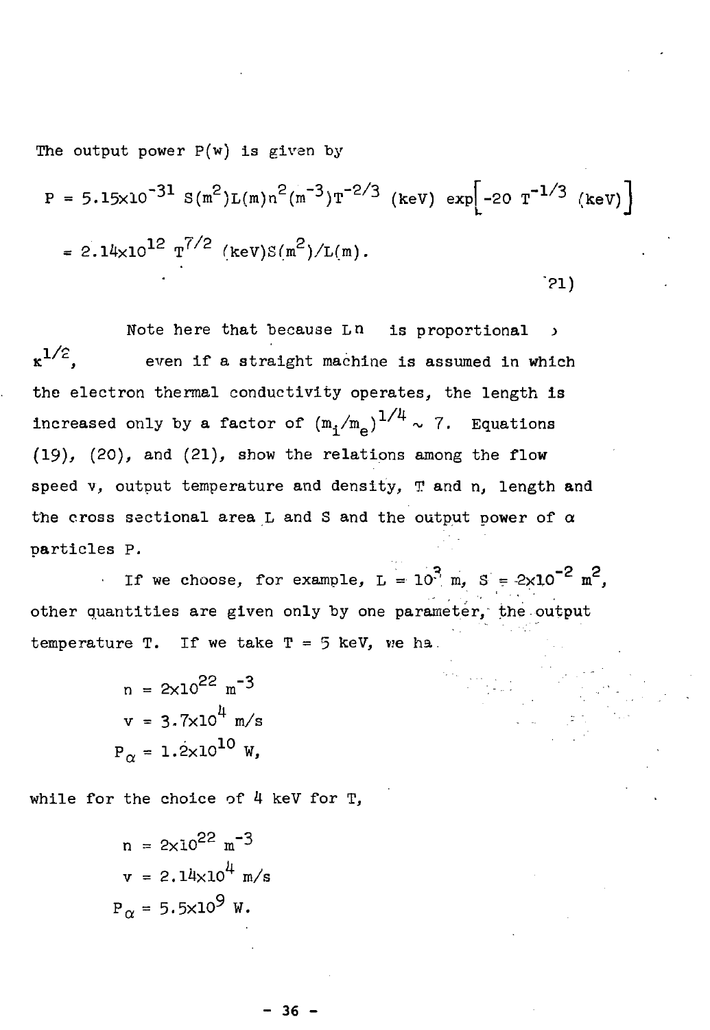The output power P(w) is given by

$$P = 5.15\times10^{-31}\, S(m^2)L(m)n^2(m^{-3})T^{-2/3}\,(\text{keV})\,\exp\left[-20\,T^{-1/3}\,(\text{keV})\right]$$

$$= 2.14\times10^{12}\,T^{7/2}\,(\text{keV})S(m^2)/L(m). \tag{21}$$

Note here that because $Ln$ is proportional to $\kappa^{1/2}$, even if a straight machine is assumed in which the electron thermal conductivity operates, the length is increased only by a factor of $(m_i/m_e)^{1/4} \sim 7$. Equations (19), (20), and (21), show the relations among the flow speed v, output temperature and density, T and n, length and the cross sectional area L and S and the output power of $\alpha$ particles P.

If we choose, for example, $L = 10^3$ m, $S = 2\times10^{-2}$ m$^2$, other quantities are given only by one parameter, the output temperature T. If we take T = 5 keV, we have

$$n = 2\times10^{22}\ \text{m}^{-3}$$
$$v = 3.7\times10^4\ \text{m/s}$$
$$P_\alpha = 1.2\times10^{10}\ \text{W},$$

while for the choice of 4 keV for T,

$$n = 2\times10^{22}\ \text{m}^{-3}$$
$$v = 2.14\times10^4\ \text{m/s}$$
$$P_\alpha = 5.5\times10^9\ \text{W}.$$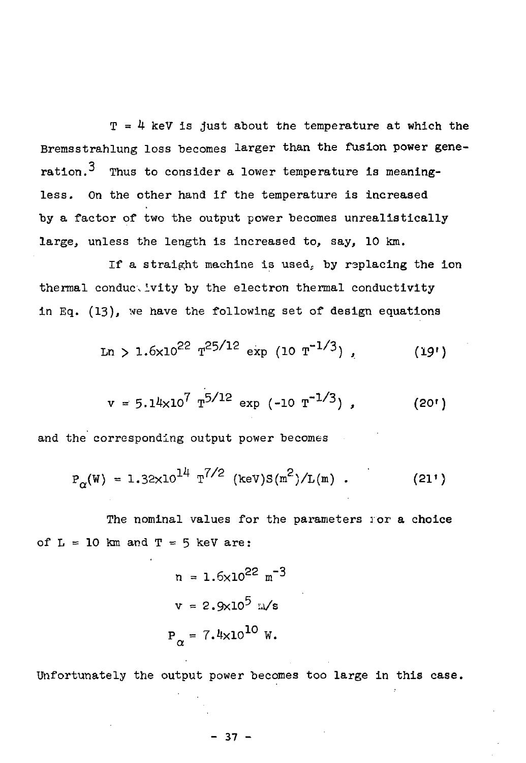$T = 4$ keV is just about the temperature at which the Bremsstrahlung loss becomes larger than the fusion power generation.[3] Thus to consider a lower temperature is meaningless. On the other hand if the temperature is increased by a factor of two the output power becomes unrealistically large, unless the length is increased to, say, 10 km.

If a straight machine is used, by replacing the ion thermal conductivity by the electron thermal conductivity in Eq. (13), we have the following set of design equations

$$Ln > 1.6\times10^{22}\ T^{25/12}\ \exp\ (10\ T^{-1/3})\ , \qquad (19')$$

$$v = 5.14\times10^{7}\ T^{5/12}\ \exp\ (-10\ T^{-1/3})\ , \qquad (20')$$

and the corresponding output power becomes

$$P_\alpha(\mathrm{W}) = 1.32\times10^{14}\ T^{7/2}\ (\mathrm{keV}) S(\mathrm{m}^2)/L(\mathrm{m})\ . \qquad (21')$$

The nominal values for the parameters for a choice of $L = 10$ km and $T = 5$ keV are:

$$n = 1.6\times10^{22}\ \mathrm{m}^{-3}$$

$$v = 2.9\times10^{5}\ \mathrm{m/s}$$

$$P_\alpha = 7.4\times10^{10}\ \mathrm{W}.$$

Unfortunately the output power becomes too large in this case.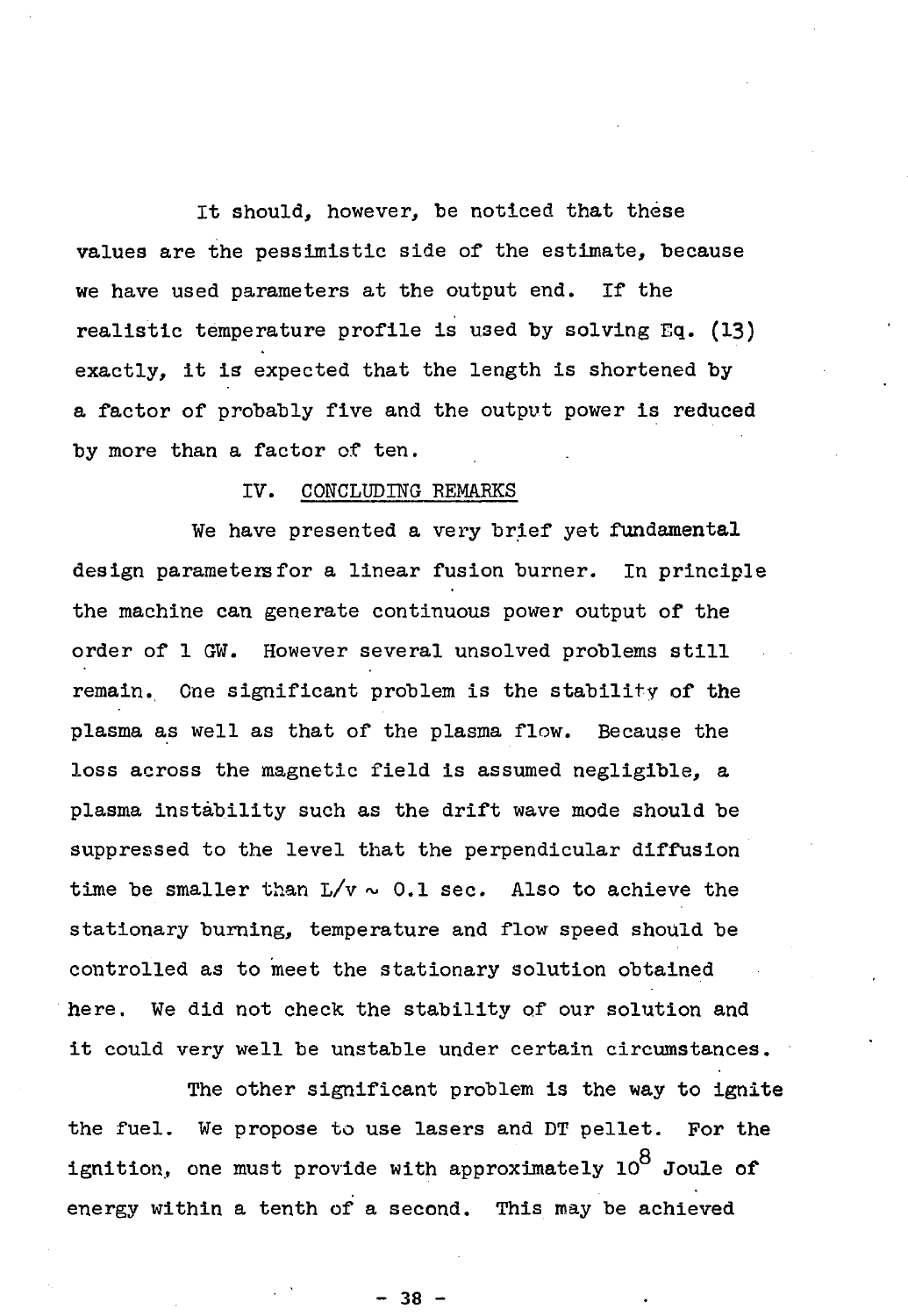It should, however, be noticed that these values are the pessimistic side of the estimate, because we have used parameters at the output end. If the realistic temperature profile is used by solving Eq. (13) exactly, it is expected that the length is shortened by a factor of probably five and the output power is reduced by more than a factor of ten.

## IV. CONCLUDING REMARKS

We have presented a very brief yet fundamental design parametersfor a linear fusion burner. In principle the machine can generate continuous power output of the order of 1 GW. However several unsolved problems still remain. One significant problem is the stability of the plasma as well as that of the plasma flow. Because the loss across the magnetic field is assumed negligible, a plasma instability such as the drift wave mode should be suppressed to the level that the perpendicular diffusion time be smaller than $L/v \sim 0.1$ sec. Also to achieve the stationary burning, temperature and flow speed should be controlled as to meet the stationary solution obtained here. We did not check the stability of our solution and it could very well be unstable under certain circumstances.

The other significant problem is the way to ignite the fuel. We propose to use lasers and DT pellet. For the ignition, one must provide with approximately $10^8$ Joule of energy within a tenth of a second. This may be achieved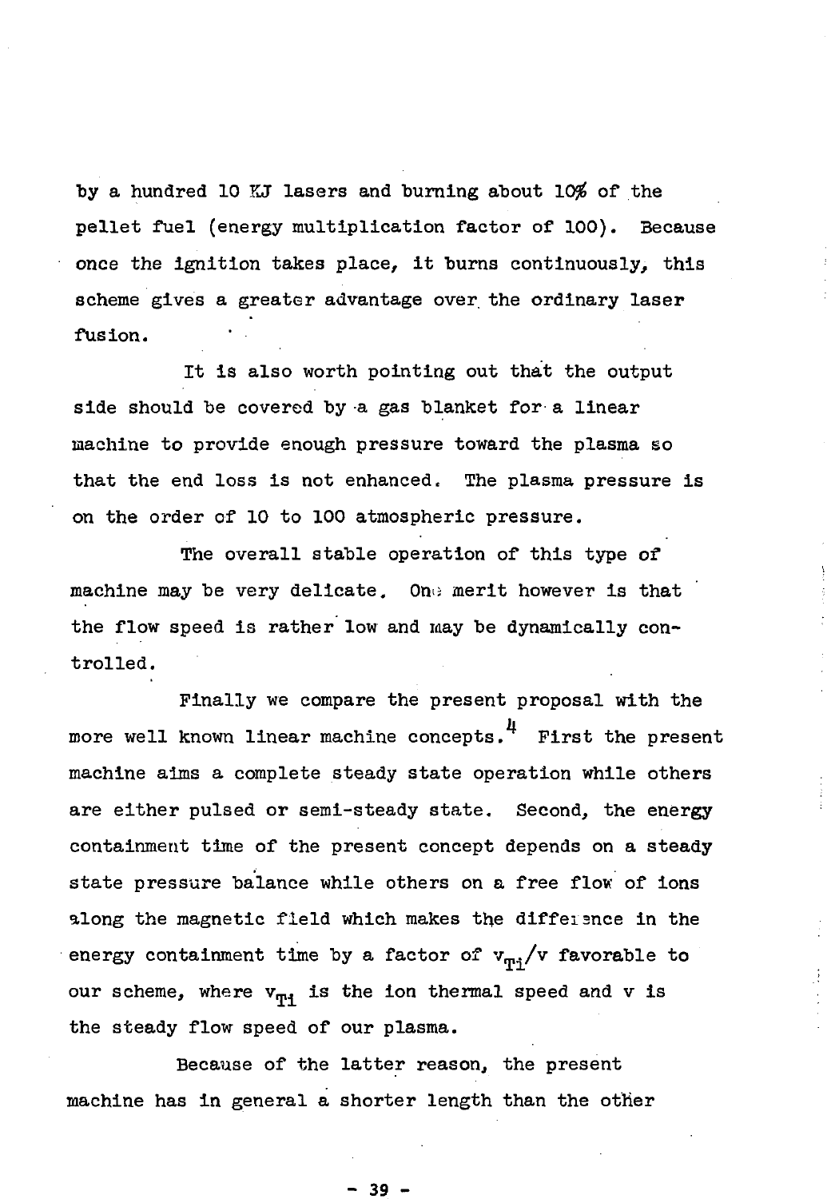by a hundred 10 KJ lasers and burning about 10% of the pellet fuel (energy multiplication factor of 100). Because once the ignition takes place, it burns continuously, this scheme gives a greater advantage over the ordinary laser fusion.

It is also worth pointing out that the output side should be covered by a gas blanket for a linear machine to provide enough pressure toward the plasma so that the end loss is not enhanced. The plasma pressure is on the order of 10 to 100 atmospheric pressure.

The overall stable operation of this type of machine may be very delicate. One merit however is that the flow speed is rather low and may be dynamically controlled.

Finally we compare the present proposal with the more well known linear machine concepts.[4] First the present machine aims a complete steady state operation while others are either pulsed or semi-steady state. Second, the energy containment time of the present concept depends on a steady state pressure balance while others on a free flow of ions along the magnetic field which makes the difference in the energy containment time by a factor of $v_{Ti}/v$ favorable to our scheme, where $v_{Ti}$ is the ion thermal speed and v is the steady flow speed of our plasma.

Because of the latter reason, the present machine has in general a shorter length than the other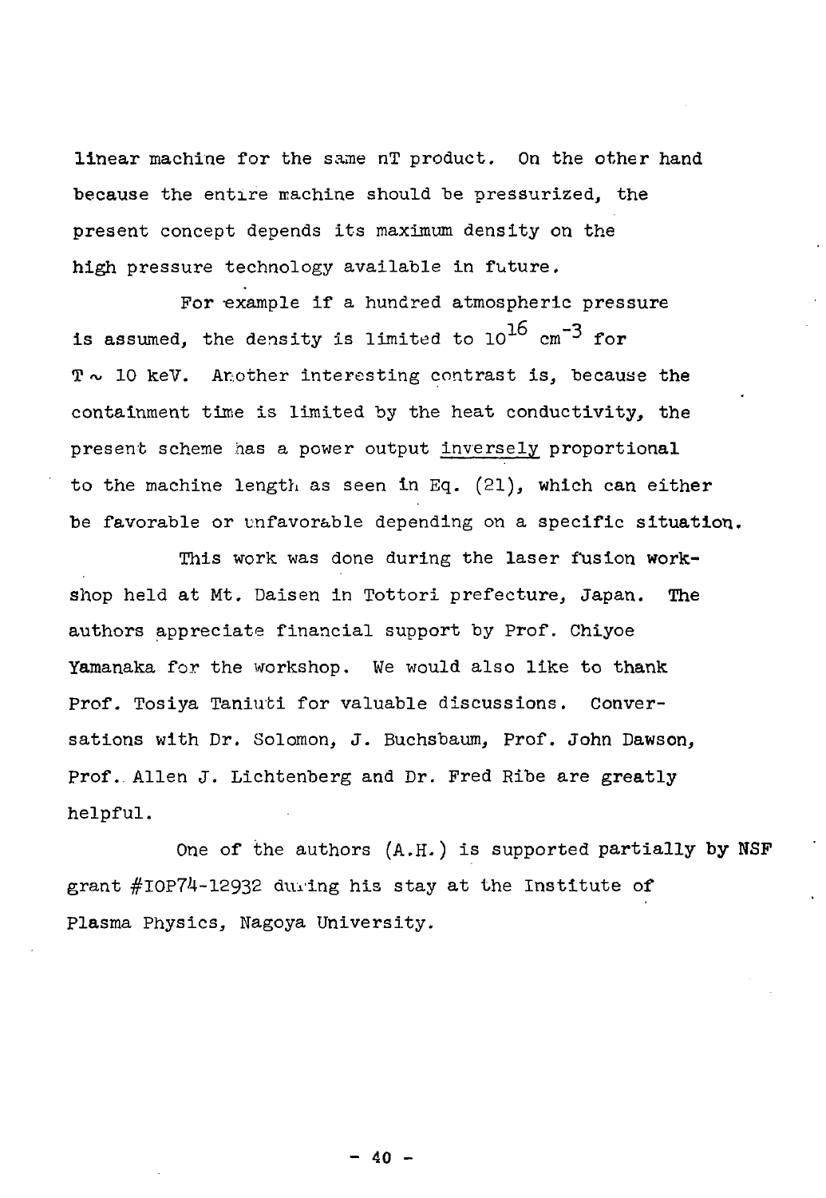linear machine for the same nT product. On the other hand because the entire machine should be pressurized, the present concept depends its maximum density on the high pressure technology available in future.

For example if a hundred atmospheric pressure is assumed, the density is limited to $10^{16}$ $cm^{-3}$ for $T \sim 10$ keV. Another interesting contrast is, because the containment time is limited by the heat conductivity, the present scheme has a power output inversely proportional to the machine length as seen in Eq. (21), which can either be favorable or unfavorable depending on a specific situation.

This work was done during the laser fusion workshop held at Mt. Daisen in Tottori prefecture, Japan. The authors appreciate financial support by Prof. Chiyoe Yamanaka for the workshop. We would also like to thank Prof. Tosiya Taniuti for valuable discussions. Conversations with Dr. Solomon, J. Buchsbaum, Prof. John Dawson, Prof. Allen J. Lichtenberg and Dr. Fred Ribe are greatly helpful.

One of the authors (A.H.) is supported partially by NSF grant #IOP74-12932 during his stay at the Institute of Plasma Physics, Nagoya University.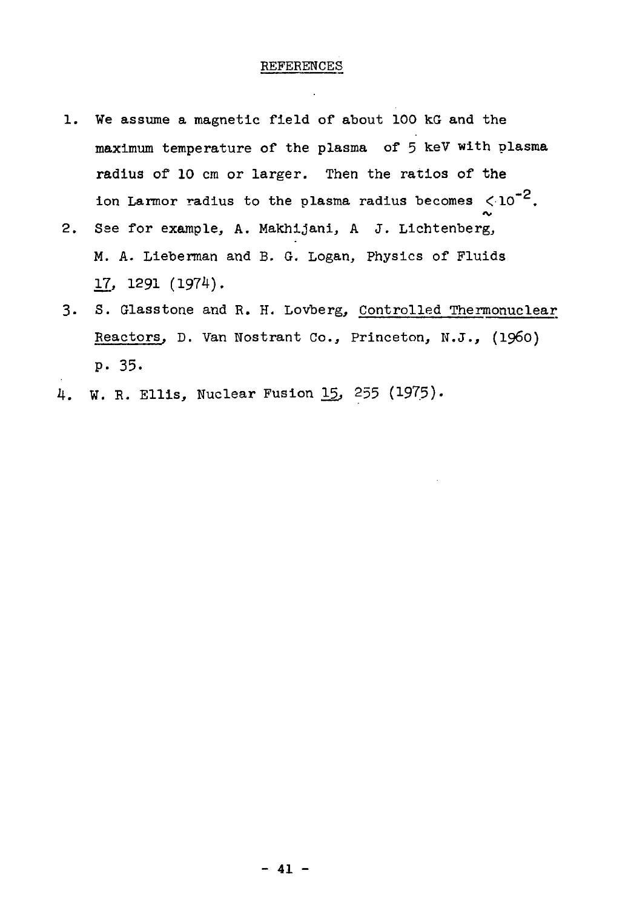# REFERENCES

1. We assume a magnetic field of about 100 kG and the maximum temperature of the plasma of 5 keV with plasma radius of 10 cm or larger. Then the ratios of the ion Larmor radius to the plasma radius becomes $\lesssim 10^{-2}$.
2. See for example, A. Makhijani, A J. Lichtenberg, M. A. Lieberman and B. G. Logan, Physics of Fluids 17, 1291 (1974).
3. S. Glasstone and R. H. Lovberg, Controlled Thermonuclear Reactors, D. Van Nostrant Co., Princeton, N.J., (1960) p. 35.
4. W. R. Ellis, Nuclear Fusion 15, 255 (1975).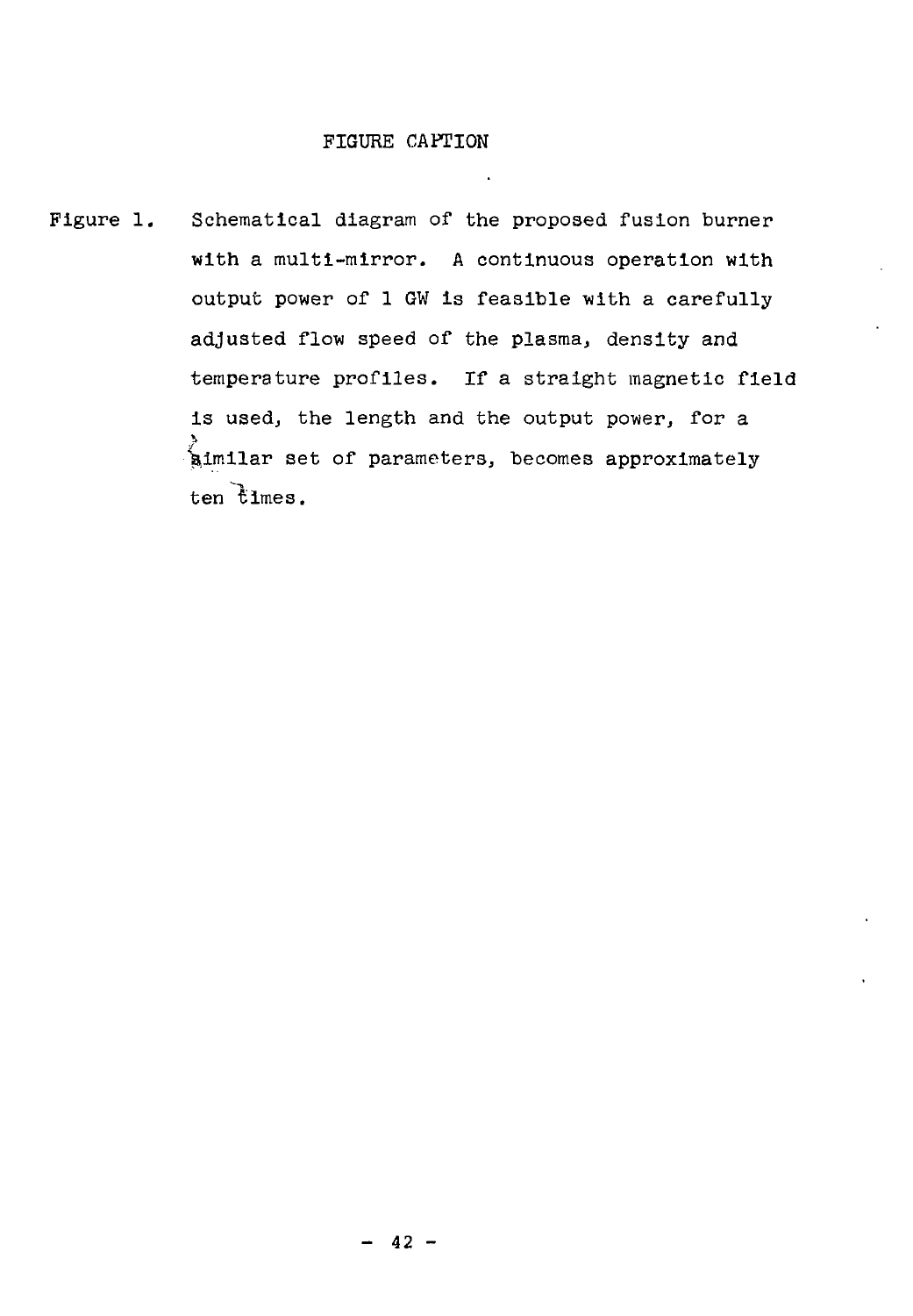## FIGURE CAPTION

Figure 1. Schematical diagram of the proposed fusion burner with a multi-mirror. A continuous operation with output power of 1 GW is feasible with a carefully adjusted flow speed of the plasma, density and temperature profiles. If a straight magnetic field is used, the length and the output power, for a similar set of parameters, becomes approximately ten times.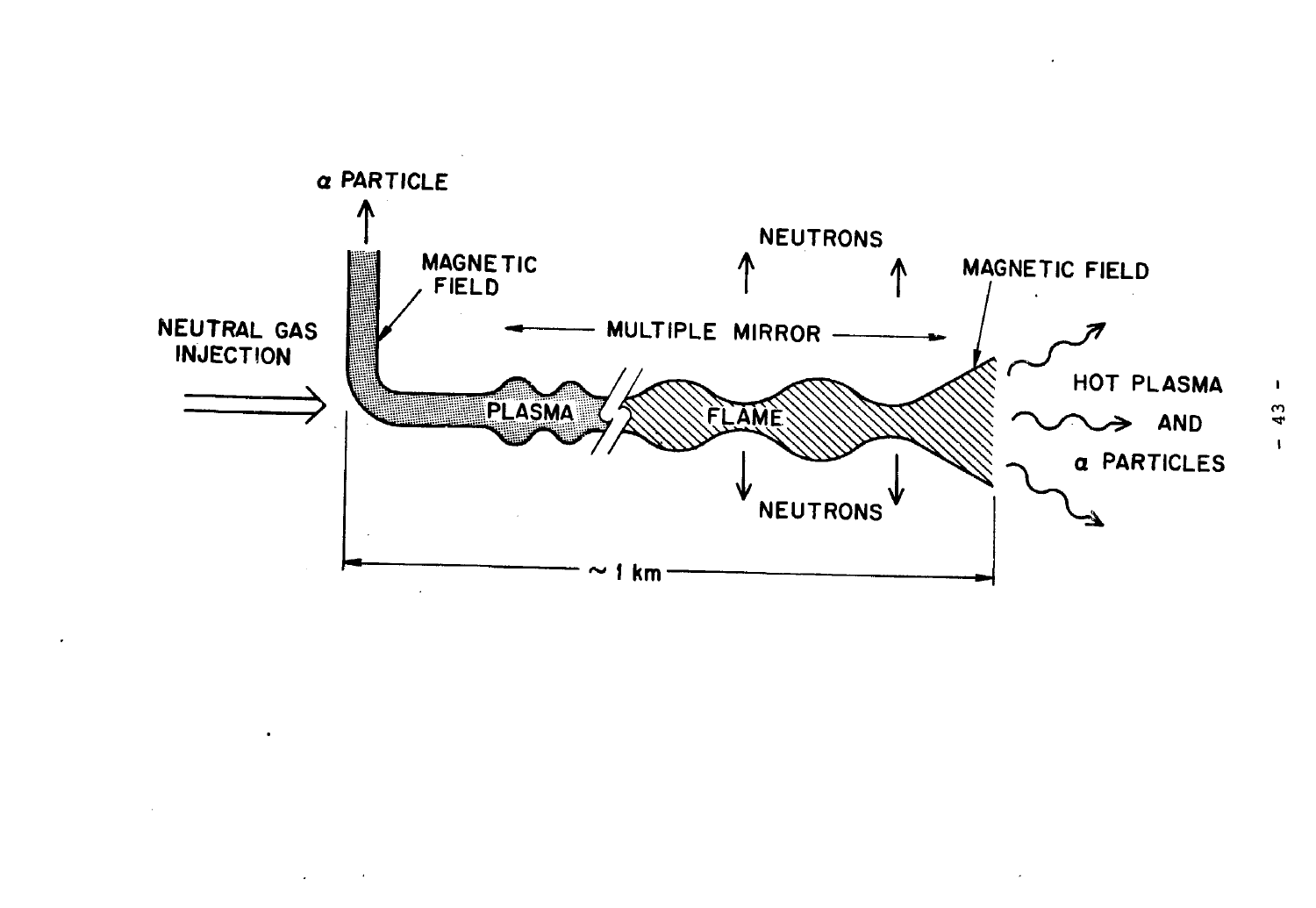α PARTICLE

MAGNETIC FIELD

NEUTRAL GAS INJECTION

NEUTRONS

MULTIPLE MIRROR

MAGNETIC FIELD

PLASMA

FLAME

HOT PLASMA AND α PARTICLES

NEUTRONS

~ 1 km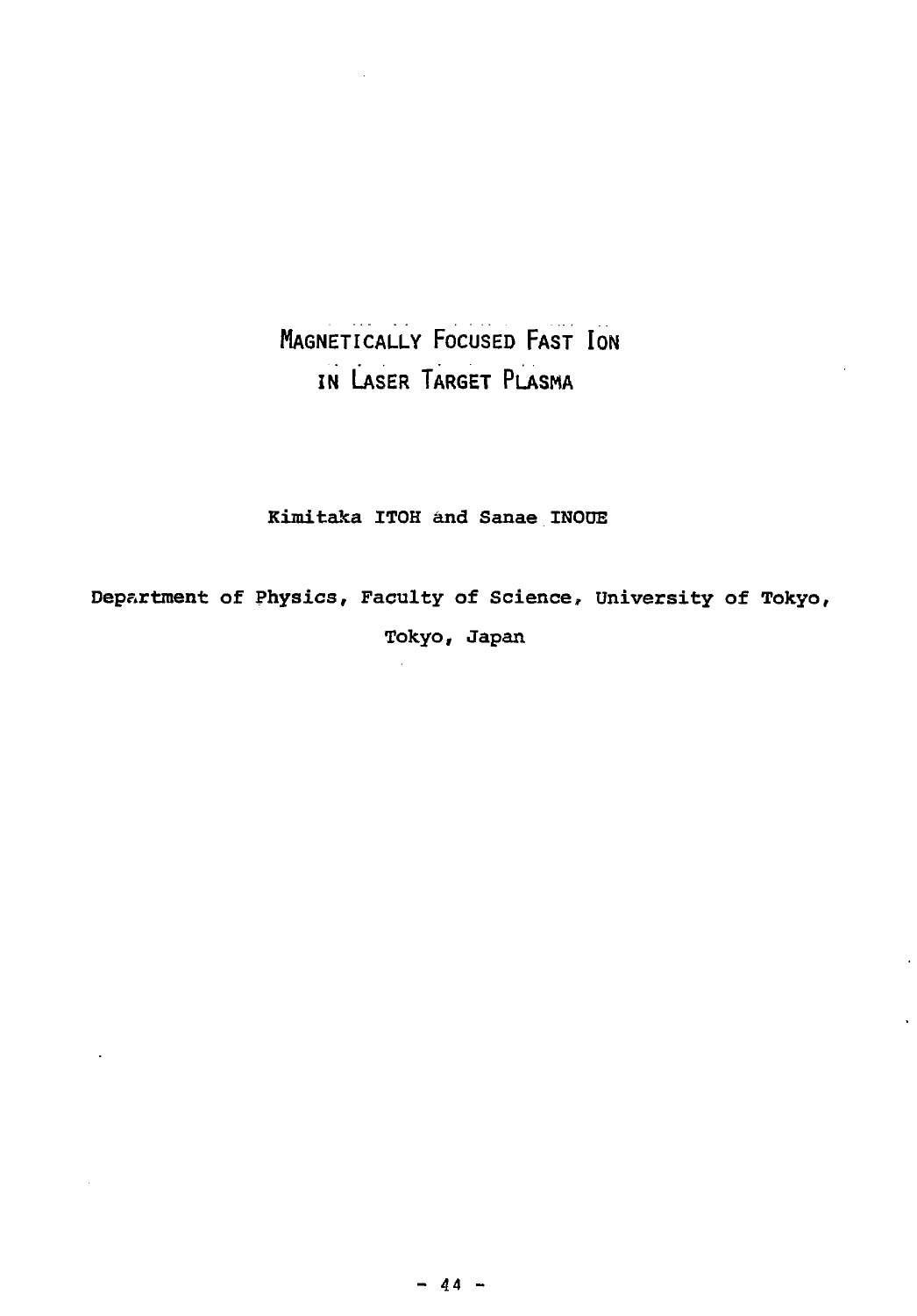# MAGNETICALLY FOCUSED FAST ION IN LASER TARGET PLASMA

Kimitaka ITOH and Sanae INOUE

Department of Physics, Faculty of Science, University of Tokyo,

Tokyo, Japan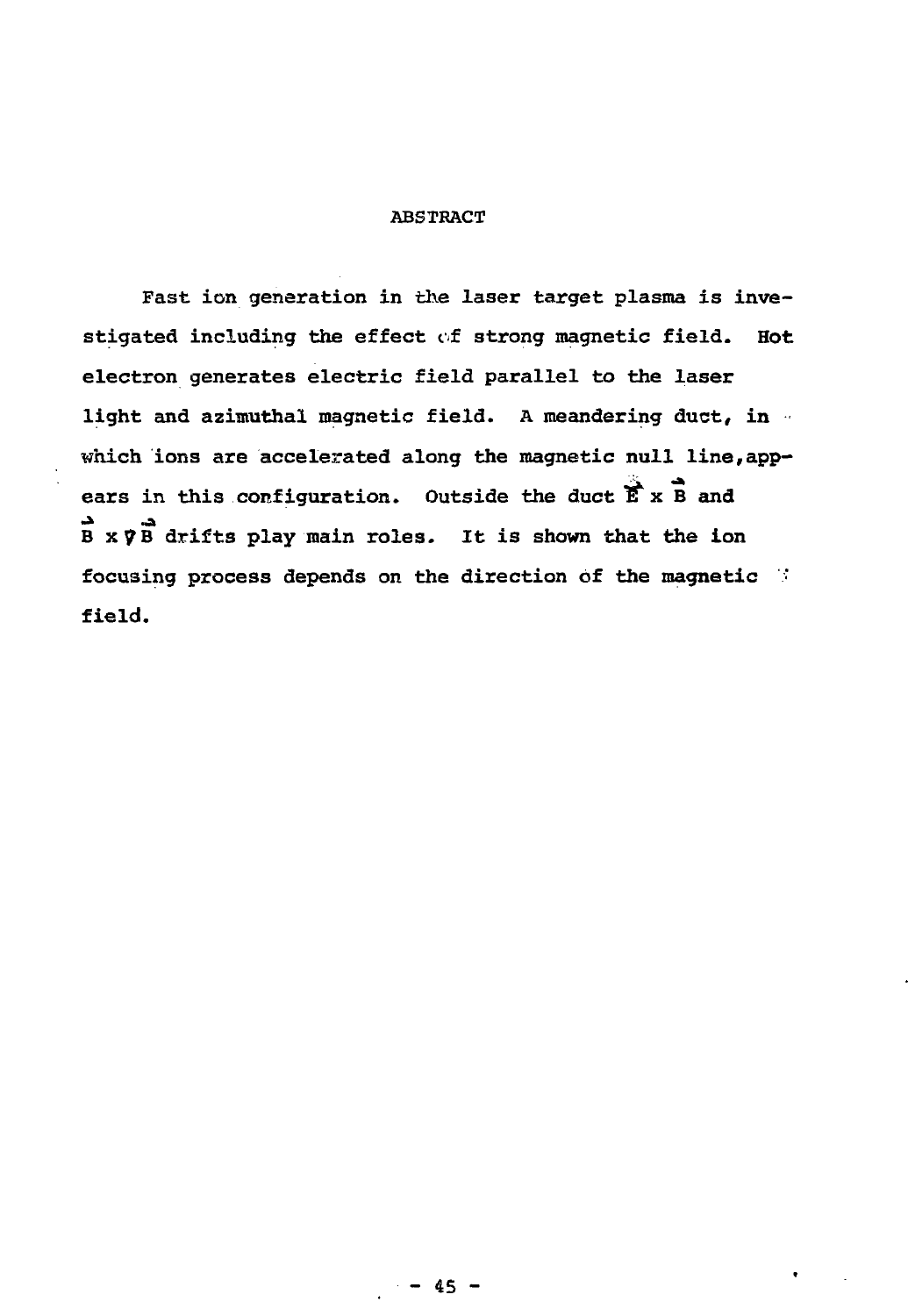# ABSTRACT

Fast ion generation in the laser target plasma is investigated including the effect of strong magnetic field. Hot electron generates electric field parallel to the laser light and azimuthal magnetic field. A meandering duct, in which ions are accelerated along the magnetic null line, appears in this configuration. Outside the duct $\vec{E} \times \vec{B}$ and $\vec{B} \times \nabla \vec{B}$ drifts play main roles. It is shown that the ion focusing process depends on the direction of the magnetic field.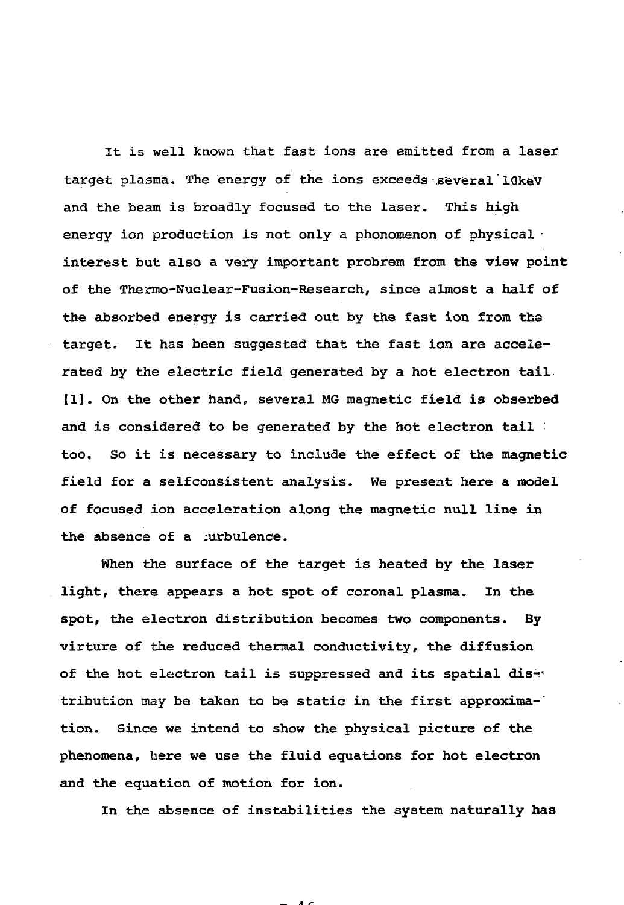It is well known that fast ions are emitted from a laser target plasma. The energy of the ions exceeds several 10keV and the beam is broadly focused to the laser. This high energy ion production is not only a phonomenon of physical interest but also a very important probrem from the view point of the Thermo-Nuclear-Fusion-Research, since almost a half of the absorbed energy is carried out by the fast ion from the target. It has been suggested that the fast ion are accelerated by the electric field generated by a hot electron tail [1]. On the other hand, several MG magnetic field is obserbed and is considered to be generated by the hot electron tail too. So it is necessary to include the effect of the magnetic field for a selfconsistent analysis. We present here a model of focused ion acceleration along the magnetic null line in the absence of a turbulence.

When the surface of the target is heated by the laser light, there appears a hot spot of coronal plasma. In the spot, the electron distribution becomes two components. By virture of the reduced thermal conductivity, the diffusion of the hot electron tail is suppressed and its spatial distribution may be taken to be static in the first approximation. Since we intend to show the physical picture of the phenomena, here we use the fluid equations for hot electron and the equation of motion for ion.

In the absence of instabilities the system naturally has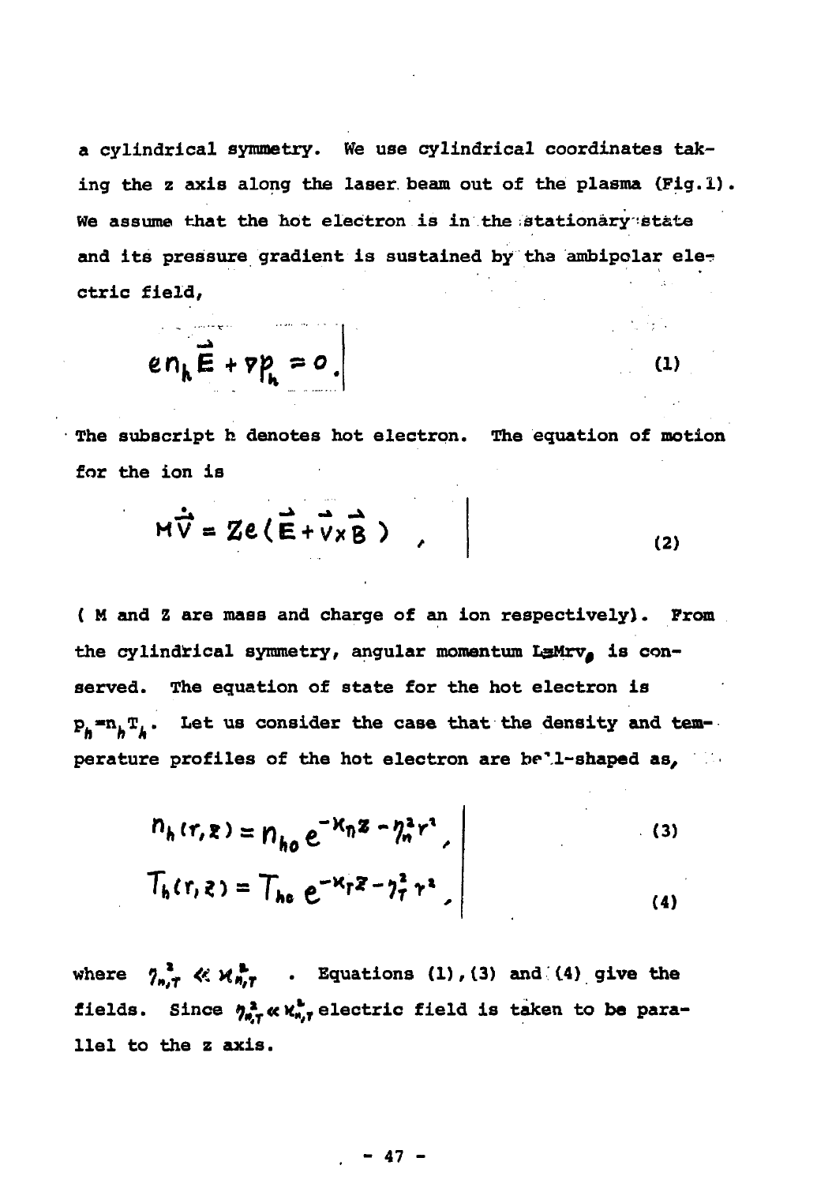a cylindrical symmetry. We use cylindrical coordinates taking the z axis along the laser beam out of the plasma (Fig.1). We assume that the hot electron is in the stationary state and its pressure gradient is sustained by the ambipolar electric field,

$$e n_h \vec{E} + \nabla p_h = 0 . \tag{1}$$

The subscript h denotes hot electron. The equation of motion for the ion is

$$M \dot{\vec{V}} = Ze ( \vec{E} + \vec{V} \times \vec{B} ) \quad , \tag{2}$$

( M and Z are mass and charge of an ion respectively). From the cylindrical symmetry, angular momentum $L = Mrv_\theta$ is conserved. The equation of state for the hot electron is $p_h = n_h T_h$. Let us consider the case that the density and temperature profiles of the hot electron are bell-shaped as,

$$n_h(r,z) = n_{h0} e^{-\kappa_n z - \eta_n^2 r^2} , \tag{3}$$

$$T_h(r,z) = T_{h0} e^{-\kappa_T z - \eta_T^2 r^2} , \tag{4}$$

where $\eta_{n,T}^2 \ll \kappa_{n,T}^2$ . Equations (1),(3) and (4) give the fields. Since $\eta_{n,T}^2 \ll \kappa_{n,T}^2$ electric field is taken to be parallel to the z axis.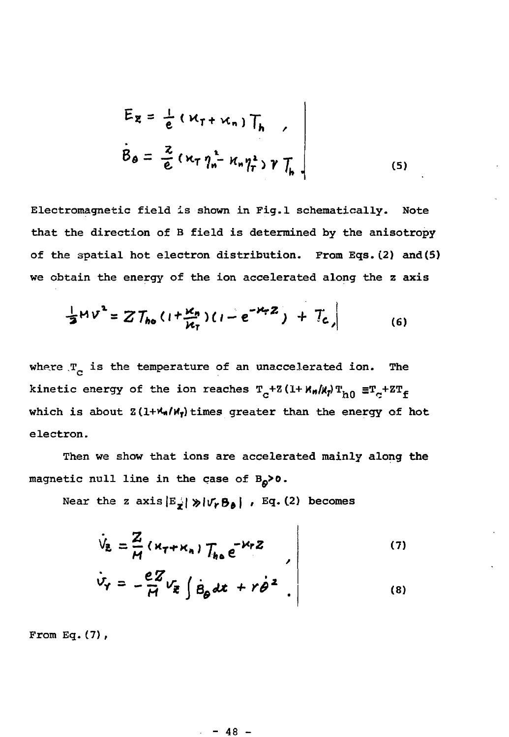$$
\begin{aligned}
E_z &= \frac{1}{e}(\kappa_T + \kappa_n) T_h \,, \\
\dot{B}_\theta &= \frac{z}{e}(\kappa_T \eta_n^2 - \kappa_n \eta_T^2)\, \gamma\, T_h \,.
\end{aligned}
\tag{5}
$$

Electromagnetic field is shown in Fig.1 schematically. Note that the direction of B field is determined by the anisotropy of the spatial hot electron distribution. From Eqs.(2) and(5) we obtain the energy of the ion accelerated along the z axis

$$
\frac{1}{2} M V^2 = Z T_{h0} \left(1 + \frac{\kappa_n}{\kappa_T}\right)\left(1 - e^{-\kappa_T z}\right) + T_c \,,
\tag{6}
$$

where $T_c$ is the temperature of an unaccelerated ion. The kinetic energy of the ion reaches $T_c + Z(1 + \kappa_n/\kappa_T) T_{h0} \equiv T_c + Z T_f$ which is about $Z(1 + \kappa_n/\kappa_T)$ times greater than the energy of hot electron.

Then we show that ions are accelerated mainly along the magnetic null line in the case of $B_\theta > 0$.

Near the z axis $|E_z| \gg |v_r B_\theta|$ , Eq.(2) becomes

$$
\dot{V}_z = \frac{Z}{M}(\kappa_T + \kappa_n) T_{h0} e^{-\kappa_T z} \,,
\tag{7}
$$

$$
\dot{v}_r = -\frac{eZ}{M} v_z \int \dot{B}_\theta dt + r\dot{\theta}^2 \,.
\tag{8}
$$

From Eq.(7),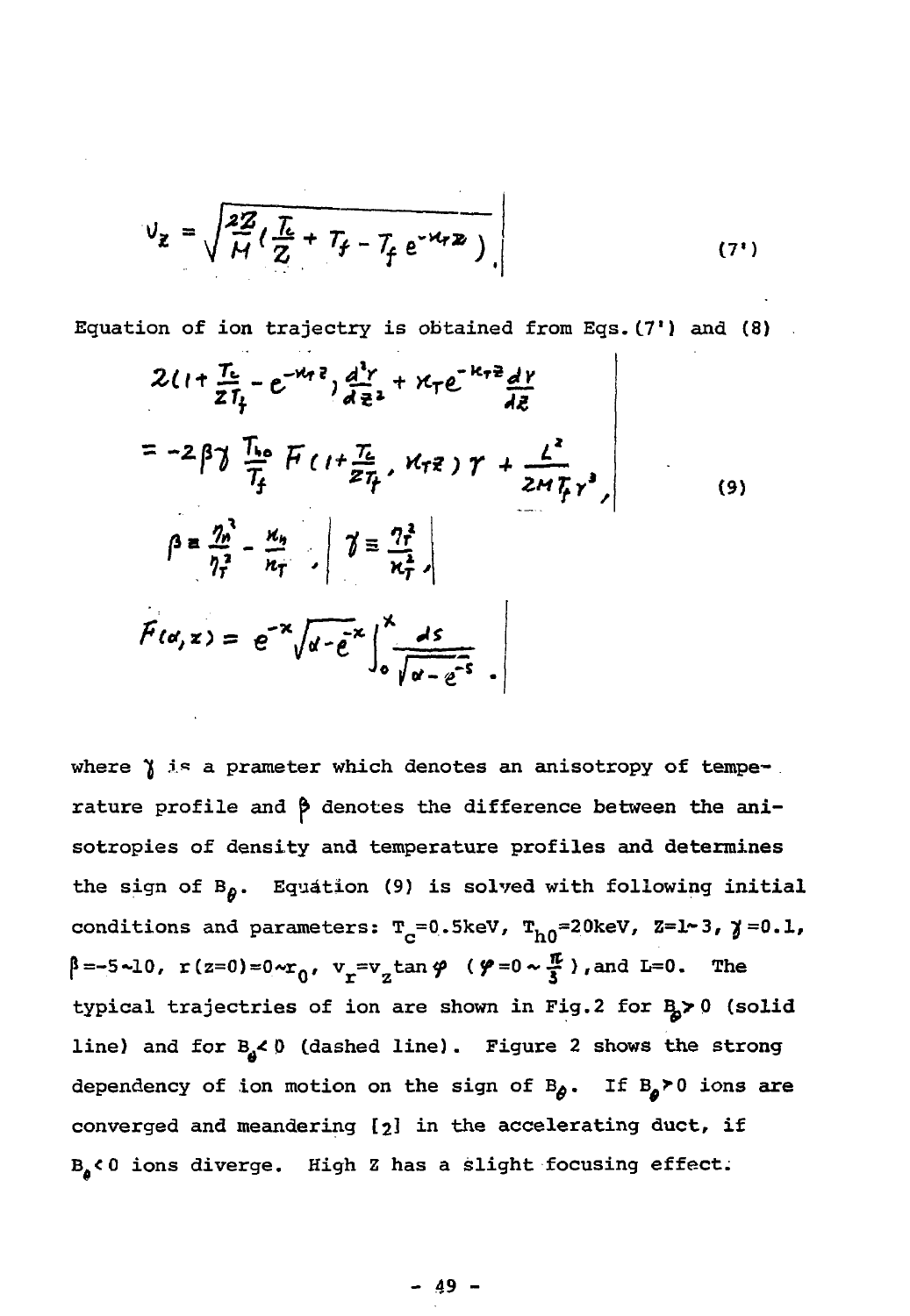$$v_z = \sqrt{\frac{2Z}{M}\left(\frac{T_c}{Z} + T_f - T_f\, e^{-\kappa_T z}\right)} \tag{7'}$$

Equation of ion trajectry is obtained from Eqs.(7') and (8)

$$2\left(1+\frac{T_c}{ZT_f} - e^{-\kappa_T z}\right)\frac{d^2 r}{dz^2} + \kappa_T e^{-\kappa_T z}\frac{dr}{dz}$$

$$= -2\beta\gamma\,\frac{T_{h0}}{T_f}\,F\left(1+\frac{T_c}{ZT_f},\ \kappa_T z\right) r + \frac{L^2}{2MT_f r^3}, \tag{9}$$

$$\beta \equiv \frac{\eta_n^2}{\eta_T^2} - \frac{\kappa_n}{\kappa_T}, \quad \gamma \equiv \frac{\eta_T^2}{\kappa_T^2},$$

$$F(\alpha, x) = e^{-x}\sqrt{\alpha - e^{-x}}\int_0^x \frac{ds}{\sqrt{\alpha - e^{-s}}}.$$

where $\gamma$ is a prameter which denotes an anisotropy of temperature profile and $\beta$ denotes the difference between the anisotropies of density and temperature profiles and determines the sign of $B_\theta$. Equation (9) is solved with following initial conditions and parameters: $T_c$=0.5keV, $T_{h0}$=20keV, Z=1~3, $\gamma$=0.1, $\beta$=-5~10, r(z=0)=0~$r_0$, $v_r = v_z \tan\varphi$ ($\varphi = 0 \sim \frac{\pi}{3}$), and L=0. The typical trajectries of ion are shown in Fig.2 for $B_\theta > 0$ (solid line) and for $B_\theta < 0$ (dashed line). Figure 2 shows the strong dependency of ion motion on the sign of $B_\theta$. If $B_\theta > 0$ ions are converged and meandering [2] in the accelerating duct, if $B_\theta < 0$ ions diverge. High Z has a slight focusing effect.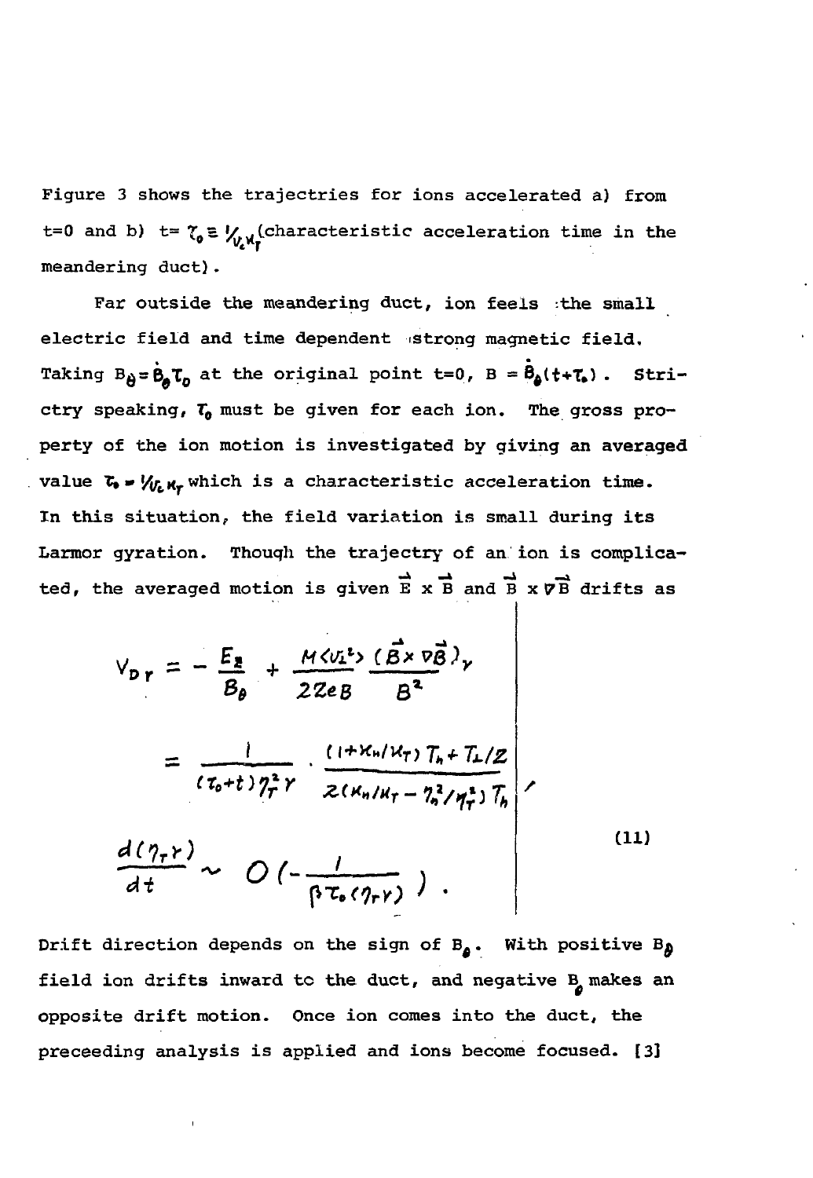Figure 3 shows the trajectries for ions accelerated a) from t=0 and b) $t=\tau_0 \equiv 1/V_L \kappa_T$ (characteristic acceleration time in the meandering duct).

Far outside the meandering duct, ion feels the small electric field and time dependent strong magnetic field. Taking $B_\theta = \dot{B}_\theta \tau_0$ at the original point t=0, $B = \dot{B}_\theta (t+\tau_0)$. Strictry speaking, $\tau_0$ must be given for each ion. The gross property of the ion motion is investigated by giving an averaged value $\tau_0 = 1/V_L \kappa_T$ which is a characteristic acceleration time. In this situation, the field variation is small during its Larmor gyration. Though the trajectry of an ion is complicated, the averaged motion is given $\vec{E} \times \vec{B}$ and $\vec{B} \times \nabla \vec{B}$ drifts as

$$
\left.
\begin{aligned}
V_{Dr} &= -\frac{E_z}{B_\theta} + \frac{M\langle V_\perp^2 \rangle}{2ZeB} \frac{(\vec{B}\times\nabla\vec{B})_r}{B^2} \\
&= \frac{1}{(\tau_0+t)\eta_T^2 r} \cdot \frac{(1+\kappa_n/\kappa_T)T_h + T_\perp/Z}{Z(\kappa_n/\kappa_T - \eta_n^2/\eta_T^2)T_h}, \\
\frac{d(\eta_T r)}{dt} &\sim O\left(-\frac{1}{\beta\tau_0(\eta_T r)}\right).
\end{aligned}
\right| \qquad (11)
$$

Drift direction depends on the sign of $B_\theta$. With positive $B_\theta$ field ion drifts inward to the duct, and negative $B_\theta$ makes an opposite drift motion. Once ion comes into the duct, the preceeding analysis is applied and ions become focused. [3]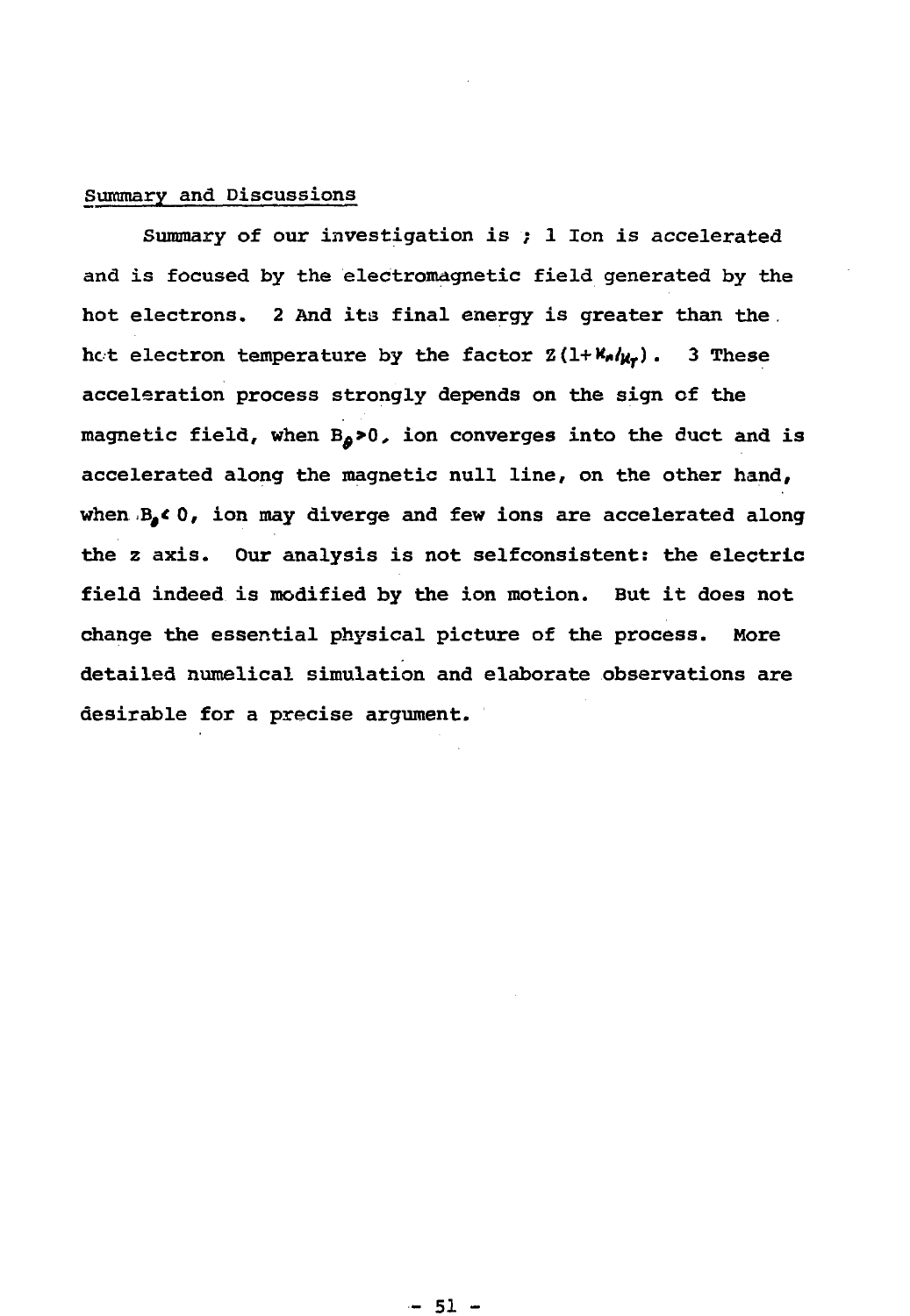## Summary and Discussions

Summary of our investigation is ; 1 Ion is accelerated and is focused by the electromagnetic field generated by the hot electrons. 2 And its final energy is greater than the hot electron temperature by the factor $Z(1+K_e/\mu_T)$. 3 These acceleration process strongly depends on the sign of the magnetic field, when $B_\theta>0$, ion converges into the duct and is accelerated along the magnetic null line, on the other hand, when $B_\theta<0$, ion may diverge and few ions are accelerated along the z axis. Our analysis is not selfconsistent: the electric field indeed is modified by the ion motion. But it does not change the essential physical picture of the process. More detailed numelical simulation and elaborate observations are desirable for a precise argument.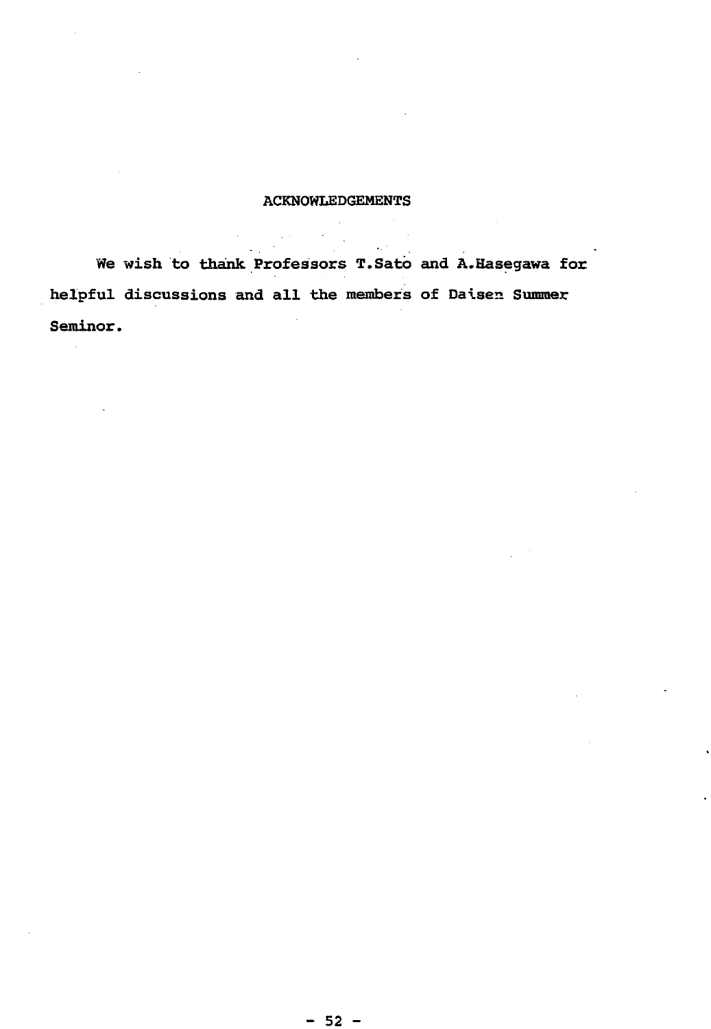# ACKNOWLEDGEMENTS

We wish to thank Professors T.Sato and A.Hasegawa for helpful discussions and all the members of Daisen Summer Seminor.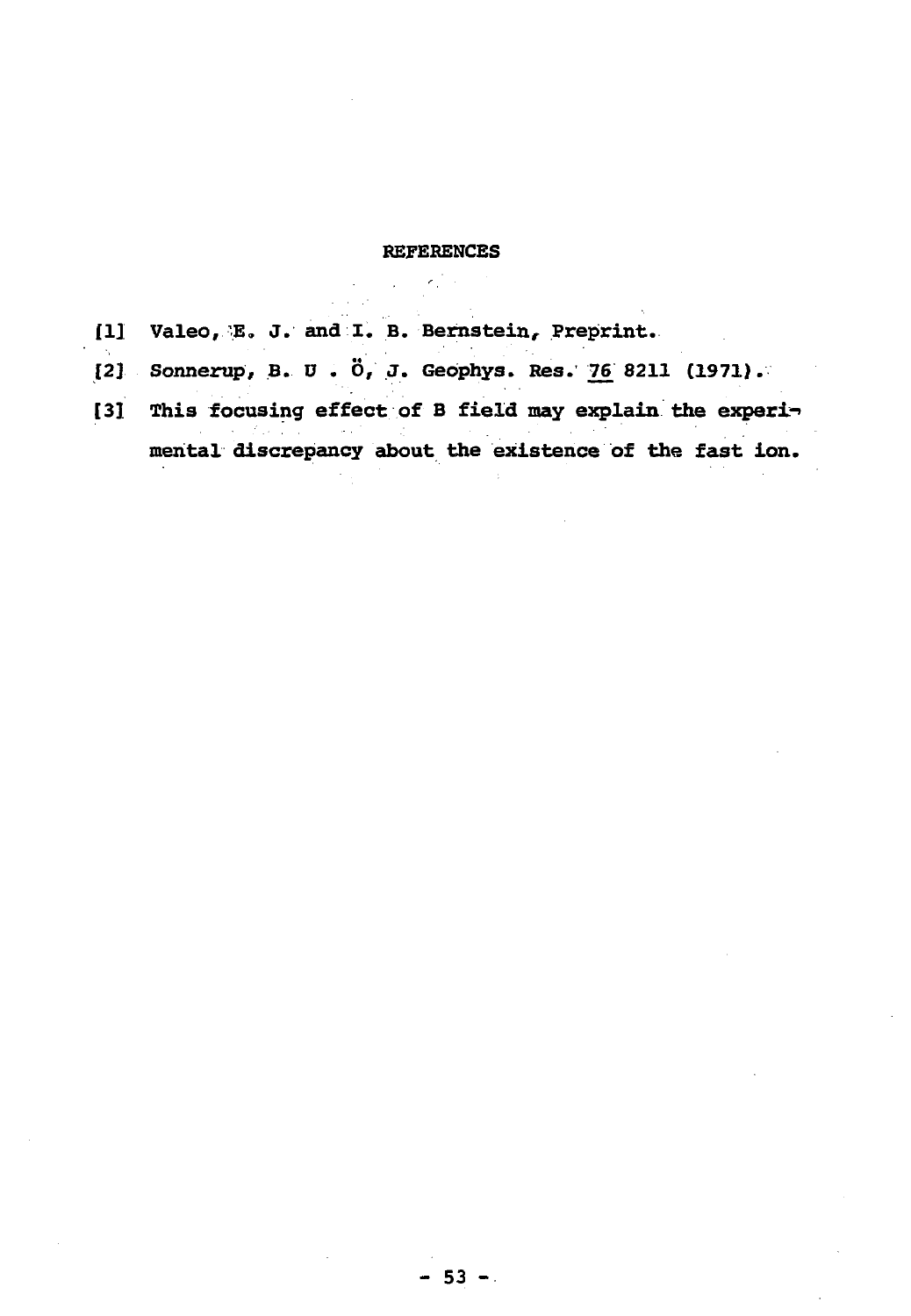## REFERENCES

[1] Valeo, E. J. and I. B. Bernstein, Preprint.

[2] Sonnerup, B. U . Ö, J. Geophys. Res. 76 8211 (1971).

[3] This focusing effect of B field may explain the experimental discrepancy about the existence of the fast ion.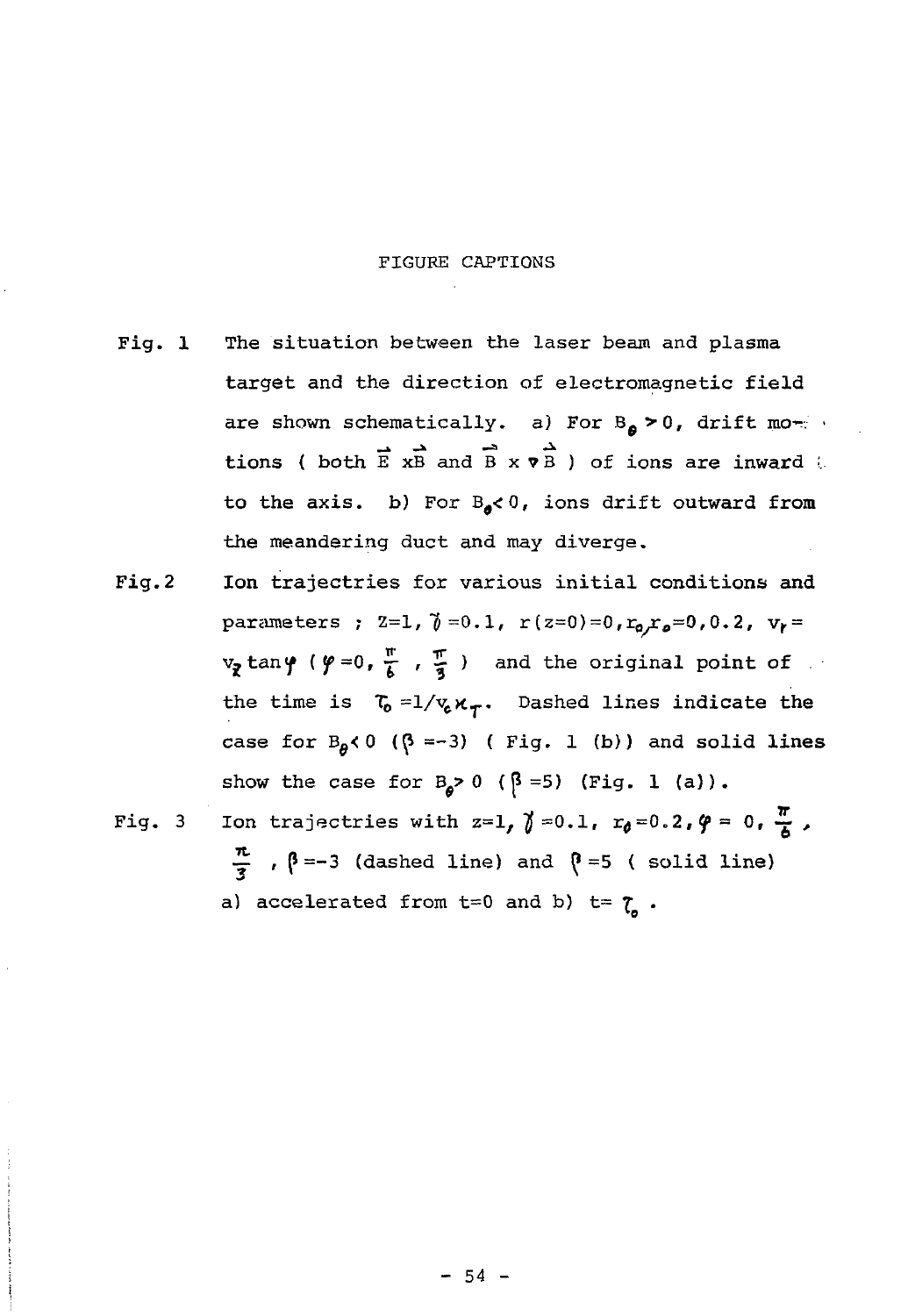# FIGURE CAPTIONS

Fig. 1 The situation between the laser beam and plasma target and the direction of electromagnetic field are shown schematically. a) For $B_\theta > 0$, drift motions ( both $\vec{E} \times \vec{B}$ and $\vec{B} \times \nabla \vec{B}$ ) of ions are inward to the axis. b) For $B_\theta < 0$, ions drift outward from the meandering duct and may diverge.

Fig. 2 Ion trajectries for various initial conditions and parameters ; $Z=1$, $\gamma=0.1$, $r(z=0)=0, r_0/r_o=0, 0.2$, $v_r = v_z \tan\varphi$ ( $\varphi=0, \frac{\pi}{6}, \frac{\pi}{3}$ ) and the original point of the time is $\tau_0 = 1/v_c \kappa_T$. Dashed lines indicate the case for $B_\theta < 0$ ($\beta=-3$) ( Fig. 1 (b)) and solid lines show the case for $B_\theta > 0$ ($\beta=5$) (Fig. 1 (a)).

Fig. 3 Ion trajectries with $z=1$, $\gamma=0.1$, $r_\theta=0.2$, $\varphi = 0, \frac{\pi}{6}, \frac{\pi}{3}$, $\beta=-3$ (dashed line) and $\beta=5$ ( solid line) a) accelerated from $t=0$ and b) $t=\tau_0$.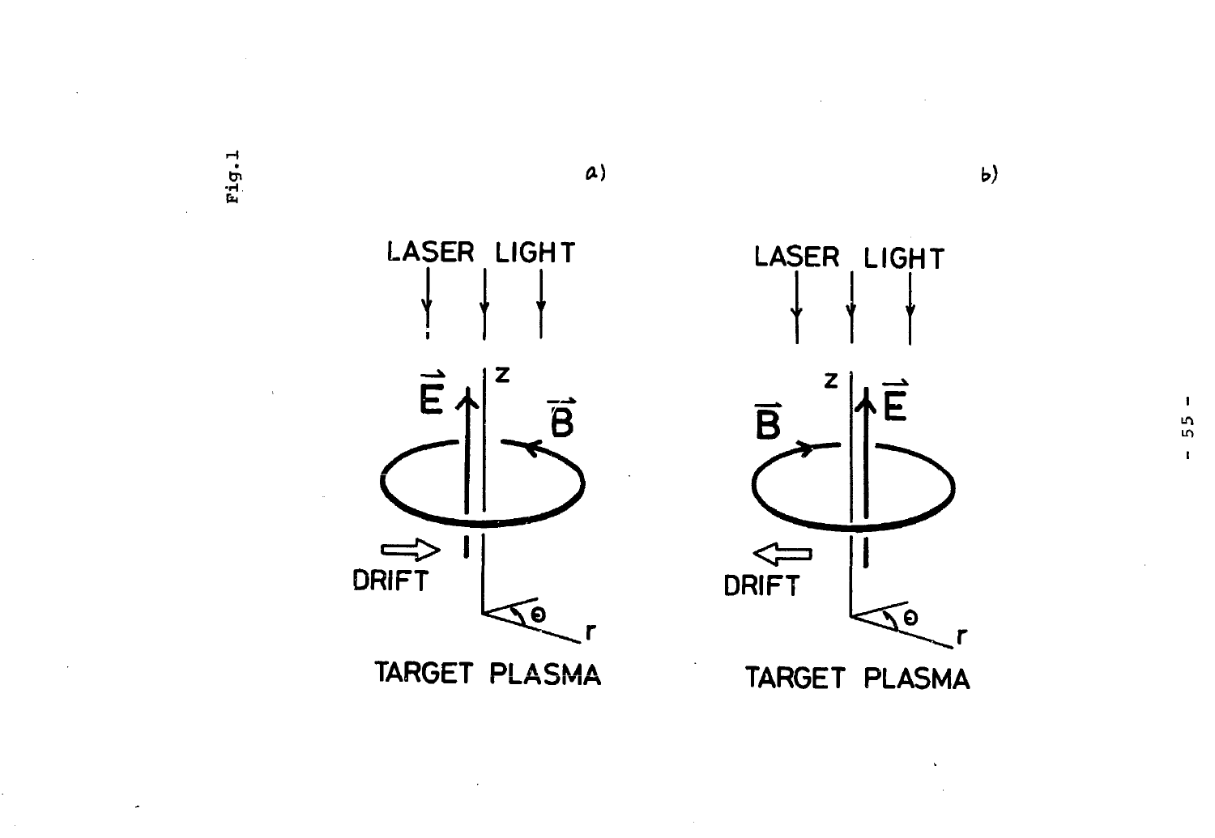Fig.1

a)

LASER LIGHT

$\vec{E}$

z

$\vec{B}$

DRIFT

$\Theta$

r

TARGET PLASMA

b)

LASER LIGHT

z

$\vec{E}$

$\vec{B}$

DRIFT

$\Theta$

r

TARGET PLASMA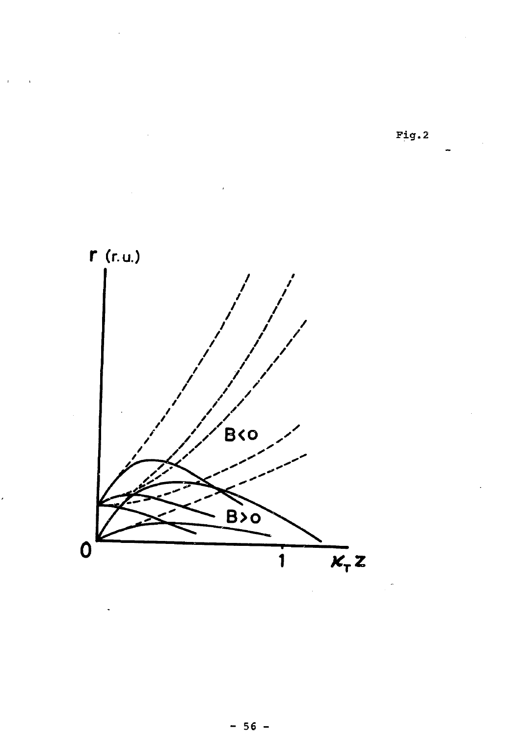Fig.2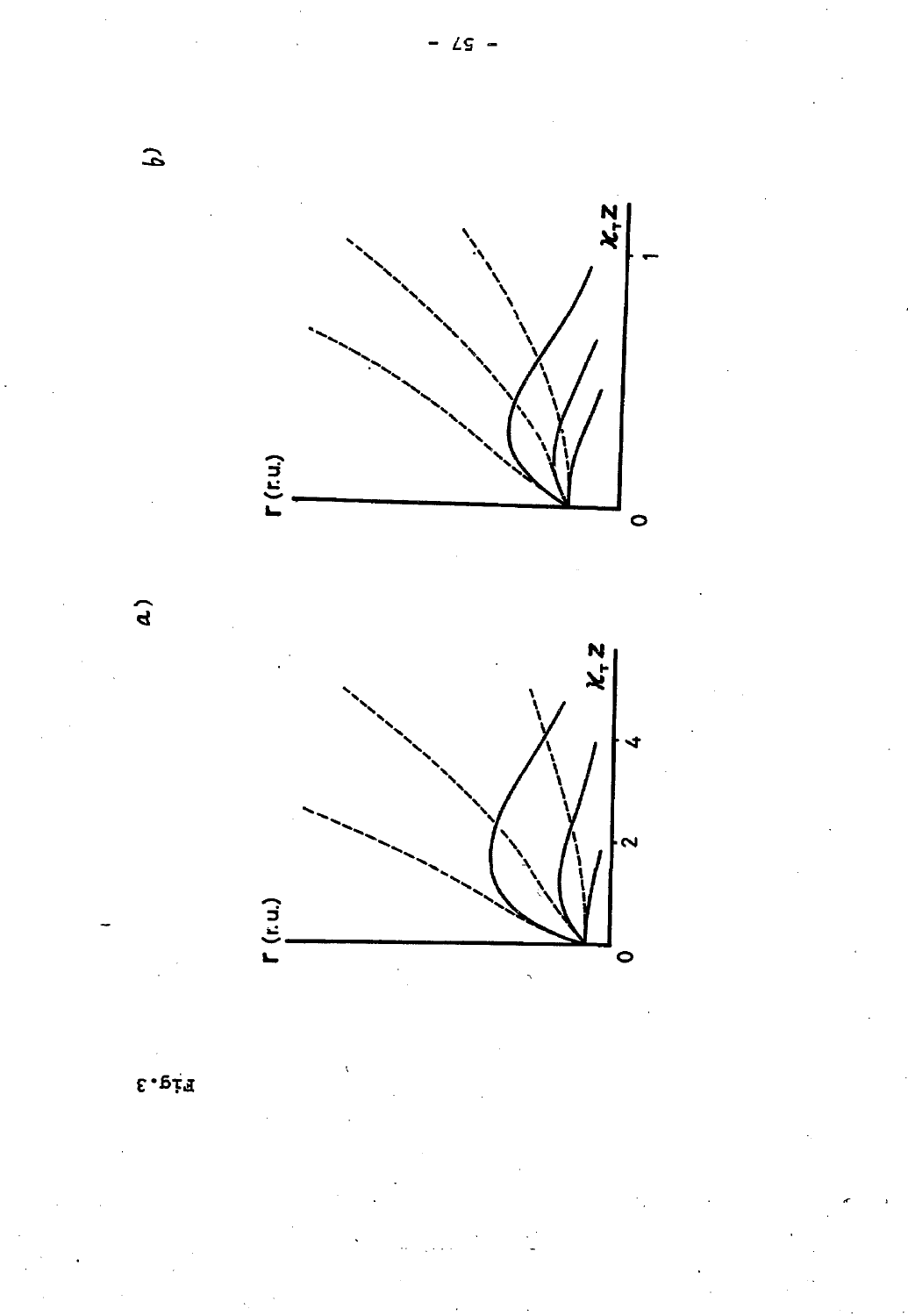Fig.3

a)

r (r.u.)

0

2

4

$\varkappa_T Z$

b)

r (r.u.)

0

1

$\varkappa_T Z$